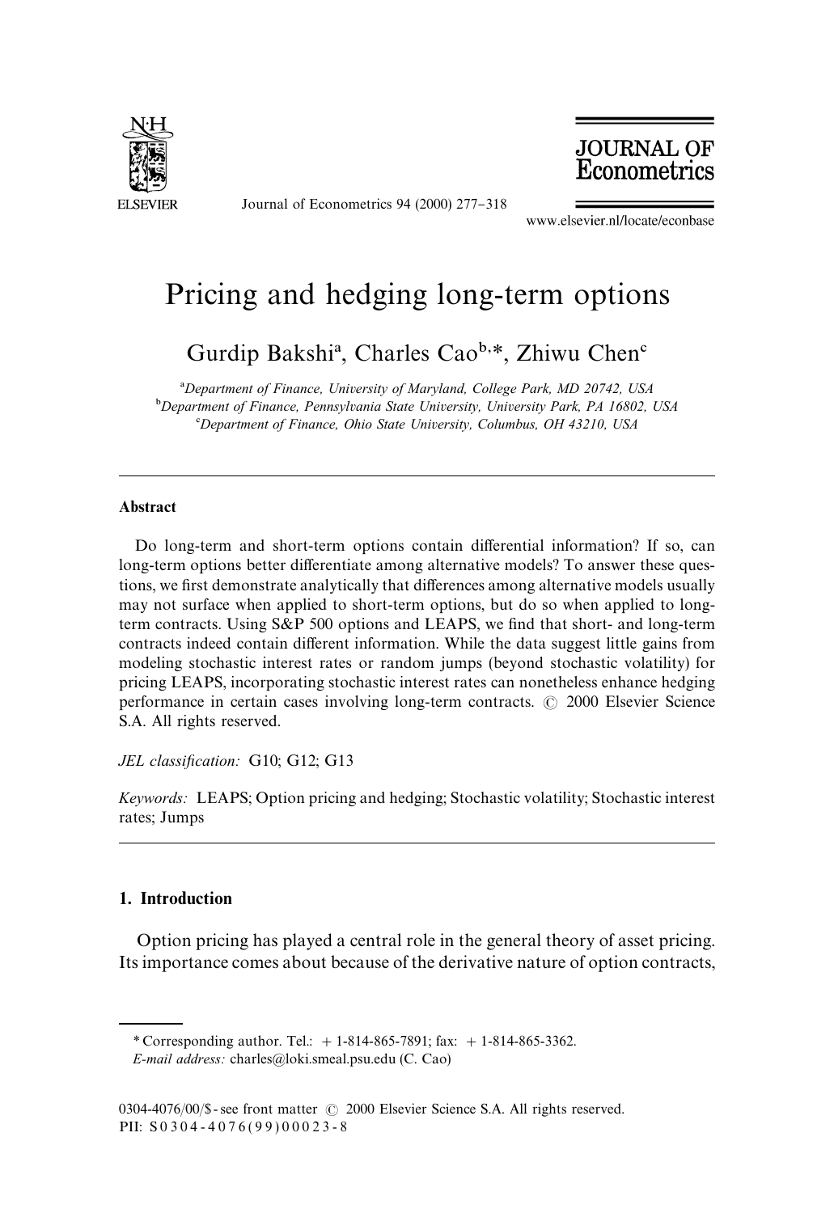# Pricing and hedging long-term options

Gurdip Bakshi[a], Charles Cao[b,*], Zhiwu Chen[c]

[a]Department of Finance, University of Maryland, College Park, MD 20742, USA
[b]Department of Finance, Pennsylvania State University, University Park, PA 16802, USA
[c]Department of Finance, Ohio State University, Columbus, OH 43210, USA

## Abstract

Do long-term and short-term options contain differential information? If so, can long-term options better differentiate among alternative models? To answer these questions, we first demonstrate analytically that differences among alternative models usually may not surface when applied to short-term options, but do so when applied to long-term contracts. Using S&P 500 options and LEAPS, we find that short- and long-term contracts indeed contain different information. While the data suggest little gains from modeling stochastic interest rates or random jumps (beyond stochastic volatility) for pricing LEAPS, incorporating stochastic interest rates can nonetheless enhance hedging performance in certain cases involving long-term contracts. © 2000 Elsevier Science S.A. All rights reserved.

*JEL classification:* G10; G12; G13

*Keywords:* LEAPS; Option pricing and hedging; Stochastic volatility; Stochastic interest rates; Jumps

## 1. Introduction

Option pricing has played a central role in the general theory of asset pricing. Its importance comes about because of the derivative nature of option contracts,

---

* Corresponding author. Tel.: + 1-814-865-7891; fax: + 1-814-865-3362.
*E-mail address:* charles@loki.smeal.psu.edu (C. Cao)

0304-4076/00/$ - see front matter © 2000 Elsevier Science S.A. All rights reserved.
PII: S0304-4076(99)00023-8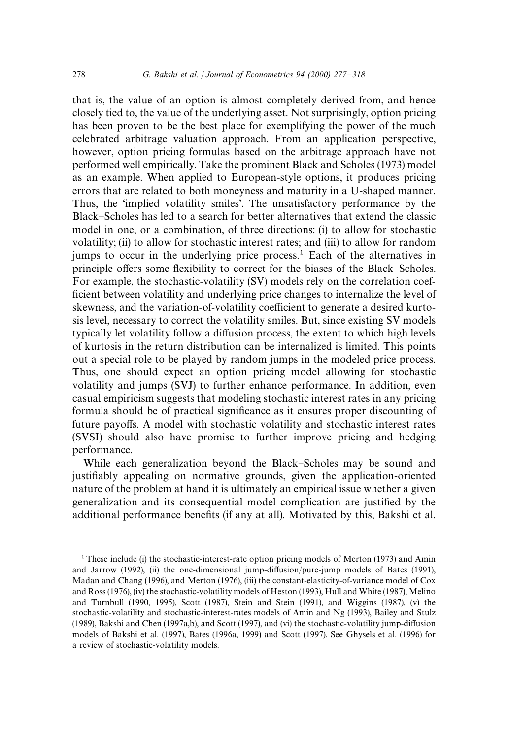that is, the value of an option is almost completely derived from, and hence closely tied to, the value of the underlying asset. Not surprisingly, option pricing has been proven to be the best place for exemplifying the power of the much celebrated arbitrage valuation approach. From an application perspective, however, option pricing formulas based on the arbitrage approach have not performed well empirically. Take the prominent Black and Scholes (1973) model as an example. When applied to European-style options, it produces pricing errors that are related to both moneyness and maturity in a U-shaped manner. Thus, the 'implied volatility smiles'. The unsatisfactory performance by the Black–Scholes has led to a search for better alternatives that extend the classic model in one, or a combination, of three directions: (i) to allow for stochastic volatility; (ii) to allow for stochastic interest rates; and (iii) to allow for random jumps to occur in the underlying price process.[1] Each of the alternatives in principle offers some flexibility to correct for the biases of the Black–Scholes. For example, the stochastic-volatility (SV) models rely on the correlation coefficient between volatility and underlying price changes to internalize the level of skewness, and the variation-of-volatility coefficient to generate a desired kurtosis level, necessary to correct the volatility smiles. But, since existing SV models typically let volatility follow a diffusion process, the extent to which high levels of kurtosis in the return distribution can be internalized is limited. This points out a special role to be played by random jumps in the modeled price process. Thus, one should expect an option pricing model allowing for stochastic volatility and jumps (SVJ) to further enhance performance. In addition, even casual empiricism suggests that modeling stochastic interest rates in any pricing formula should be of practical significance as it ensures proper discounting of future payoffs. A model with stochastic volatility and stochastic interest rates (SVSI) should also have promise to further improve pricing and hedging performance.

While each generalization beyond the Black–Scholes may be sound and justifiably appealing on normative grounds, given the application-oriented nature of the problem at hand it is ultimately an empirical issue whether a given generalization and its consequential model complication are justified by the additional performance benefits (if any at all). Motivated by this, Bakshi et al.

---

[1] These include (i) the stochastic-interest-rate option pricing models of Merton (1973) and Amin and Jarrow (1992), (ii) the one-dimensional jump-diffusion/pure-jump models of Bates (1991), Madan and Chang (1996), and Merton (1976), (iii) the constant-elasticity-of-variance model of Cox and Ross (1976), (iv) the stochastic-volatility models of Heston (1993), Hull and White (1987), Melino and Turnbull (1990, 1995), Scott (1987), Stein and Stein (1991), and Wiggins (1987), (v) the stochastic-volatility and stochastic-interest-rates models of Amin and Ng (1993), Bailey and Stulz (1989), Bakshi and Chen (1997a,b), and Scott (1997), and (vi) the stochastic-volatility jump-diffusion models of Bakshi et al. (1997), Bates (1996a, 1999) and Scott (1997). See Ghysels et al. (1996) for a review of stochastic-volatility models.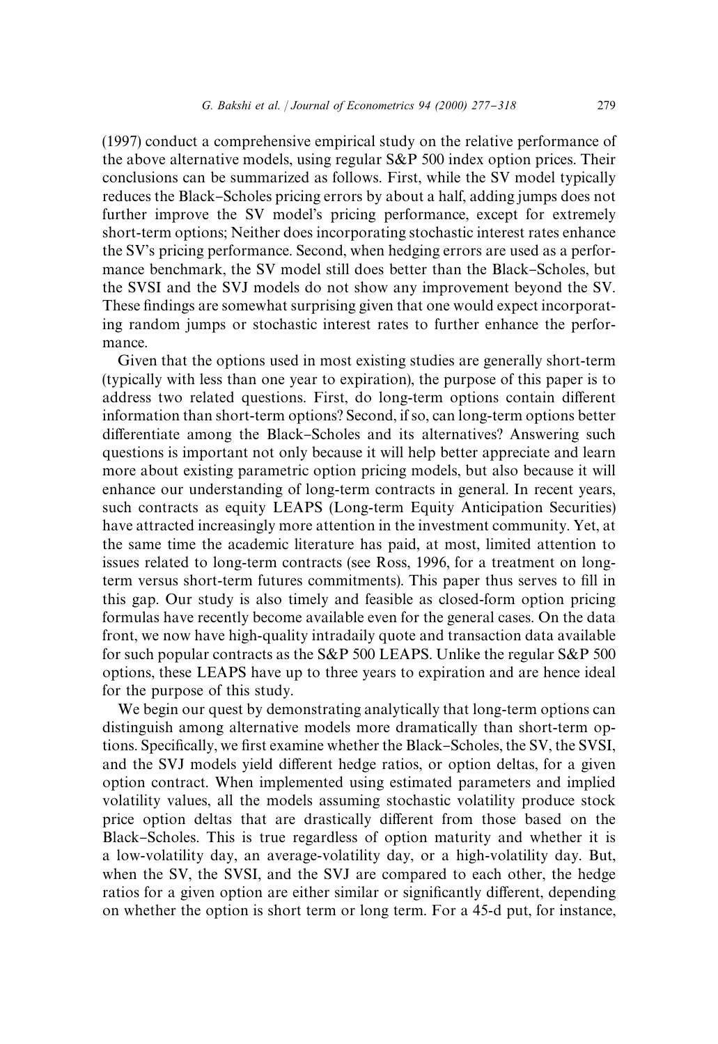(1997) conduct a comprehensive empirical study on the relative performance of the above alternative models, using regular S&P 500 index option prices. Their conclusions can be summarized as follows. First, while the SV model typically reduces the Black–Scholes pricing errors by about a half, adding jumps does not further improve the SV model's pricing performance, except for extremely short-term options; Neither does incorporating stochastic interest rates enhance the SV's pricing performance. Second, when hedging errors are used as a performance benchmark, the SV model still does better than the Black–Scholes, but the SVSI and the SVJ models do not show any improvement beyond the SV. These findings are somewhat surprising given that one would expect incorporating random jumps or stochastic interest rates to further enhance the performance.

Given that the options used in most existing studies are generally short-term (typically with less than one year to expiration), the purpose of this paper is to address two related questions. First, do long-term options contain different information than short-term options? Second, if so, can long-term options better differentiate among the Black–Scholes and its alternatives? Answering such questions is important not only because it will help better appreciate and learn more about existing parametric option pricing models, but also because it will enhance our understanding of long-term contracts in general. In recent years, such contracts as equity LEAPS (Long-term Equity Anticipation Securities) have attracted increasingly more attention in the investment community. Yet, at the same time the academic literature has paid, at most, limited attention to issues related to long-term contracts (see Ross, 1996, for a treatment on long-term versus short-term futures commitments). This paper thus serves to fill in this gap. Our study is also timely and feasible as closed-form option pricing formulas have recently become available even for the general cases. On the data front, we now have high-quality intradaily quote and transaction data available for such popular contracts as the S&P 500 LEAPS. Unlike the regular S&P 500 options, these LEAPS have up to three years to expiration and are hence ideal for the purpose of this study.

We begin our quest by demonstrating analytically that long-term options can distinguish among alternative models more dramatically than short-term options. Specifically, we first examine whether the Black–Scholes, the SV, the SVSI, and the SVJ models yield different hedge ratios, or option deltas, for a given option contract. When implemented using estimated parameters and implied volatility values, all the models assuming stochastic volatility produce stock price option deltas that are drastically different from those based on the Black–Scholes. This is true regardless of option maturity and whether it is a low-volatility day, an average-volatility day, or a high-volatility day. But, when the SV, the SVSI, and the SVJ are compared to each other, the hedge ratios for a given option are either similar or significantly different, depending on whether the option is short term or long term. For a 45-d put, for instance,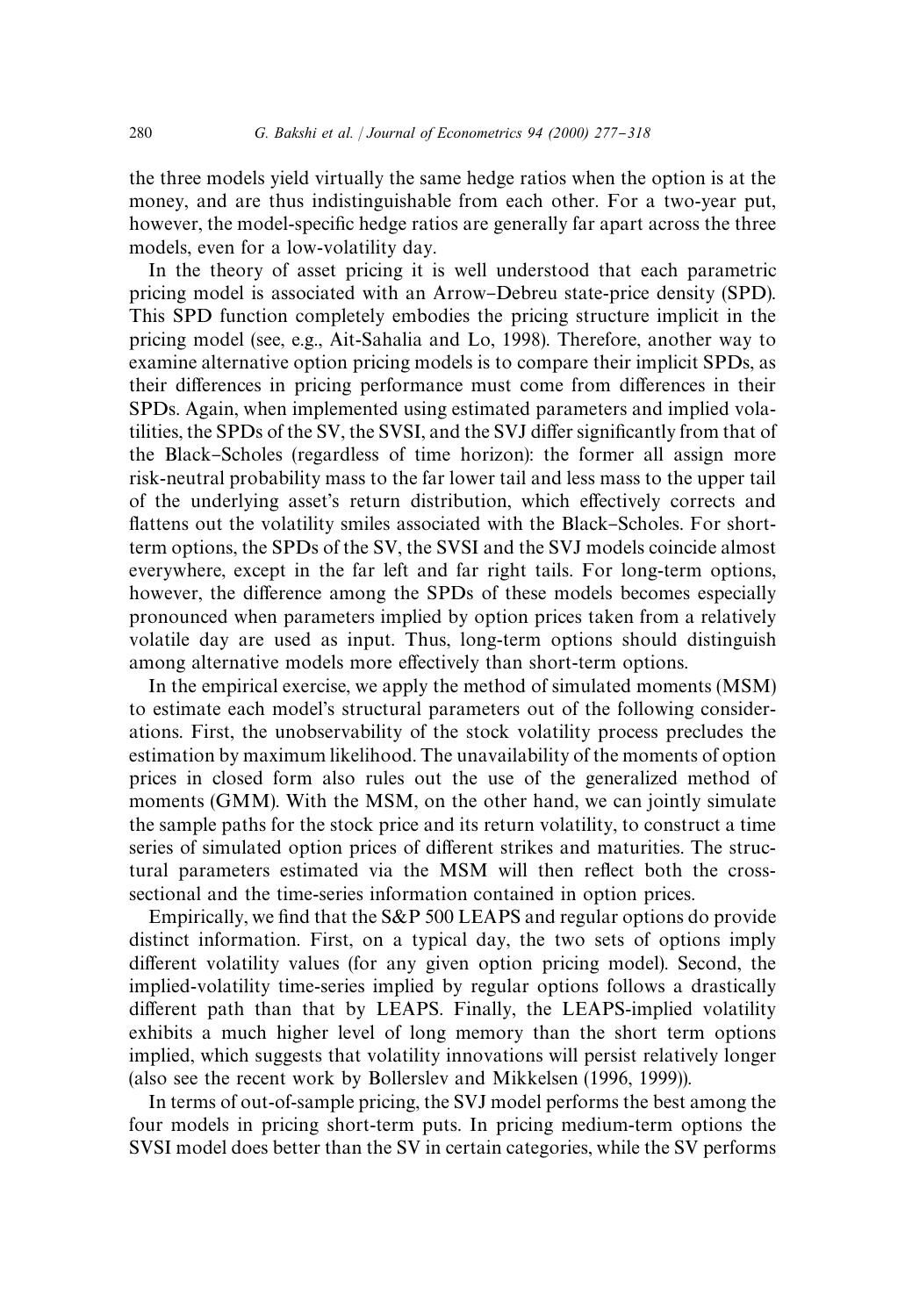the three models yield virtually the same hedge ratios when the option is at the money, and are thus indistinguishable from each other. For a two-year put, however, the model-specific hedge ratios are generally far apart across the three models, even for a low-volatility day.

In the theory of asset pricing it is well understood that each parametric pricing model is associated with an Arrow–Debreu state-price density (SPD). This SPD function completely embodies the pricing structure implicit in the pricing model (see, e.g., Ait-Sahalia and Lo, 1998). Therefore, another way to examine alternative option pricing models is to compare their implicit SPDs, as their differences in pricing performance must come from differences in their SPDs. Again, when implemented using estimated parameters and implied volatilities, the SPDs of the SV, the SVSI, and the SVJ differ significantly from that of the Black–Scholes (regardless of time horizon): the former all assign more risk-neutral probability mass to the far lower tail and less mass to the upper tail of the underlying asset's return distribution, which effectively corrects and flattens out the volatility smiles associated with the Black–Scholes. For short-term options, the SPDs of the SV, the SVSI and the SVJ models coincide almost everywhere, except in the far left and far right tails. For long-term options, however, the difference among the SPDs of these models becomes especially pronounced when parameters implied by option prices taken from a relatively volatile day are used as input. Thus, long-term options should distinguish among alternative models more effectively than short-term options.

In the empirical exercise, we apply the method of simulated moments (MSM) to estimate each model's structural parameters out of the following considerations. First, the unobservability of the stock volatility process precludes the estimation by maximum likelihood. The unavailability of the moments of option prices in closed form also rules out the use of the generalized method of moments (GMM). With the MSM, on the other hand, we can jointly simulate the sample paths for the stock price and its return volatility, to construct a time series of simulated option prices of different strikes and maturities. The structural parameters estimated via the MSM will then reflect both the cross-sectional and the time-series information contained in option prices.

Empirically, we find that the S&P 500 LEAPS and regular options do provide distinct information. First, on a typical day, the two sets of options imply different volatility values (for any given option pricing model). Second, the implied-volatility time-series implied by regular options follows a drastically different path than that by LEAPS. Finally, the LEAPS-implied volatility exhibits a much higher level of long memory than the short term options implied, which suggests that volatility innovations will persist relatively longer (also see the recent work by Bollerslev and Mikkelsen (1996, 1999)).

In terms of out-of-sample pricing, the SVJ model performs the best among the four models in pricing short-term puts. In pricing medium-term options the SVSI model does better than the SV in certain categories, while the SV performs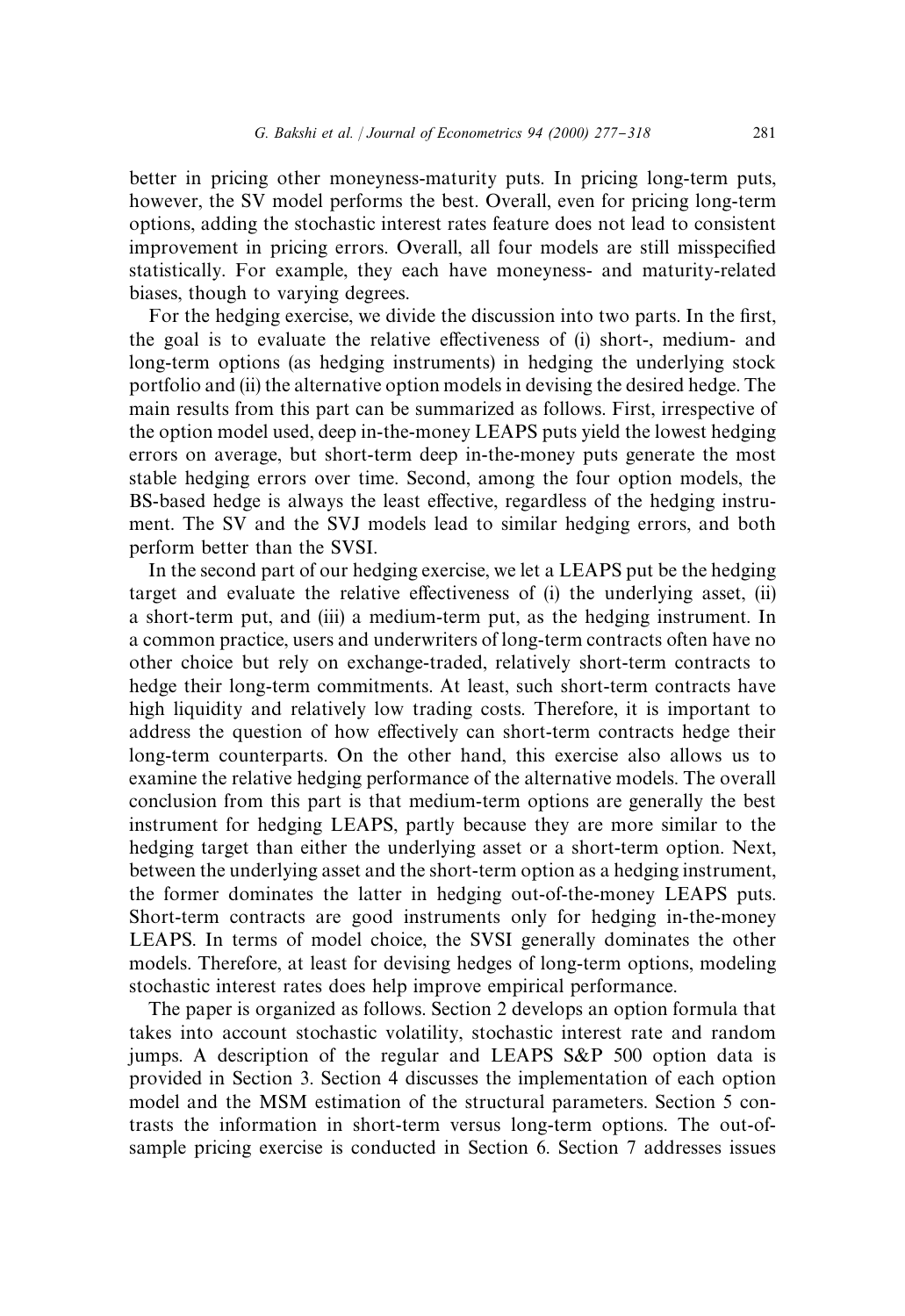better in pricing other moneyness-maturity puts. In pricing long-term puts, however, the SV model performs the best. Overall, even for pricing long-term options, adding the stochastic interest rates feature does not lead to consistent improvement in pricing errors. Overall, all four models are still misspecified statistically. For example, they each have moneyness- and maturity-related biases, though to varying degrees.

For the hedging exercise, we divide the discussion into two parts. In the first, the goal is to evaluate the relative effectiveness of (i) short-, medium- and long-term options (as hedging instruments) in hedging the underlying stock portfolio and (ii) the alternative option models in devising the desired hedge. The main results from this part can be summarized as follows. First, irrespective of the option model used, deep in-the-money LEAPS puts yield the lowest hedging errors on average, but short-term deep in-the-money puts generate the most stable hedging errors over time. Second, among the four option models, the BS-based hedge is always the least effective, regardless of the hedging instrument. The SV and the SVJ models lead to similar hedging errors, and both perform better than the SVSI.

In the second part of our hedging exercise, we let a LEAPS put be the hedging target and evaluate the relative effectiveness of (i) the underlying asset, (ii) a short-term put, and (iii) a medium-term put, as the hedging instrument. In a common practice, users and underwriters of long-term contracts often have no other choice but rely on exchange-traded, relatively short-term contracts to hedge their long-term commitments. At least, such short-term contracts have high liquidity and relatively low trading costs. Therefore, it is important to address the question of how effectively can short-term contracts hedge their long-term counterparts. On the other hand, this exercise also allows us to examine the relative hedging performance of the alternative models. The overall conclusion from this part is that medium-term options are generally the best instrument for hedging LEAPS, partly because they are more similar to the hedging target than either the underlying asset or a short-term option. Next, between the underlying asset and the short-term option as a hedging instrument, the former dominates the latter in hedging out-of-the-money LEAPS puts. Short-term contracts are good instruments only for hedging in-the-money LEAPS. In terms of model choice, the SVSI generally dominates the other models. Therefore, at least for devising hedges of long-term options, modeling stochastic interest rates does help improve empirical performance.

The paper is organized as follows. Section 2 develops an option formula that takes into account stochastic volatility, stochastic interest rate and random jumps. A description of the regular and LEAPS S&P 500 option data is provided in Section 3. Section 4 discusses the implementation of each option model and the MSM estimation of the structural parameters. Section 5 contrasts the information in short-term versus long-term options. The out-of-sample pricing exercise is conducted in Section 6. Section 7 addresses issues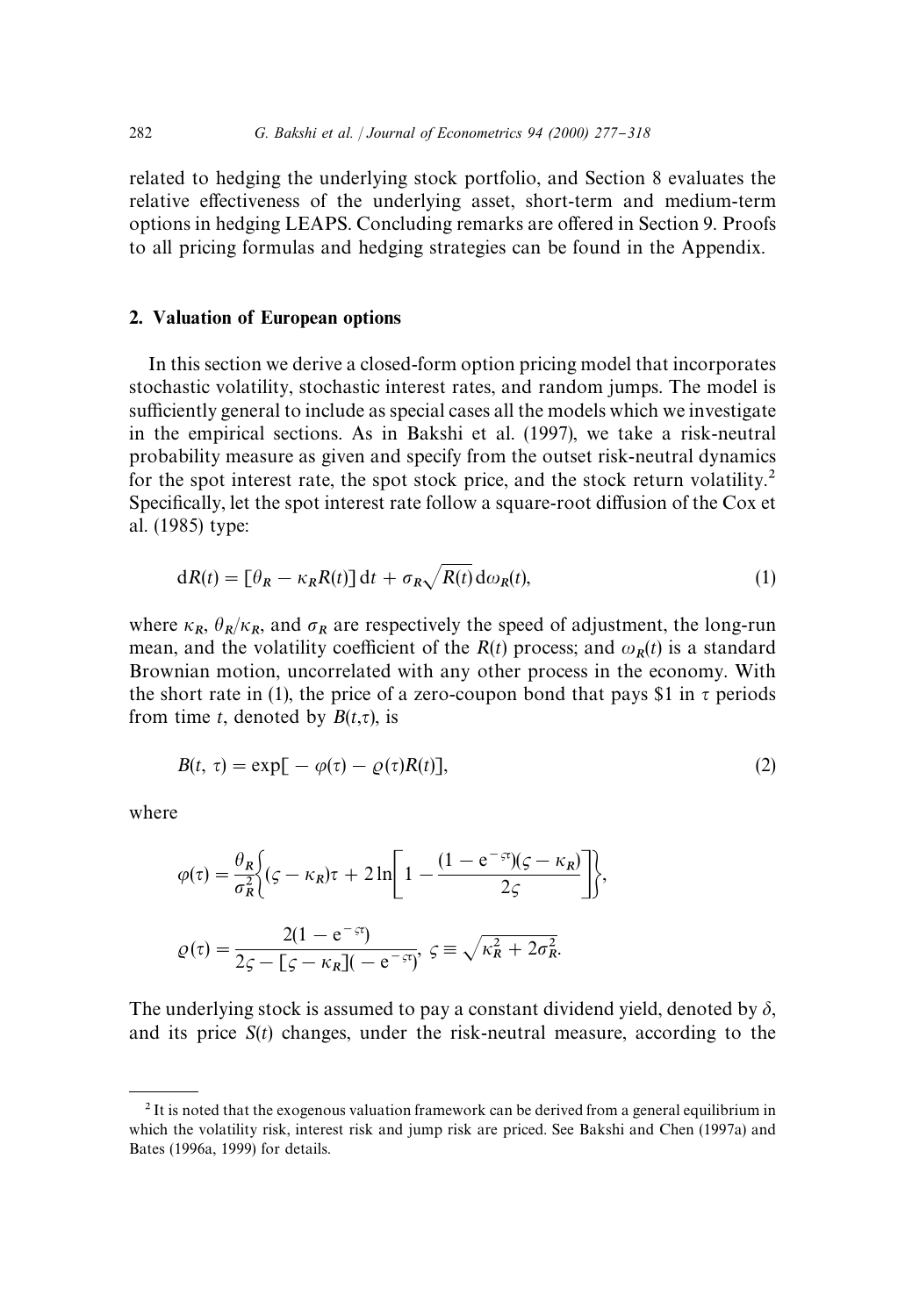related to hedging the underlying stock portfolio, and Section 8 evaluates the relative effectiveness of the underlying asset, short-term and medium-term options in hedging LEAPS. Concluding remarks are offered in Section 9. Proofs to all pricing formulas and hedging strategies can be found in the Appendix.

## 2. Valuation of European options

In this section we derive a closed-form option pricing model that incorporates stochastic volatility, stochastic interest rates, and random jumps. The model is sufficiently general to include as special cases all the models which we investigate in the empirical sections. As in Bakshi et al. (1997), we take a risk-neutral probability measure as given and specify from the outset risk-neutral dynamics for the spot interest rate, the spot stock price, and the stock return volatility.[2] Specifically, let the spot interest rate follow a square-root diffusion of the Cox et al. (1985) type:

$$\mathrm{d}R(t) = [\theta_R - \kappa_R R(t)]\,\mathrm{d}t + \sigma_R\sqrt{R(t)}\,\mathrm{d}\omega_R(t), \tag{1}$$

where $\kappa_R$, $\theta_R/\kappa_R$, and $\sigma_R$ are respectively the speed of adjustment, the long-run mean, and the volatility coefficient of the $R(t)$ process; and $\omega_R(t)$ is a standard Brownian motion, uncorrelated with any other process in the economy. With the short rate in (1), the price of a zero-coupon bond that pays \$1 in $\tau$ periods from time $t$, denoted by $B(t,\tau)$, is

$$B(t,\,\tau) = \exp[-\varphi(\tau) - \varrho(\tau)R(t)], \tag{2}$$

where

$$\varphi(\tau) = \frac{\theta_R}{\sigma_R^2}\left\{(\varsigma - \kappa_R)\tau + 2\ln\left[1 - \frac{(1-\mathrm{e}^{-\varsigma\tau})(\varsigma - \kappa_R)}{2\varsigma}\right]\right\},$$

$$\varrho(\tau) = \frac{2(1-\mathrm{e}^{-\varsigma\tau})}{2\varsigma - [\varsigma - \kappa_R](-\mathrm{e}^{-\varsigma\tau})},\ \varsigma \equiv \sqrt{\kappa_R^2 + 2\sigma_R^2}.$$

The underlying stock is assumed to pay a constant dividend yield, denoted by $\delta$, and its price $S(t)$ changes, under the risk-neutral measure, according to the

---

[2] It is noted that the exogenous valuation framework can be derived from a general equilibrium in which the volatility risk, interest risk and jump risk are priced. See Bakshi and Chen (1997a) and Bates (1996a, 1999) for details.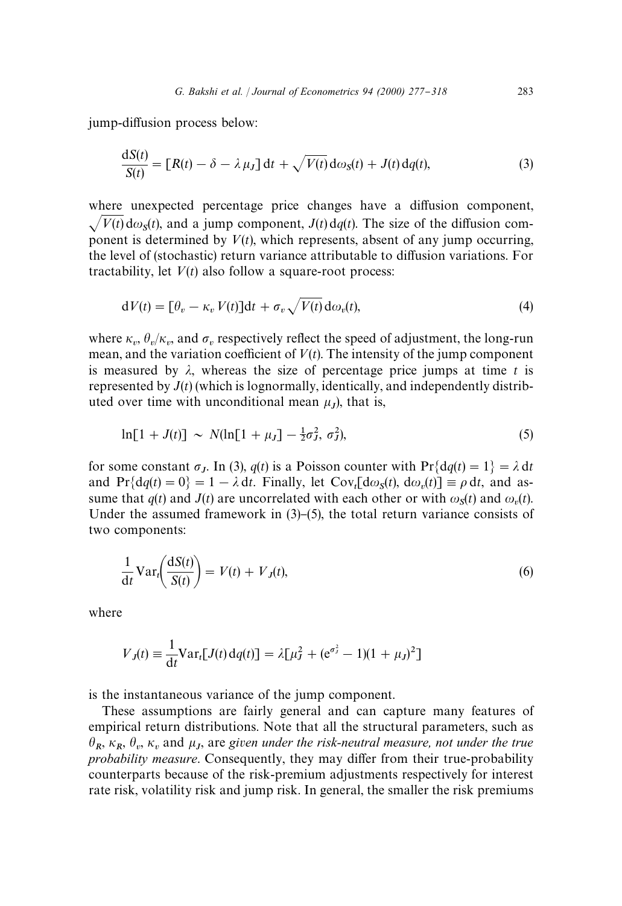jump-diffusion process below:

$$\frac{dS(t)}{S(t)} = [R(t) - \delta - \lambda \mu_J]\,dt + \sqrt{V(t)}\,d\omega_S(t) + J(t)\,dq(t), \tag{3}$$

where unexpected percentage price changes have a diffusion component, $\sqrt{V(t)}\,d\omega_S(t)$, and a jump component, $J(t)\,dq(t)$. The size of the diffusion component is determined by $V(t)$, which represents, absent of any jump occurring, the level of (stochastic) return variance attributable to diffusion variations. For tractability, let $V(t)$ also follow a square-root process:

$$dV(t) = [\theta_v - \kappa_v V(t)]dt + \sigma_v \sqrt{V(t)}\,d\omega_v(t), \tag{4}$$

where $\kappa_v$, $\theta_v/\kappa_v$, and $\sigma_v$ respectively reflect the speed of adjustment, the long-run mean, and the variation coefficient of $V(t)$. The intensity of the jump component is measured by $\lambda$, whereas the size of percentage price jumps at time $t$ is represented by $J(t)$ (which is lognormally, identically, and independently distributed over time with unconditional mean $\mu_J$), that is,

$$\ln[1 + J(t)] \sim N(\ln[1 + \mu_J] - \tfrac{1}{2}\sigma_J^2,\ \sigma_J^2), \tag{5}$$

for some constant $\sigma_J$. In (3), $q(t)$ is a Poisson counter with $\Pr\{dq(t) = 1\} = \lambda\,dt$ and $\Pr\{dq(t) = 0\} = 1 - \lambda\,dt$. Finally, let $\mathrm{Cov}_t[d\omega_S(t), d\omega_v(t)] \equiv \rho\,dt$, and assume that $q(t)$ and $J(t)$ are uncorrelated with each other or with $\omega_S(t)$ and $\omega_v(t)$. Under the assumed framework in (3)–(5), the total return variance consists of two components:

$$\frac{1}{dt}\mathrm{Var}_t\!\left(\frac{dS(t)}{S(t)}\right) = V(t) + V_J(t), \tag{6}$$

where

$$V_J(t) \equiv \frac{1}{dt}\mathrm{Var}_t[J(t)\,dq(t)] = \lambda[\mu_J^2 + (e^{\sigma_J^2} - 1)(1 + \mu_J)^2]$$

is the instantaneous variance of the jump component.

These assumptions are fairly general and can capture many features of empirical return distributions. Note that all the structural parameters, such as $\theta_R$, $\kappa_R$, $\theta_v$, $\kappa_v$ and $\mu_J$, are *given under the risk-neutral measure, not under the true probability measure*. Consequently, they may differ from their true-probability counterparts because of the risk-premium adjustments respectively for interest rate risk, volatility risk and jump risk. In general, the smaller the risk premiums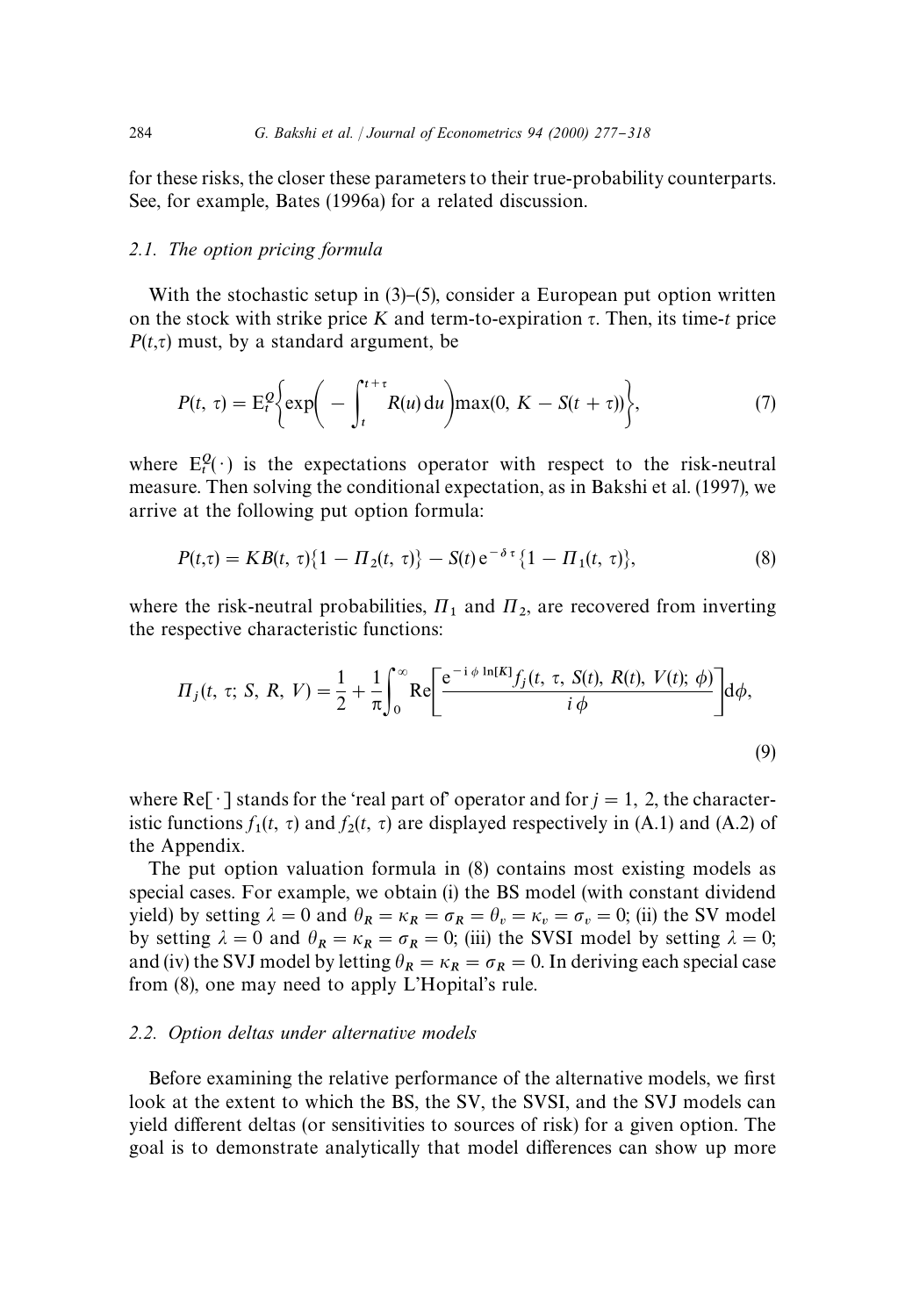for these risks, the closer these parameters to their true-probability counterparts. See, for example, Bates (1996a) for a related discussion.

### 2.1. The option pricing formula

With the stochastic setup in (3)–(5), consider a European put option written on the stock with strike price $K$ and term-to-expiration $\tau$. Then, its time-$t$ price $P(t,\tau)$ must, by a standard argument, be

$$P(t,\tau) = \mathrm{E}_t^Q\left\{\exp\left(-\int_t^{t+\tau} R(u)\,\mathrm{d}u\right)\max(0, K - S(t+\tau))\right\}, \tag{7}$$

where $\mathrm{E}_t^Q(\cdot)$ is the expectations operator with respect to the risk-neutral measure. Then solving the conditional expectation, as in Bakshi et al. (1997), we arrive at the following put option formula:

$$P(t,\tau) = KB(t,\tau)\{1 - \Pi_2(t,\tau)\} - S(t)\,\mathrm{e}^{-\delta\tau}\{1 - \Pi_1(t,\tau)\}, \tag{8}$$

where the risk-neutral probabilities, $\Pi_1$ and $\Pi_2$, are recovered from inverting the respective characteristic functions:

$$\Pi_j(t,\tau; S, R, V) = \frac{1}{2} + \frac{1}{\pi}\int_0^\infty \mathrm{Re}\left[\frac{\mathrm{e}^{-\mathrm{i}\phi\ln[K]} f_j(t,\tau, S(t), R(t), V(t);\phi)}{i\phi}\right]\mathrm{d}\phi, \tag{9}$$

where $\mathrm{Re}[\cdot]$ stands for the 'real part of' operator and for $j = 1, 2$, the characteristic functions $f_1(t,\tau)$ and $f_2(t,\tau)$ are displayed respectively in (A.1) and (A.2) of the Appendix.

The put option valuation formula in (8) contains most existing models as special cases. For example, we obtain (i) the BS model (with constant dividend yield) by setting $\lambda = 0$ and $\theta_R = \kappa_R = \sigma_R = \theta_v = \kappa_v = \sigma_v = 0$; (ii) the SV model by setting $\lambda = 0$ and $\theta_R = \kappa_R = \sigma_R = 0$; (iii) the SVSI model by setting $\lambda = 0$; and (iv) the SVJ model by letting $\theta_R = \kappa_R = \sigma_R = 0$. In deriving each special case from (8), one may need to apply L'Hopital's rule.

### 2.2. Option deltas under alternative models

Before examining the relative performance of the alternative models, we first look at the extent to which the BS, the SV, the SVSI, and the SVJ models can yield different deltas (or sensitivities to sources of risk) for a given option. The goal is to demonstrate analytically that model differences can show up more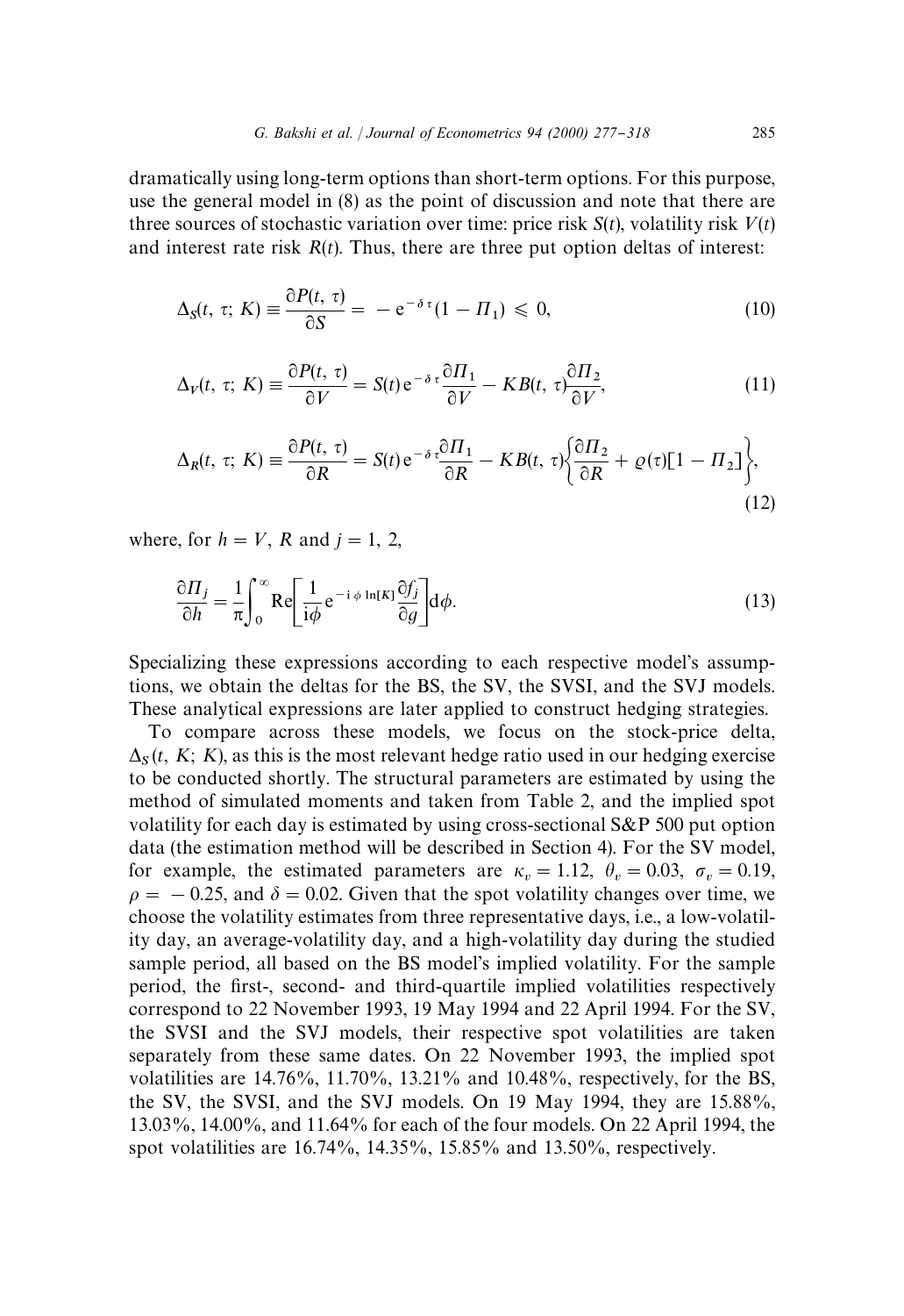dramatically using long-term options than short-term options. For this purpose, use the general model in (8) as the point of discussion and note that there are three sources of stochastic variation over time: price risk $S(t)$, volatility risk $V(t)$ and interest rate risk $R(t)$. Thus, there are three put option deltas of interest:

$$\Delta_S(t,\,\tau;\,K) \equiv \frac{\partial P(t,\,\tau)}{\partial S} = -\,\mathrm{e}^{-\delta\tau}(1-\Pi_1) \leqslant 0, \tag{10}$$

$$\Delta_V(t,\,\tau;\,K) \equiv \frac{\partial P(t,\,\tau)}{\partial V} = S(t)\,\mathrm{e}^{-\delta\tau}\frac{\partial \Pi_1}{\partial V} - KB(t,\,\tau)\frac{\partial \Pi_2}{\partial V}, \tag{11}$$

$$\Delta_R(t,\,\tau;\,K) \equiv \frac{\partial P(t,\,\tau)}{\partial R} = S(t)\,\mathrm{e}^{-\delta\tau}\frac{\partial \Pi_1}{\partial R} - KB(t,\,\tau)\left\{\frac{\partial \Pi_2}{\partial R} + \varrho(\tau)[1-\Pi_2]\right\}, \tag{12}$$

where, for $h = V,\, R$ and $j = 1,\, 2$,

$$\frac{\partial \Pi_j}{\partial h} = \frac{1}{\pi}\int_0^{\infty} \mathrm{Re}\left[\frac{1}{\mathrm{i}\phi}\,\mathrm{e}^{-\mathrm{i}\,\phi\,\ln[K]}\frac{\partial f_j}{\partial g}\right]\mathrm{d}\phi. \tag{13}$$

Specializing these expressions according to each respective model's assumptions, we obtain the deltas for the BS, the SV, the SVSI, and the SVJ models. These analytical expressions are later applied to construct hedging strategies.

To compare across these models, we focus on the stock-price delta, $\Delta_S(t,\,K;\,K)$, as this is the most relevant hedge ratio used in our hedging exercise to be conducted shortly. The structural parameters are estimated by using the method of simulated moments and taken from Table 2, and the implied spot volatility for each day is estimated by using cross-sectional S&P 500 put option data (the estimation method will be described in Section 4). For the SV model, for example, the estimated parameters are $\kappa_v = 1.12$, $\theta_v = 0.03$, $\sigma_v = 0.19$, $\rho = -0.25$, and $\delta = 0.02$. Given that the spot volatility changes over time, we choose the volatility estimates from three representative days, i.e., a low-volatility day, an average-volatility day, and a high-volatility day during the studied sample period, all based on the BS model's implied volatility. For the sample period, the first-, second- and third-quartile implied volatilities respectively correspond to 22 November 1993, 19 May 1994 and 22 April 1994. For the SV, the SVSI and the SVJ models, their respective spot volatilities are taken separately from these same dates. On 22 November 1993, the implied spot volatilities are 14.76%, 11.70%, 13.21% and 10.48%, respectively, for the BS, the SV, the SVSI, and the SVJ models. On 19 May 1994, they are 15.88%, 13.03%, 14.00%, and 11.64% for each of the four models. On 22 April 1994, the spot volatilities are 16.74%, 14.35%, 15.85% and 13.50%, respectively.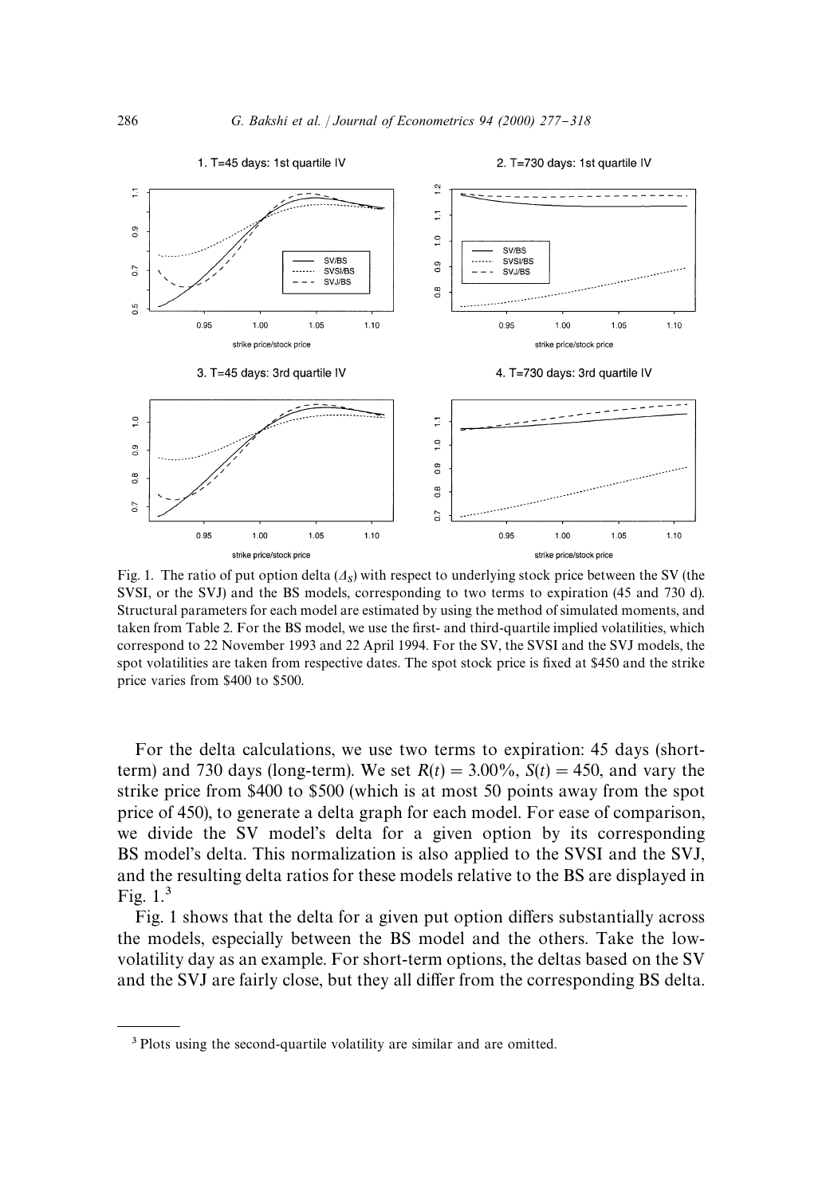Fig. 1. The ratio of put option delta ($\Delta_S$) with respect to underlying stock price between the SV (the SVSI, or the SVJ) and the BS models, corresponding to two terms to expiration (45 and 730 d). Structural parameters for each model are estimated by using the method of simulated moments, and taken from Table 2. For the BS model, we use the first- and third-quartile implied volatilities, which correspond to 22 November 1993 and 22 April 1994. For the SV, the SVSI and the SVJ models, the spot volatilities are taken from respective dates. The spot stock price is fixed at \$450 and the strike price varies from \$400 to \$500.

For the delta calculations, we use two terms to expiration: 45 days (short-term) and 730 days (long-term). We set $R(t) = 3.00\%$, $S(t) = 450$, and vary the strike price from \$400 to \$500 (which is at most 50 points away from the spot price of 450), to generate a delta graph for each model. For ease of comparison, we divide the SV model's delta for a given option by its corresponding BS model's delta. This normalization is also applied to the SVSI and the SVJ, and the resulting delta ratios for these models relative to the BS are displayed in Fig. 1.[3]

Fig. 1 shows that the delta for a given put option differs substantially across the models, especially between the BS model and the others. Take the low-volatility day as an example. For short-term options, the deltas based on the SV and the SVJ are fairly close, but they all differ from the corresponding BS delta.

[3] Plots using the second-quartile volatility are similar and are omitted.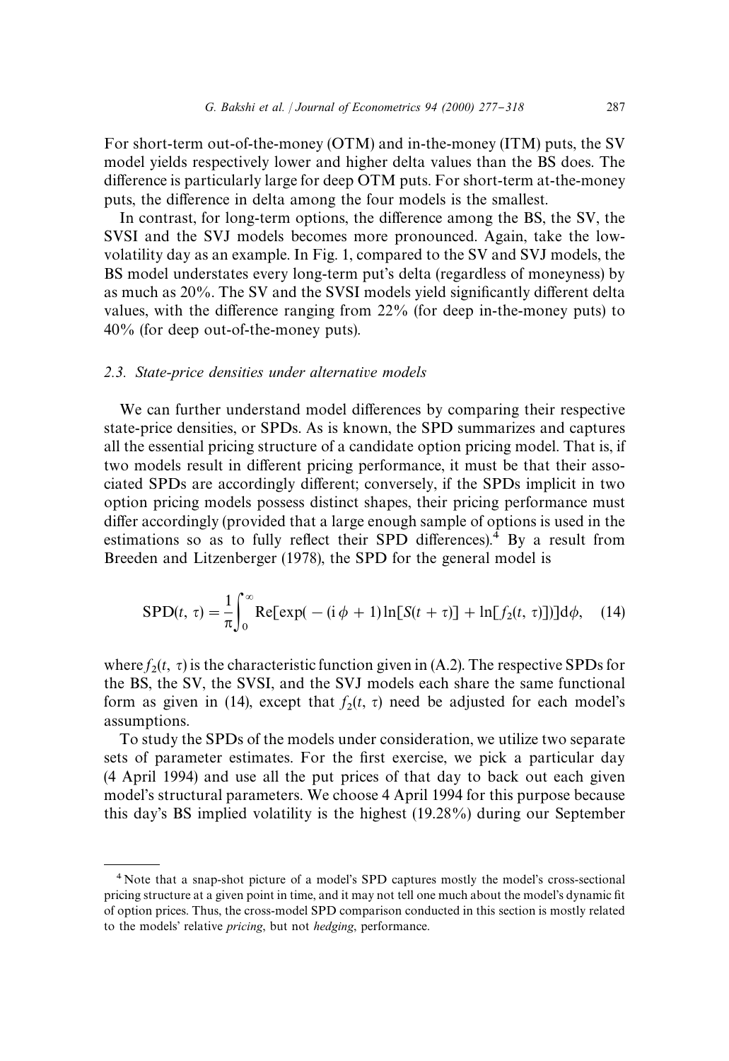For short-term out-of-the-money (OTM) and in-the-money (ITM) puts, the SV model yields respectively lower and higher delta values than the BS does. The difference is particularly large for deep OTM puts. For short-term at-the-money puts, the difference in delta among the four models is the smallest.

In contrast, for long-term options, the difference among the BS, the SV, the SVSI and the SVJ models becomes more pronounced. Again, take the low-volatility day as an example. In Fig. 1, compared to the SV and SVJ models, the BS model understates every long-term put's delta (regardless of moneyness) by as much as 20%. The SV and the SVSI models yield significantly different delta values, with the difference ranging from 22% (for deep in-the-money puts) to 40% (for deep out-of-the-money puts).

### 2.3. State-price densities under alternative models

We can further understand model differences by comparing their respective state-price densities, or SPDs. As is known, the SPD summarizes and captures all the essential pricing structure of a candidate option pricing model. That is, if two models result in different pricing performance, it must be that their associated SPDs are accordingly different; conversely, if the SPDs implicit in two option pricing models possess distinct shapes, their pricing performance must differ accordingly (provided that a large enough sample of options is used in the estimations so as to fully reflect their SPD differences).[4] By a result from Breeden and Litzenberger (1978), the SPD for the general model is

$$\mathrm{SPD}(t,\,\tau)=\frac{1}{\pi}\int_{0}^{\infty}\mathrm{Re}[\exp(-(\mathrm{i}\,\phi+1)\ln[S(t+\tau)]+\ln[f_2(t,\,\tau)])]\mathrm{d}\phi, \quad (14)$$

where $f_2(t,\tau)$ is the characteristic function given in (A.2). The respective SPDs for the BS, the SV, the SVSI, and the SVJ models each share the same functional form as given in (14), except that $f_2(t,\tau)$ need be adjusted for each model's assumptions.

To study the SPDs of the models under consideration, we utilize two separate sets of parameter estimates. For the first exercise, we pick a particular day (4 April 1994) and use all the put prices of that day to back out each given model's structural parameters. We choose 4 April 1994 for this purpose because this day's BS implied volatility is the highest (19.28%) during our September

---

[4] Note that a snap-shot picture of a model's SPD captures mostly the model's cross-sectional pricing structure at a given point in time, and it may not tell one much about the model's dynamic fit of option prices. Thus, the cross-model SPD comparison conducted in this section is mostly related to the models' relative *pricing*, but not *hedging*, performance.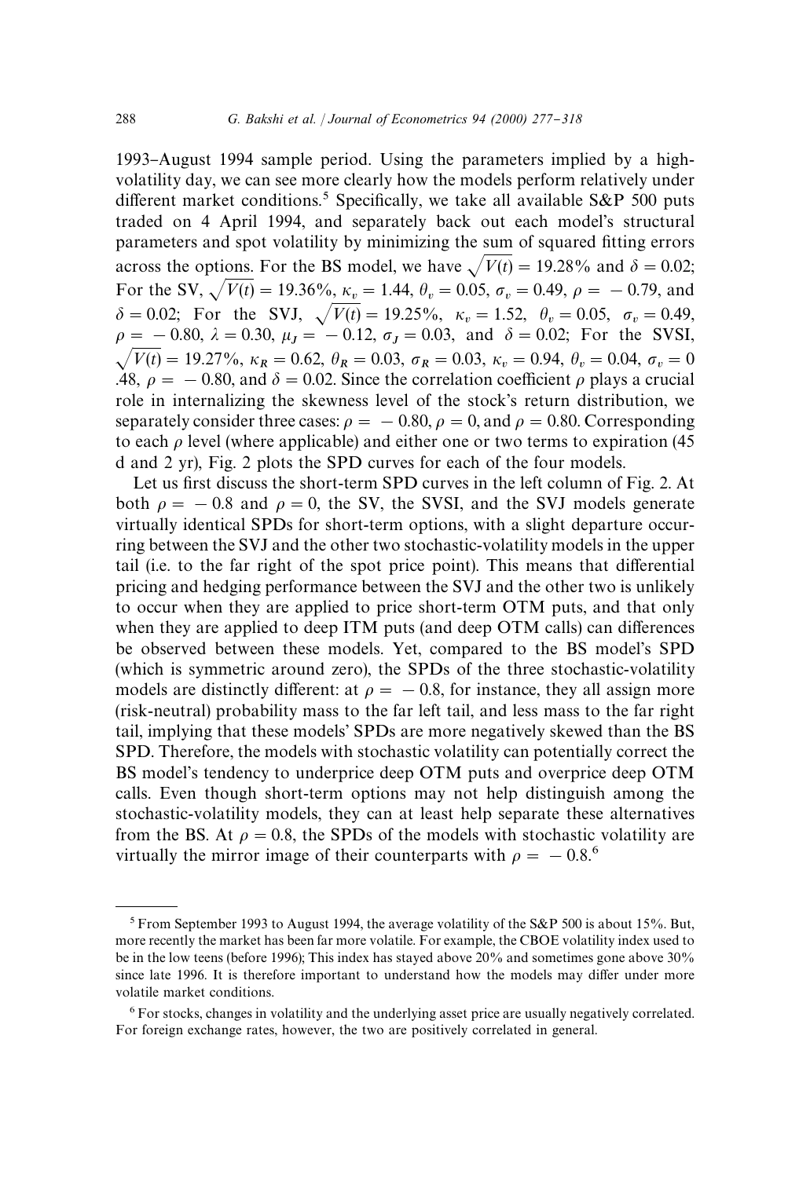1993–August 1994 sample period. Using the parameters implied by a high-volatility day, we can see more clearly how the models perform relatively under different market conditions.[5] Specifically, we take all available S&P 500 puts traded on 4 April 1994, and separately back out each model's structural parameters and spot volatility by minimizing the sum of squared fitting errors across the options. For the BS model, we have $\sqrt{V(t)} = 19.28\%$ and $\delta = 0.02$; For the SV, $\sqrt{V(t)} = 19.36\%$, $\kappa_v = 1.44$, $\theta_v = 0.05$, $\sigma_v = 0.49$, $\rho = -0.79$, and $\delta = 0.02$; For the SVJ, $\sqrt{V(t)} = 19.25\%$, $\kappa_v = 1.52$, $\theta_v = 0.05$, $\sigma_v = 0.49$, $\rho = -0.80$, $\lambda = 0.30$, $\mu_J = -0.12$, $\sigma_J = 0.03$, and $\delta = 0.02$; For the SVSI, $\sqrt{V(t)} = 19.27\%$, $\kappa_R = 0.62$, $\theta_R = 0.03$, $\sigma_R = 0.03$, $\kappa_v = 0.94$, $\theta_v = 0.04$, $\sigma_v = 0.48$, $\rho = -0.80$, and $\delta = 0.02$. Since the correlation coefficient $\rho$ plays a crucial role in internalizing the skewness level of the stock's return distribution, we separately consider three cases: $\rho = -0.80$, $\rho = 0$, and $\rho = 0.80$. Corresponding to each $\rho$ level (where applicable) and either one or two terms to expiration (45 d and 2 yr), Fig. 2 plots the SPD curves for each of the four models.

Let us first discuss the short-term SPD curves in the left column of Fig. 2. At both $\rho = -0.8$ and $\rho = 0$, the SV, the SVSI, and the SVJ models generate virtually identical SPDs for short-term options, with a slight departure occurring between the SVJ and the other two stochastic-volatility models in the upper tail (i.e. to the far right of the spot price point). This means that differential pricing and hedging performance between the SVJ and the other two is unlikely to occur when they are applied to price short-term OTM puts, and that only when they are applied to deep ITM puts (and deep OTM calls) can differences be observed between these models. Yet, compared to the BS model's SPD (which is symmetric around zero), the SPDs of the three stochastic-volatility models are distinctly different: at $\rho = -0.8$, for instance, they all assign more (risk-neutral) probability mass to the far left tail, and less mass to the far right tail, implying that these models' SPDs are more negatively skewed than the BS SPD. Therefore, the models with stochastic volatility can potentially correct the BS model's tendency to underprice deep OTM puts and overprice deep OTM calls. Even though short-term options may not help distinguish among the stochastic-volatility models, they can at least help separate these alternatives from the BS. At $\rho = 0.8$, the SPDs of the models with stochastic volatility are virtually the mirror image of their counterparts with $\rho = -0.8$.[6]

---

[5] From September 1993 to August 1994, the average volatility of the S&P 500 is about 15%. But, more recently the market has been far more volatile. For example, the CBOE volatility index used to be in the low teens (before 1996); This index has stayed above 20% and sometimes gone above 30% since late 1996. It is therefore important to understand how the models may differ under more volatile market conditions.

[6] For stocks, changes in volatility and the underlying asset price are usually negatively correlated. For foreign exchange rates, however, the two are positively correlated in general.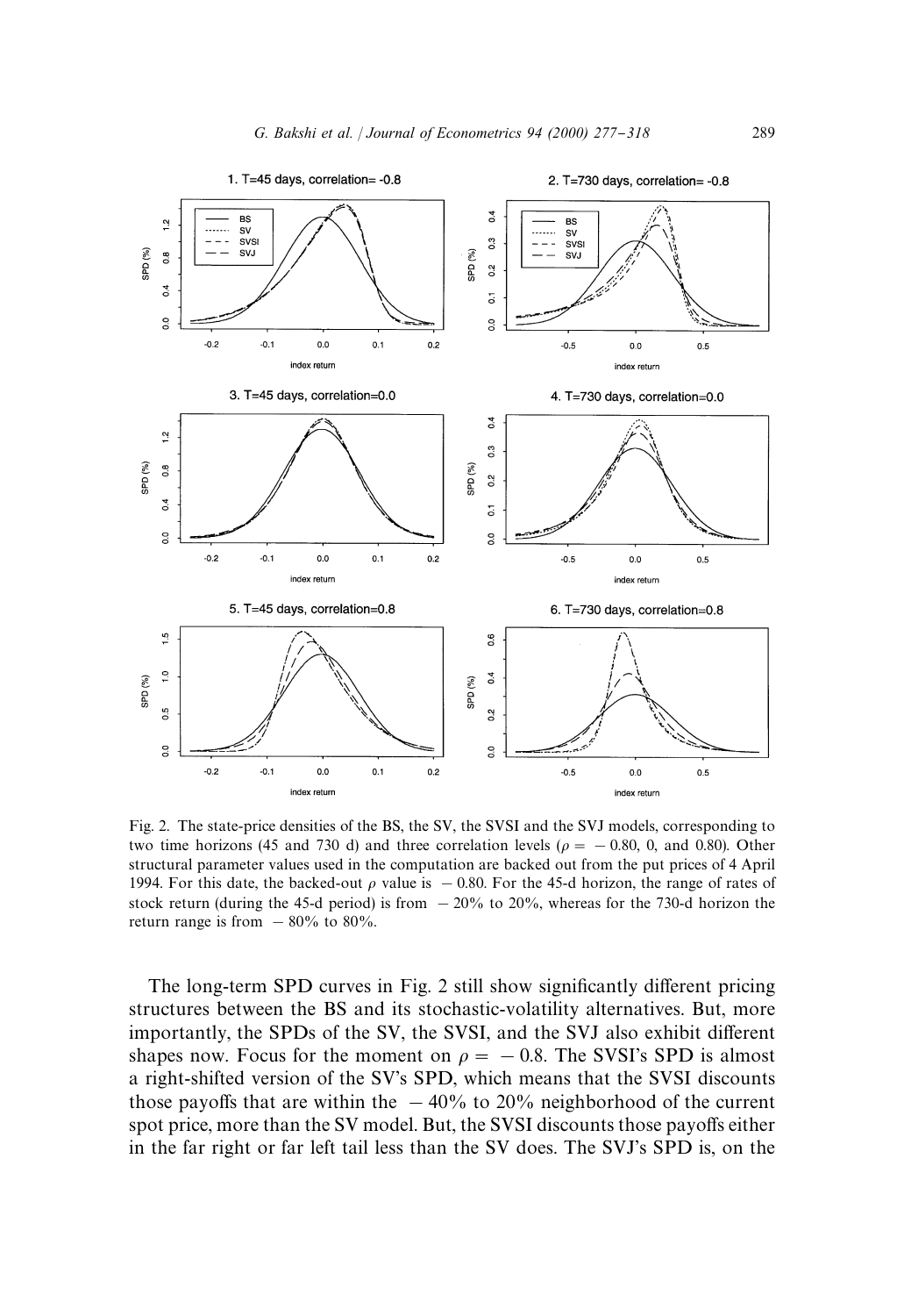Fig. 2. The state-price densities of the BS, the SV, the SVSI and the SVJ models, corresponding to two time horizons (45 and 730 d) and three correlation levels ($\rho = -0.80$, 0, and 0.80). Other structural parameter values used in the computation are backed out from the put prices of 4 April 1994. For this date, the backed-out $\rho$ value is $-0.80$. For the 45-d horizon, the range of rates of stock return (during the 45-d period) is from $-20\%$ to 20%, whereas for the 730-d horizon the return range is from $-80\%$ to 80%.

The long-term SPD curves in Fig. 2 still show significantly different pricing structures between the BS and its stochastic-volatility alternatives. But, more importantly, the SPDs of the SV, the SVSI, and the SVJ also exhibit different shapes now. Focus for the moment on $\rho = -0.8$. The SVSI's SPD is almost a right-shifted version of the SV's SPD, which means that the SVSI discounts those payoffs that are within the $-40\%$ to 20% neighborhood of the current spot price, more than the SV model. But, the SVSI discounts those payoffs either in the far right or far left tail less than the SV does. The SVJ's SPD is, on the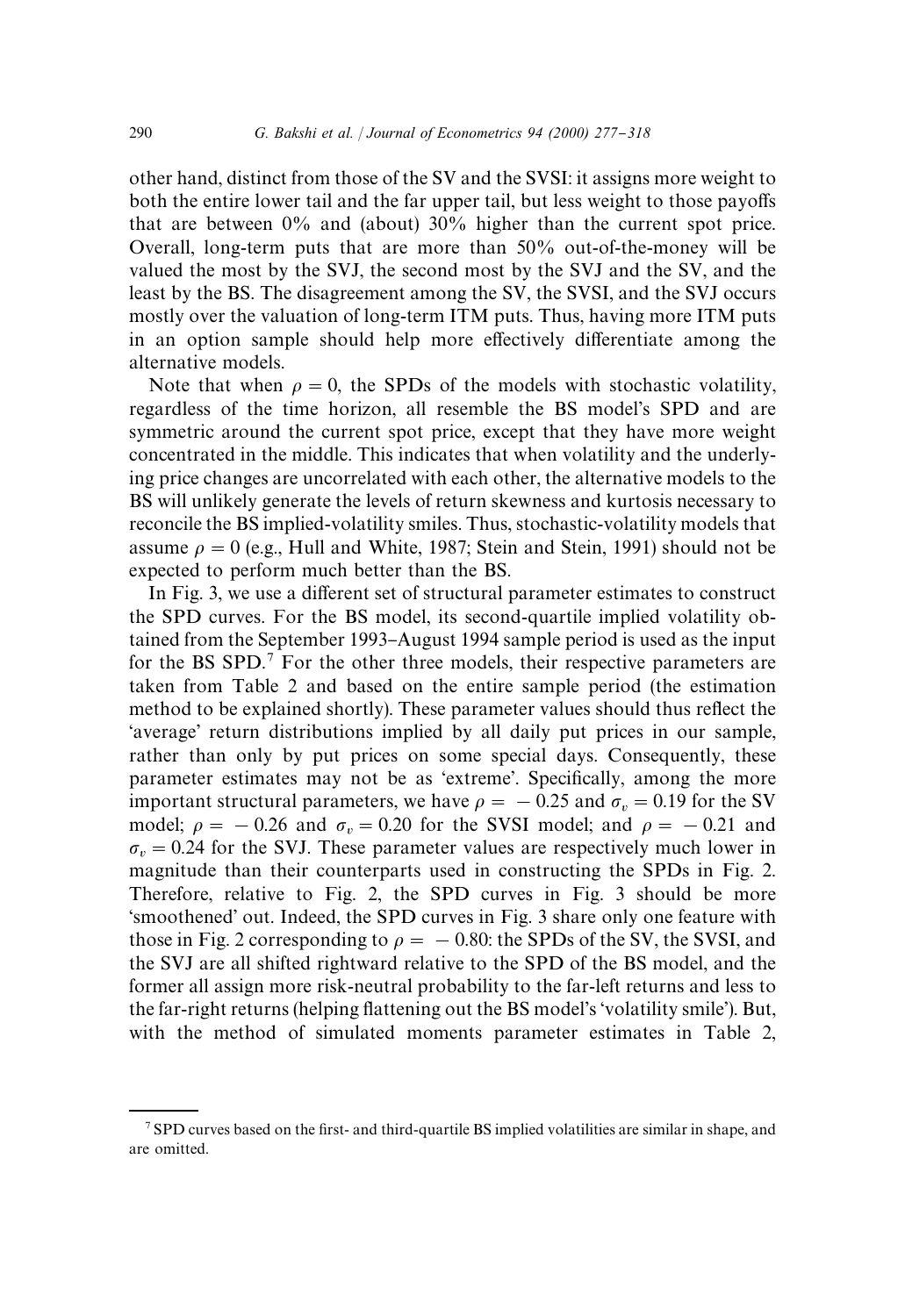other hand, distinct from those of the SV and the SVSI: it assigns more weight to both the entire lower tail and the far upper tail, but less weight to those payoffs that are between 0% and (about) 30% higher than the current spot price. Overall, long-term puts that are more than 50% out-of-the-money will be valued the most by the SVJ, the second most by the SVJ and the SV, and the least by the BS. The disagreement among the SV, the SVSI, and the SVJ occurs mostly over the valuation of long-term ITM puts. Thus, having more ITM puts in an option sample should help more effectively differentiate among the alternative models.

Note that when $\rho = 0$, the SPDs of the models with stochastic volatility, regardless of the time horizon, all resemble the BS model's SPD and are symmetric around the current spot price, except that they have more weight concentrated in the middle. This indicates that when volatility and the underlying price changes are uncorrelated with each other, the alternative models to the BS will unlikely generate the levels of return skewness and kurtosis necessary to reconcile the BS implied-volatility smiles. Thus, stochastic-volatility models that assume $\rho = 0$ (e.g., Hull and White, 1987; Stein and Stein, 1991) should not be expected to perform much better than the BS.

In Fig. 3, we use a different set of structural parameter estimates to construct the SPD curves. For the BS model, its second-quartile implied volatility obtained from the September 1993–August 1994 sample period is used as the input for the BS SPD.[7] For the other three models, their respective parameters are taken from Table 2 and based on the entire sample period (the estimation method to be explained shortly). These parameter values should thus reflect the 'average' return distributions implied by all daily put prices in our sample, rather than only by put prices on some special days. Consequently, these parameter estimates may not be as 'extreme'. Specifically, among the more important structural parameters, we have $\rho = -0.25$ and $\sigma_v = 0.19$ for the SV model; $\rho = -0.26$ and $\sigma_v = 0.20$ for the SVSI model; and $\rho = -0.21$ and $\sigma_v = 0.24$ for the SVJ. These parameter values are respectively much lower in magnitude than their counterparts used in constructing the SPDs in Fig. 2. Therefore, relative to Fig. 2, the SPD curves in Fig. 3 should be more 'smoothened' out. Indeed, the SPD curves in Fig. 3 share only one feature with those in Fig. 2 corresponding to $\rho = -0.80$: the SPDs of the SV, the SVSI, and the SVJ are all shifted rightward relative to the SPD of the BS model, and the former all assign more risk-neutral probability to the far-left returns and less to the far-right returns (helping flattening out the BS model's 'volatility smile'). But, with the method of simulated moments parameter estimates in Table 2,

[7] SPD curves based on the first- and third-quartile BS implied volatilities are similar in shape, and are omitted.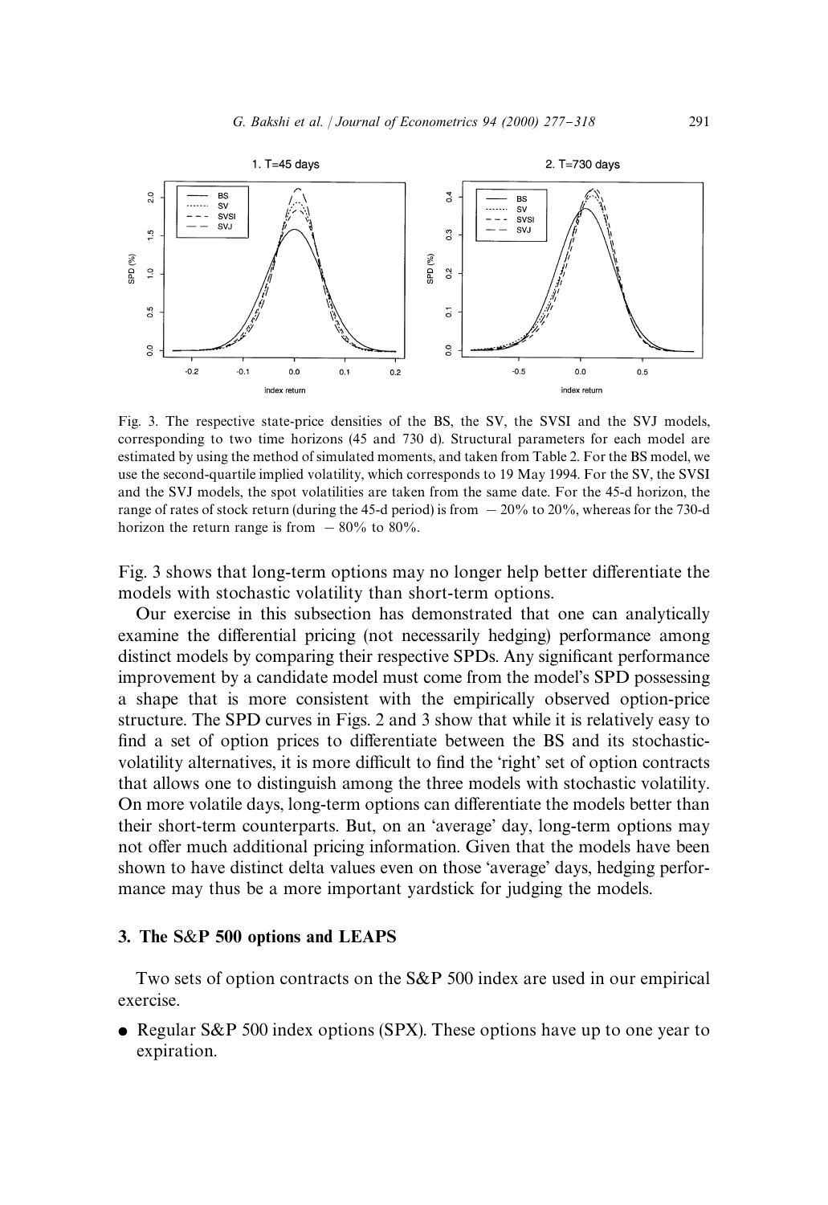Fig. 3. The respective state-price densities of the BS, the SV, the SVSI and the SVJ models, corresponding to two time horizons (45 and 730 d). Structural parameters for each model are estimated by using the method of simulated moments, and taken from Table 2. For the BS model, we use the second-quartile implied volatility, which corresponds to 19 May 1994. For the SV, the SVSI and the SVJ models, the spot volatilities are taken from the same date. For the 45-d horizon, the range of rates of stock return (during the 45-d period) is from $-20\%$ to 20%, whereas for the 730-d horizon the return range is from $-80\%$ to 80%.

Fig. 3 shows that long-term options may no longer help better differentiate the models with stochastic volatility than short-term options.

Our exercise in this subsection has demonstrated that one can analytically examine the differential pricing (not necessarily hedging) performance among distinct models by comparing their respective SPDs. Any significant performance improvement by a candidate model must come from the model's SPD possessing a shape that is more consistent with the empirically observed option-price structure. The SPD curves in Figs. 2 and 3 show that while it is relatively easy to find a set of option prices to differentiate between the BS and its stochastic-volatility alternatives, it is more difficult to find the 'right' set of option contracts that allows one to distinguish among the three models with stochastic volatility. On more volatile days, long-term options can differentiate the models better than their short-term counterparts. But, on an 'average' day, long-term options may not offer much additional pricing information. Given that the models have been shown to have distinct delta values even on those 'average' days, hedging performance may thus be a more important yardstick for judging the models.

## 3. The S&P 500 options and LEAPS

Two sets of option contracts on the S&P 500 index are used in our empirical exercise.

- Regular S&P 500 index options (SPX). These options have up to one year to expiration.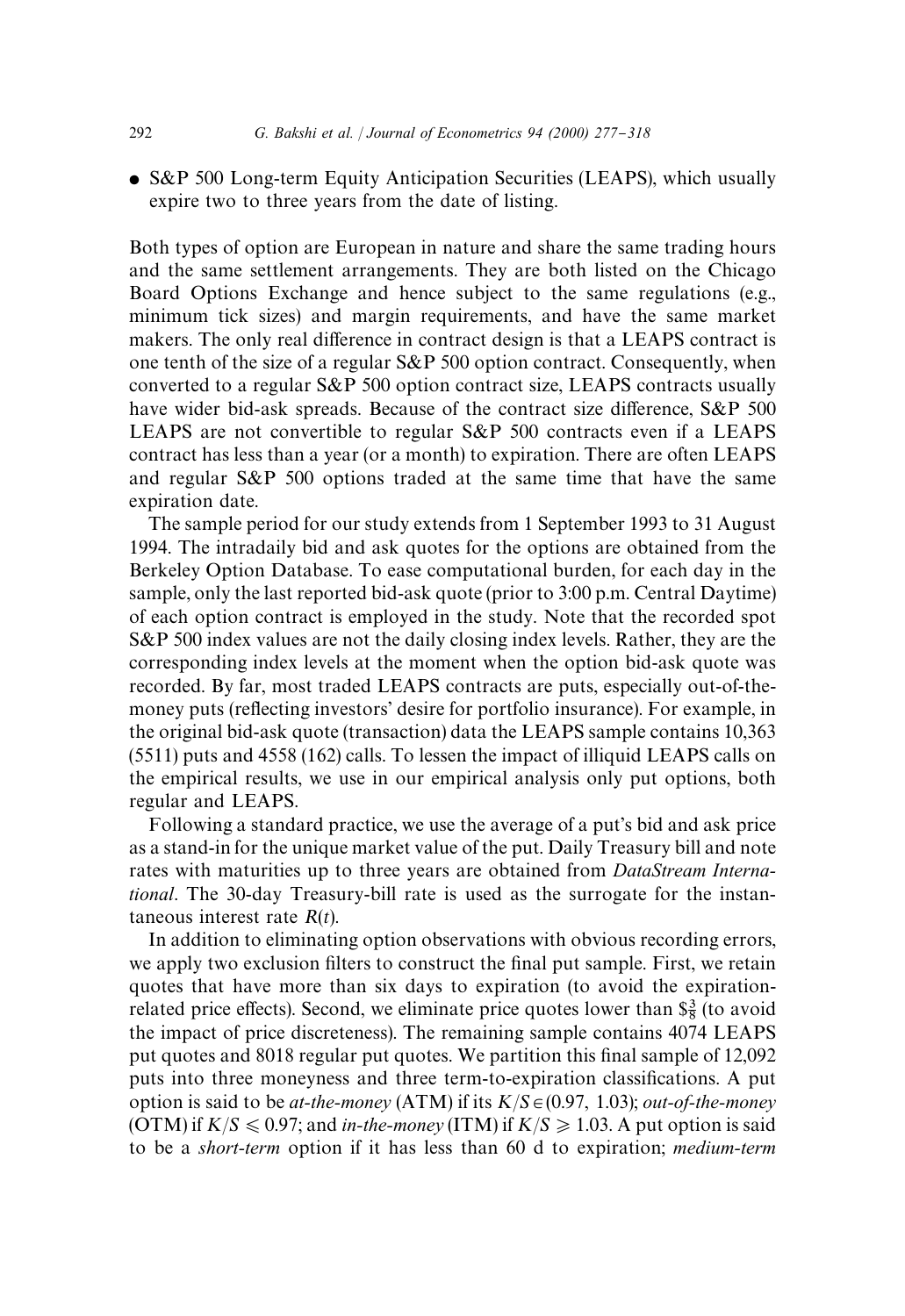- S&P 500 Long-term Equity Anticipation Securities (LEAPS), which usually expire two to three years from the date of listing.

Both types of option are European in nature and share the same trading hours and the same settlement arrangements. They are both listed on the Chicago Board Options Exchange and hence subject to the same regulations (e.g., minimum tick sizes) and margin requirements, and have the same market makers. The only real difference in contract design is that a LEAPS contract is one tenth of the size of a regular S&P 500 option contract. Consequently, when converted to a regular S&P 500 option contract size, LEAPS contracts usually have wider bid-ask spreads. Because of the contract size difference, S&P 500 LEAPS are not convertible to regular S&P 500 contracts even if a LEAPS contract has less than a year (or a month) to expiration. There are often LEAPS and regular S&P 500 options traded at the same time that have the same expiration date.

The sample period for our study extends from 1 September 1993 to 31 August 1994. The intradaily bid and ask quotes for the options are obtained from the Berkeley Option Database. To ease computational burden, for each day in the sample, only the last reported bid-ask quote (prior to 3:00 p.m. Central Daytime) of each option contract is employed in the study. Note that the recorded spot S&P 500 index values are not the daily closing index levels. Rather, they are the corresponding index levels at the moment when the option bid-ask quote was recorded. By far, most traded LEAPS contracts are puts, especially out-of-the-money puts (reflecting investors' desire for portfolio insurance). For example, in the original bid-ask quote (transaction) data the LEAPS sample contains 10,363 (5511) puts and 4558 (162) calls. To lessen the impact of illiquid LEAPS calls on the empirical results, we use in our empirical analysis only put options, both regular and LEAPS.

Following a standard practice, we use the average of a put's bid and ask price as a stand-in for the unique market value of the put. Daily Treasury bill and note rates with maturities up to three years are obtained from *DataStream International*. The 30-day Treasury-bill rate is used as the surrogate for the instantaneous interest rate $R(t)$.

In addition to eliminating option observations with obvious recording errors, we apply two exclusion filters to construct the final put sample. First, we retain quotes that have more than six days to expiration (to avoid the expiration-related price effects). Second, we eliminate price quotes lower than $\$\frac{3}{8}$ (to avoid the impact of price discreteness). The remaining sample contains 4074 LEAPS put quotes and 8018 regular put quotes. We partition this final sample of 12,092 puts into three moneyness and three term-to-expiration classifications. A put option is said to be *at-the-money* (ATM) if its $K/S \in (0.97, 1.03)$; *out-of-the-money* (OTM) if $K/S \leqslant 0.97$; and *in-the-money* (ITM) if $K/S \geqslant 1.03$. A put option is said to be a *short-term* option if it has less than 60 d to expiration; *medium-term*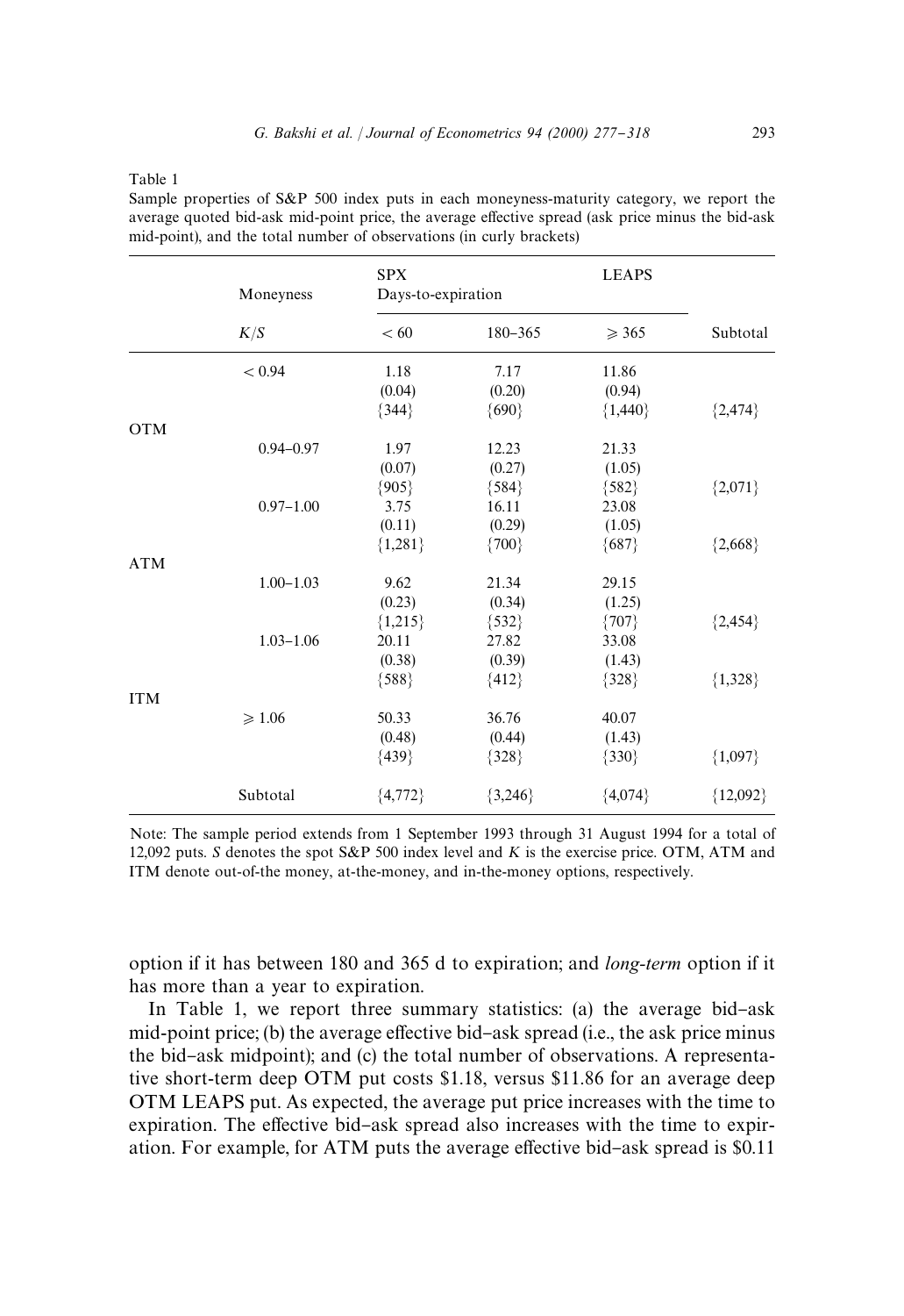Table 1

Sample properties of S&P 500 index puts in each moneyness-maturity category, we report the average quoted bid-ask mid-point price, the average effective spread (ask price minus the bid-ask mid-point), and the total number of observations (in curly brackets)

| | Moneyness | SPX Days-to-expiration | | LEAPS | |
|---|---|---|---|---|---|
| | $K/S$ | $< 60$ | 180–365 | $\geqslant 365$ | Subtotal |
| | $< 0.94$ | 1.18 | 7.17 | 11.86 | |
| | | (0.04) | (0.20) | (0.94) | |
| | | {344} | {690} | {1,440} | {2,474} |
| OTM | | | | | |
| | 0.94–0.97 | 1.97 | 12.23 | 21.33 | |
| | | (0.07) | (0.27) | (1.05) | |
| | | {905} | {584} | {582} | {2,071} |
| | 0.97–1.00 | 3.75 | 16.11 | 23.08 | |
| | | (0.11) | (0.29) | (1.05) | |
| | | {1,281} | {700} | {687} | {2,668} |
| ATM | | | | | |
| | 1.00–1.03 | 9.62 | 21.34 | 29.15 | |
| | | (0.23) | (0.34) | (1.25) | |
| | | {1,215} | {532} | {707} | {2,454} |
| | 1.03–1.06 | 20.11 | 27.82 | 33.08 | |
| | | (0.38) | (0.39) | (1.43) | |
| | | {588} | {412} | {328} | {1,328} |
| ITM | | | | | |
| | $\geqslant 1.06$ | 50.33 | 36.76 | 40.07 | |
| | | (0.48) | (0.44) | (1.43) | |
| | | {439} | {328} | {330} | {1,097} |
| | Subtotal | {4,772} | {3,246} | {4,074} | {12,092} |

Note: The sample period extends from 1 September 1993 through 31 August 1994 for a total of 12,092 puts. $S$ denotes the spot S&P 500 index level and $K$ is the exercise price. OTM, ATM and ITM denote out-of-the money, at-the-money, and in-the-money options, respectively.

option if it has between 180 and 365 d to expiration; and *long-term* option if it has more than a year to expiration.

In Table 1, we report three summary statistics: (a) the average bid–ask mid-point price; (b) the average effective bid–ask spread (i.e., the ask price minus the bid–ask midpoint); and (c) the total number of observations. A representative short-term deep OTM put costs \$1.18, versus \$11.86 for an average deep OTM LEAPS put. As expected, the average put price increases with the time to expiration. The effective bid–ask spread also increases with the time to expiration. For example, for ATM puts the average effective bid–ask spread is \$0.11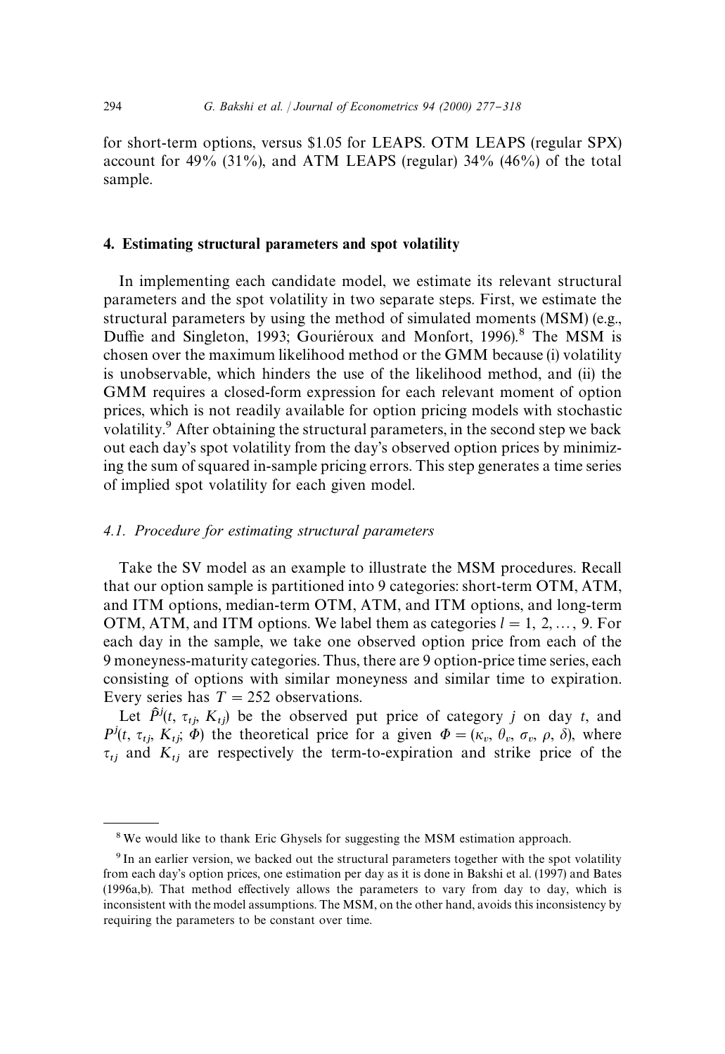for short-term options, versus \$1.05 for LEAPS. OTM LEAPS (regular SPX) account for 49% (31%), and ATM LEAPS (regular) 34% (46%) of the total sample.

## 4. Estimating structural parameters and spot volatility

In implementing each candidate model, we estimate its relevant structural parameters and the spot volatility in two separate steps. First, we estimate the structural parameters by using the method of simulated moments (MSM) (e.g., Duffie and Singleton, 1993; Gouriéroux and Monfort, 1996).[8] The MSM is chosen over the maximum likelihood method or the GMM because (i) volatility is unobservable, which hinders the use of the likelihood method, and (ii) the GMM requires a closed-form expression for each relevant moment of option prices, which is not readily available for option pricing models with stochastic volatility.[9] After obtaining the structural parameters, in the second step we back out each day's spot volatility from the day's observed option prices by minimizing the sum of squared in-sample pricing errors. This step generates a time series of implied spot volatility for each given model.

### *4.1. Procedure for estimating structural parameters*

Take the SV model as an example to illustrate the MSM procedures. Recall that our option sample is partitioned into 9 categories: short-term OTM, ATM, and ITM options, median-term OTM, ATM, and ITM options, and long-term OTM, ATM, and ITM options. We label them as categories $l = 1, 2, \ldots, 9$. For each day in the sample, we take one observed option price from each of the 9 moneyness-maturity categories. Thus, there are 9 option-price time series, each consisting of options with similar moneyness and similar time to expiration. Every series has $T = 252$ observations.

Let $\hat{P}^j(t, \tau_{tj}, K_{tj})$ be the observed put price of category $j$ on day $t$, and $P^j(t, \tau_{tj}, K_{tj}; \Phi)$ the theoretical price for a given $\Phi = (\kappa_v, \theta_v, \sigma_v, \rho, \delta)$, where $\tau_{tj}$ and $K_{tj}$ are respectively the term-to-expiration and strike price of the

[8] We would like to thank Eric Ghysels for suggesting the MSM estimation approach.

[9] In an earlier version, we backed out the structural parameters together with the spot volatility from each day's option prices, one estimation per day as it is done in Bakshi et al. (1997) and Bates (1996a,b). That method effectively allows the parameters to vary from day to day, which is inconsistent with the model assumptions. The MSM, on the other hand, avoids this inconsistency by requiring the parameters to be constant over time.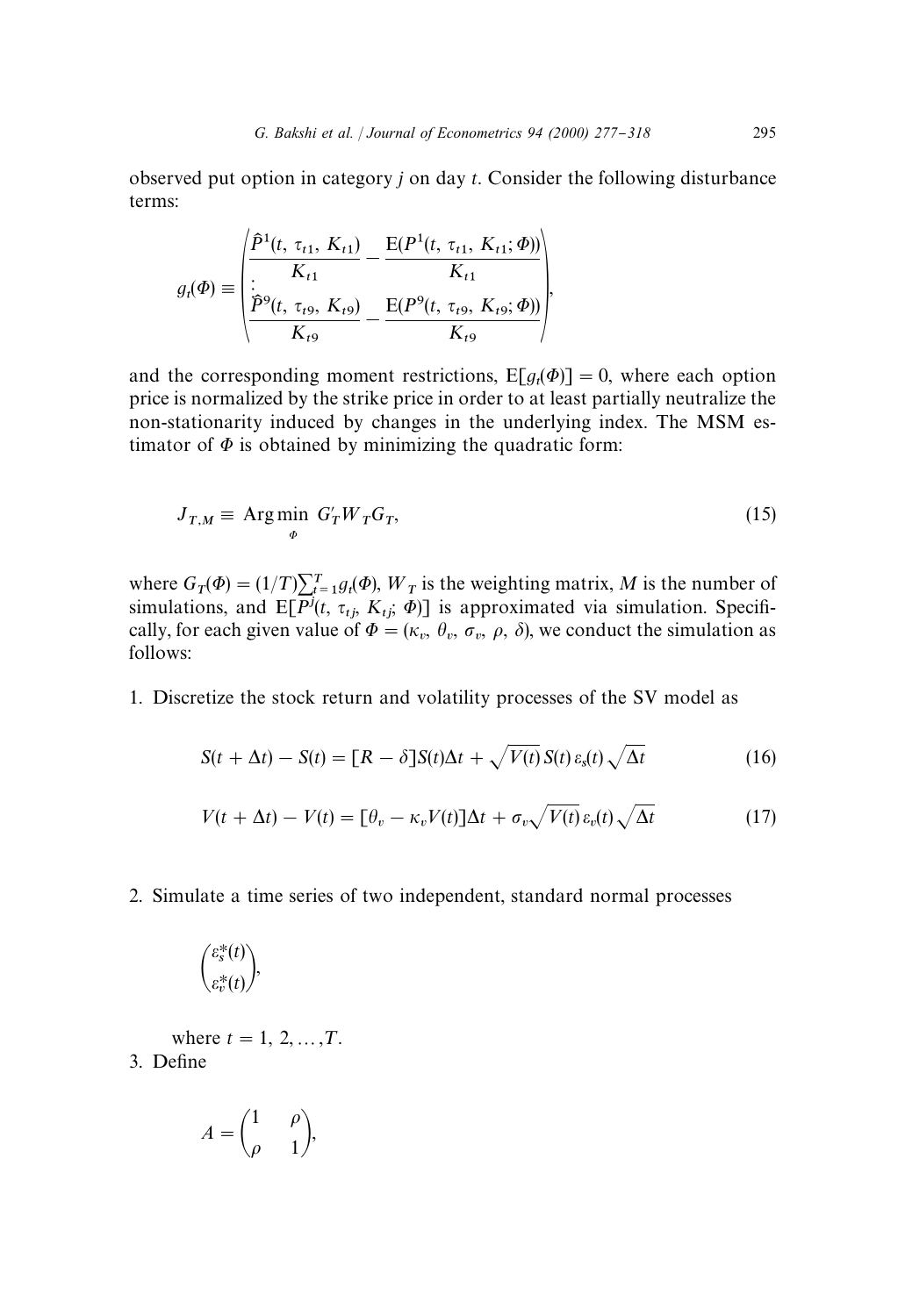observed put option in category $j$ on day $t$. Consider the following disturbance terms:

$$g_t(\Phi) \equiv \begin{pmatrix} \dfrac{\hat{P}^1(t,\, \tau_{t1},\, K_{t1})}{K_{t1}} - \dfrac{\mathrm{E}(P^1(t,\, \tau_{t1},\, K_{t1}; \Phi))}{K_{t1}} \\ \vdots \\ \dfrac{\hat{P}^9(t,\, \tau_{t9},\, K_{t9})}{K_{t9}} - \dfrac{\mathrm{E}(P^9(t,\, \tau_{t9},\, K_{t9}; \Phi))}{K_{t9}} \end{pmatrix},$$

and the corresponding moment restrictions, $\mathrm{E}[g_t(\Phi)] = 0$, where each option price is normalized by the strike price in order to at least partially neutralize the non-stationarity induced by changes in the underlying index. The MSM estimator of $\Phi$ is obtained by minimizing the quadratic form:

$$J_{T,M} \equiv \operatorname*{Arg\,min}_{\Phi}\; G_T' W_T G_T, \tag{15}$$

where $G_T(\Phi) = (1/T)\sum_{t=1}^{T} g_t(\Phi)$, $W_T$ is the weighting matrix, $M$ is the number of simulations, and $\mathrm{E}[P^j(t,\, \tau_{tj},\, K_{tj};\, \Phi)]$ is approximated via simulation. Specifically, for each given value of $\Phi = (\kappa_v,\, \theta_v,\, \sigma_v,\, \rho,\, \delta)$, we conduct the simulation as follows:

1. Discretize the stock return and volatility processes of the SV model as

$$S(t + \Delta t) - S(t) = [R - \delta]S(t)\Delta t + \sqrt{V(t)}\, S(t)\, \varepsilon_s(t)\sqrt{\Delta t} \tag{16}$$

$$V(t + \Delta t) - V(t) = [\theta_v - \kappa_v V(t)]\Delta t + \sigma_v \sqrt{V(t)}\, \varepsilon_v(t)\sqrt{\Delta t} \tag{17}$$

2. Simulate a time series of two independent, standard normal processes

$$\begin{pmatrix} \varepsilon_s^*(t) \\ \varepsilon_v^*(t) \end{pmatrix},$$

   where $t = 1,\, 2, \ldots, T$.

3. Define

$$A = \begin{pmatrix} 1 & \rho \\ \rho & 1 \end{pmatrix},$$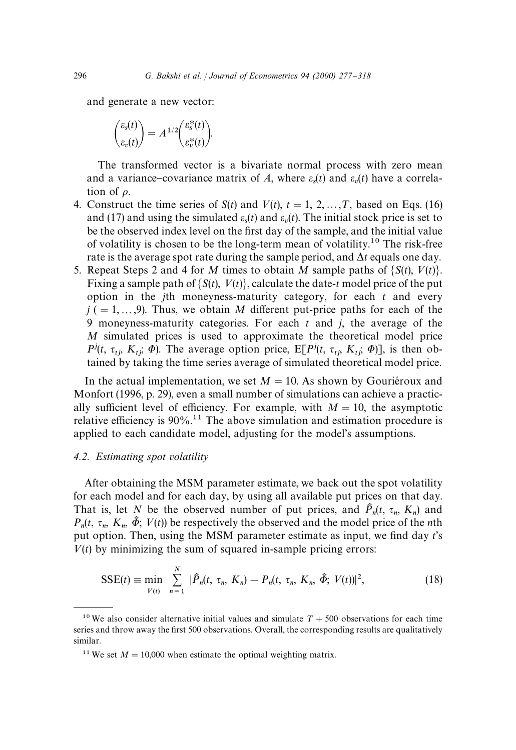and generate a new vector:

$$\begin{pmatrix} \varepsilon_s(t) \\ \varepsilon_v(t) \end{pmatrix} = A^{1/2} \begin{pmatrix} \varepsilon_s^*(t) \\ \varepsilon_v^*(t) \end{pmatrix}.$$

The transformed vector is a bivariate normal process with zero mean and a variance–covariance matrix of $A$, where $\varepsilon_s(t)$ and $\varepsilon_v(t)$ have a correlation of $\rho$.

4. Construct the time series of $S(t)$ and $V(t)$, $t = 1, 2, \ldots, T$, based on Eqs. (16) and (17) and using the simulated $\varepsilon_s(t)$ and $\varepsilon_v(t)$. The initial stock price is set to be the observed index level on the first day of the sample, and the initial value of volatility is chosen to be the long-term mean of volatility.[10] The risk-free rate is the average spot rate during the sample period, and $\Delta t$ equals one day.
5. Repeat Steps 2 and 4 for $M$ times to obtain $M$ sample paths of $\{S(t), V(t)\}$. Fixing a sample path of $\{S(t), V(t)\}$, calculate the date-$t$ model price of the put option in the $j$th moneyness-maturity category, for each $t$ and every $j$ ($= 1, \ldots, 9$). Thus, we obtain $M$ different put-price paths for each of the 9 moneyness-maturity categories. For each $t$ and $j$, the average of the $M$ simulated prices is used to approximate the theoretical model price $P^j(t, \tau_{tj}, K_{tj}; \Phi)$. The average option price, $\mathrm{E}[P^j(t, \tau_{tj}, K_{tj}; \Phi)]$, is then obtained by taking the time series average of simulated theoretical model price.

In the actual implementation, we set $M = 10$. As shown by Gouriéroux and Monfort (1996, p. 29), even a small number of simulations can achieve a practically sufficient level of efficiency. For example, with $M = 10$, the asymptotic relative efficiency is 90%.[11] The above simulation and estimation procedure is applied to each candidate model, adjusting for the model's assumptions.

### 4.2. Estimating spot volatility

After obtaining the MSM parameter estimate, we back out the spot volatility for each model and for each day, by using all available put prices on that day. That is, let $N$ be the observed number of put prices, and $\hat{P}_n(t, \tau_n, K_n)$ and $P_n(t, \tau_n, K_n, \hat{\Phi}; V(t))$ be respectively the observed and the model price of the $n$th put option. Then, using the MSM parameter estimate as input, we find day $t$'s $V(t)$ by minimizing the sum of squared in-sample pricing errors:

$$\mathrm{SSE}(t) \equiv \min_{V(t)} \sum_{n=1}^{N} |\hat{P}_n(t, \tau_n, K_n) - P_n(t, \tau_n, K_n, \hat{\Phi}; V(t))|^2, \tag{18}$$

---

[10] We also consider alternative initial values and simulate $T + 500$ observations for each time series and throw away the first 500 observations. Overall, the corresponding results are qualitatively similar.

[11] We set $M = 10{,}000$ when estimate the optimal weighting matrix.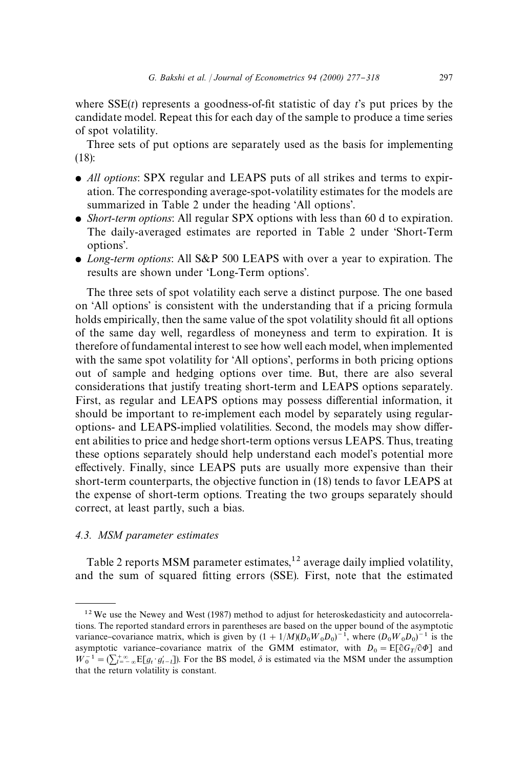where $SSE(t)$ represents a goodness-of-fit statistic of day $t$'s put prices by the candidate model. Repeat this for each day of the sample to produce a time series of spot volatility.

Three sets of put options are separately used as the basis for implementing (18):

- *All options*: SPX regular and LEAPS puts of all strikes and terms to expiration. The corresponding average-spot-volatility estimates for the models are summarized in Table 2 under the heading 'All options'.
- *Short-term options*: All regular SPX options with less than 60 d to expiration. The daily-averaged estimates are reported in Table 2 under 'Short-Term options'.
- *Long-term options*: All S&P 500 LEAPS with over a year to expiration. The results are shown under 'Long-Term options'.

The three sets of spot volatility each serve a distinct purpose. The one based on 'All options' is consistent with the understanding that if a pricing formula holds empirically, then the same value of the spot volatility should fit all options of the same day well, regardless of moneyness and term to expiration. It is therefore of fundamental interest to see how well each model, when implemented with the same spot volatility for 'All options', performs in both pricing options out of sample and hedging options over time. But, there are also several considerations that justify treating short-term and LEAPS options separately. First, as regular and LEAPS options may possess differential information, it should be important to re-implement each model by separately using regular-options- and LEAPS-implied volatilities. Second, the models may show different abilities to price and hedge short-term options versus LEAPS. Thus, treating these options separately should help understand each model's potential more effectively. Finally, since LEAPS puts are usually more expensive than their short-term counterparts, the objective function in (18) tends to favor LEAPS at the expense of short-term options. Treating the two groups separately should correct, at least partly, such a bias.

### 4.3. MSM parameter estimates

Table 2 reports MSM parameter estimates,[12] average daily implied volatility, and the sum of squared fitting errors (SSE). First, note that the estimated

---

[12] We use the Newey and West (1987) method to adjust for heteroskedasticity and autocorrelations. The reported standard errors in parentheses are based on the upper bound of the asymptotic variance–covariance matrix, which is given by $(1 + 1/M)(D_0 W_0 D_0)^{-1}$, where $(D_0 W_0 D_0)^{-1}$ is the asymptotic variance–covariance matrix of the GMM estimator, with $D_0 = \mathrm{E}[\partial G_T / \partial \Phi]$ and $W_0^{-1} = (\sum_{l=-\infty}^{+\infty} \mathrm{E}[g_t \cdot g'_{t-l}])$. For the BS model, $\delta$ is estimated via the MSM under the assumption that the return volatility is constant.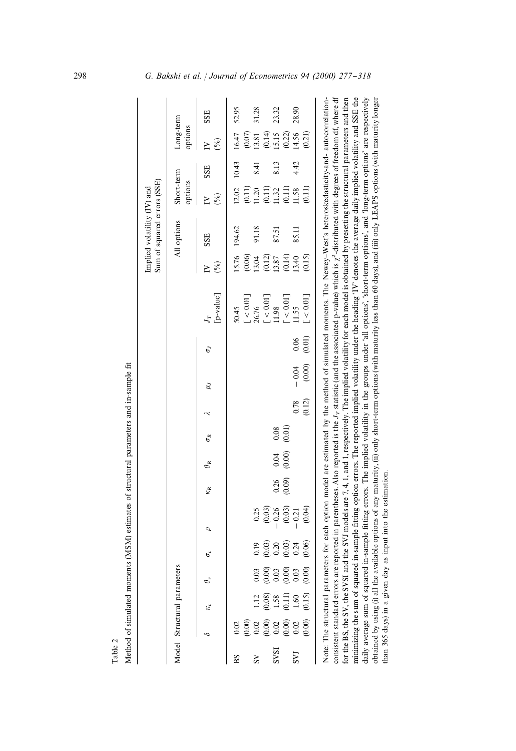Table 2

Method of simulated moments (MSM) estimates of structural parameters and in-sample fit

| Model | Structural parameters | | | | | | | | | | | | $J_T$ [p-value] | Implied volatility (IV) and Sum of squared errors (SSE) | | | | | |
|---|---|---|---|---|---|---|---|---|---|---|---|---|---|---|---|---|---|---|---|
| | | | | | | | | | | | | | | All options | | Short-term options | | Long-term options | |
| | $\delta$ | $\kappa_v$ | $\theta_v$ | $\sigma_v$ | $\rho$ | $\kappa_R$ | $\theta_R$ | $\sigma_R$ | $\lambda$ | $\mu_J$ | $\sigma_J$ | | | IV (%) | SSE | IV (%) | SSE | IV (%) | SSE |
| BS | 0.02 | | | | | | | | | | | | 50.45 | 15.76 | 194.62 | 12.02 | 10.43 | 16.47 | 52.95 |
| | (0.00) | | | | | | | | | | | | [ < 0.01] | (0.06) | | (0.11) | | (0.07) | |
| SV | 0.02 | 1.12 | 0.03 | 0.19 | − 0.25 | | | | | | | | 26.76 | 13.04 | 91.18 | 11.20 | 8.41 | 13.81 | 31.28 |
| | (0.00) | (0.08) | (0.00) | (0.03) | (0.03) | | | | | | | | [ < 0.01] | (0.12) | | (0.11) | | (0.14) | |
| SVSI | 0.02 | 1.58 | 0.03 | 0.20 | − 0.26 | 0.26 | 0.04 | 0.08 | | | | | 11.98 | 13.87 | 87.51 | 11.32 | 8.13 | 15.15 | 23.32 |
| | (0.00) | (0.11) | (0.00) | (0.03) | (0.03) | (0.09) | (0.00) | (0.01) | | | | | [ < 0.01] | (0.14) | | (0.11) | | (0.22) | |
| SVJ | 0.02 | 1.60 | 0.03 | 0.24 | − 0.21 | | | | 0.78 | − 0.04 | 0.06 | | 11.55 | 13.40 | 85.11 | 11.58 | 4.42 | 14.56 | 28.90 |
| | (0.00) | (0.15) | (0.00) | (0.06) | (0.04) | | | | (0.12) | (0.00) | (0.01) | | [ < 0.01] | (0.15) | | (0.11) | | (0.21) | |

Note: The structural parameters for each option model are estimated by the method of simulated moments. The Newey–West's heteroskedasticity-and- autocorrelation-consistent standard errors are reported in parentheses. Also reported is the $J_T$ statistic (and the associated p-value) which is $\chi^2$-distributed with degrees of freedom df, where df for the BS, the SV, the SVSI and the SVJ models are 7, 4, 1, and 1, respectively. The implied volatility for each model is obtained by presetting the structural parameters and then minimizing the sum of squared in-sample fitting option errors. The reported implied volatility under the heading 'IV' denotes the average daily implied volatility and SSE the daily average sum of squared in-sample fitting errors. The implied volatility in the groups under 'all options', 'short-term options', and 'long-term options' are respectively obtained by using (i) all the available options of any maturity, (ii) only short-term options (with maturity less than 60 days), and (iii) only LEAPS options (with maturity longer than 365 days) in a given day as input into the estimation.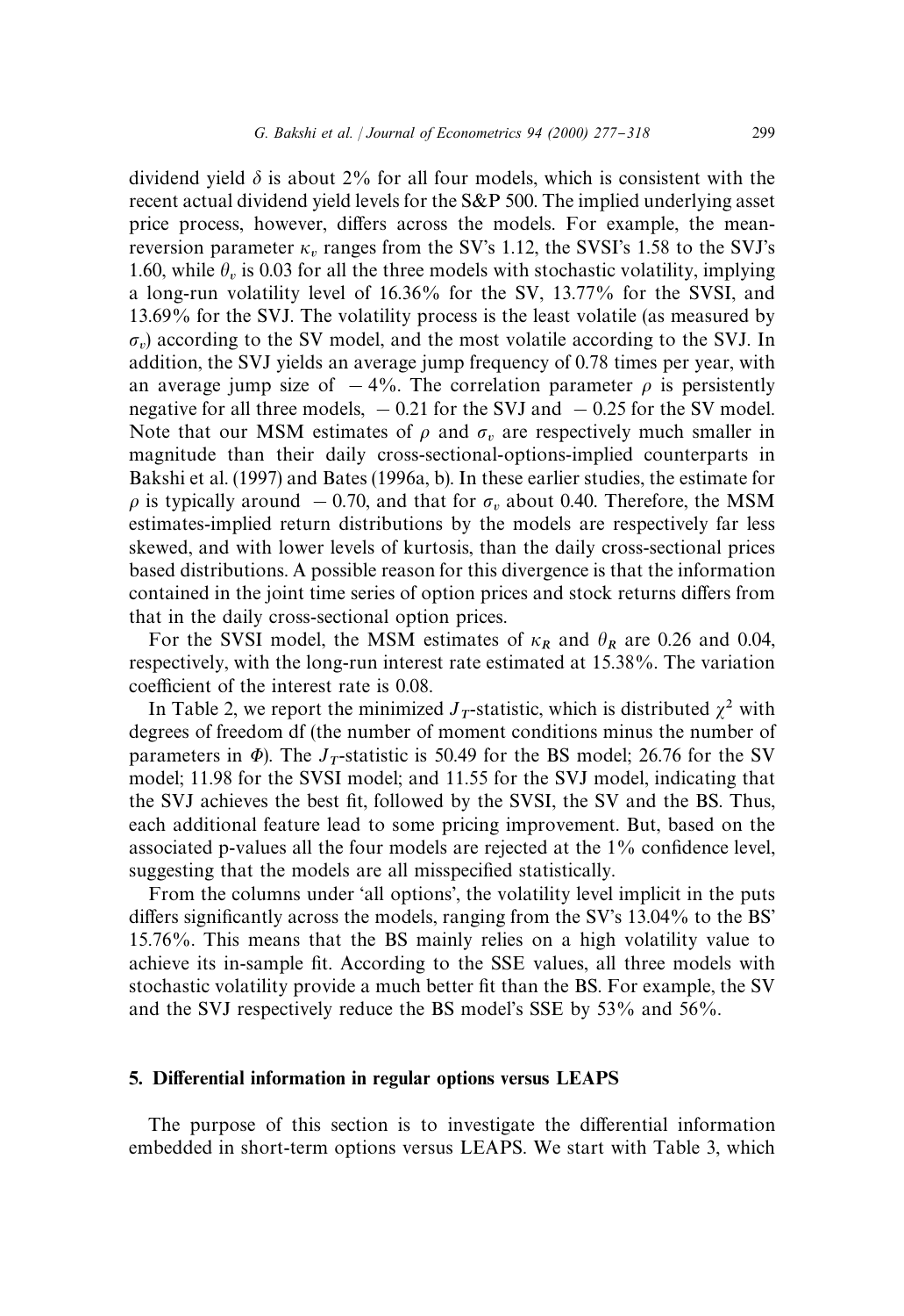dividend yield $\delta$ is about 2% for all four models, which is consistent with the recent actual dividend yield levels for the S&P 500. The implied underlying asset price process, however, differs across the models. For example, the mean-reversion parameter $\kappa_v$ ranges from the SV's 1.12, the SVSI's 1.58 to the SVJ's 1.60, while $\theta_v$ is 0.03 for all the three models with stochastic volatility, implying a long-run volatility level of 16.36% for the SV, 13.77% for the SVSI, and 13.69% for the SVJ. The volatility process is the least volatile (as measured by $\sigma_v$) according to the SV model, and the most volatile according to the SVJ. In addition, the SVJ yields an average jump frequency of 0.78 times per year, with an average jump size of $-4\%$. The correlation parameter $\rho$ is persistently negative for all three models, $-0.21$ for the SVJ and $-0.25$ for the SV model. Note that our MSM estimates of $\rho$ and $\sigma_v$ are respectively much smaller in magnitude than their daily cross-sectional-options-implied counterparts in Bakshi et al. (1997) and Bates (1996a, b). In these earlier studies, the estimate for $\rho$ is typically around $-0.70$, and that for $\sigma_v$ about 0.40. Therefore, the MSM estimates-implied return distributions by the models are respectively far less skewed, and with lower levels of kurtosis, than the daily cross-sectional prices based distributions. A possible reason for this divergence is that the information contained in the joint time series of option prices and stock returns differs from that in the daily cross-sectional option prices.

For the SVSI model, the MSM estimates of $\kappa_R$ and $\theta_R$ are 0.26 and 0.04, respectively, with the long-run interest rate estimated at 15.38%. The variation coefficient of the interest rate is 0.08.

In Table 2, we report the minimized $J_T$-statistic, which is distributed $\chi^2$ with degrees of freedom df (the number of moment conditions minus the number of parameters in $\Phi$). The $J_T$-statistic is 50.49 for the BS model; 26.76 for the SV model; 11.98 for the SVSI model; and 11.55 for the SVJ model, indicating that the SVJ achieves the best fit, followed by the SVSI, the SV and the BS. Thus, each additional feature lead to some pricing improvement. But, based on the associated p-values all the four models are rejected at the 1% confidence level, suggesting that the models are all misspecified statistically.

From the columns under 'all options', the volatility level implicit in the puts differs significantly across the models, ranging from the SV's 13.04% to the BS' 15.76%. This means that the BS mainly relies on a high volatility value to achieve its in-sample fit. According to the SSE values, all three models with stochastic volatility provide a much better fit than the BS. For example, the SV and the SVJ respectively reduce the BS model's SSE by 53% and 56%.

## 5. Differential information in regular options versus LEAPS

The purpose of this section is to investigate the differential information embedded in short-term options versus LEAPS. We start with Table 3, which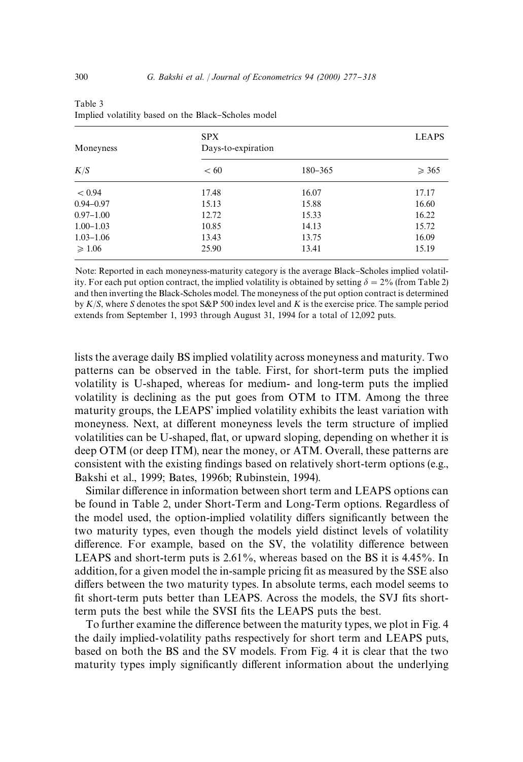Table 3
Implied volatility based on the Black–Scholes model

| Moneyness | SPX Days-to-expiration | | LEAPS |
|---|---|---|---|
| $K/S$ | $< 60$ | 180–365 | $\geqslant 365$ |
| $< 0.94$ | 17.48 | 16.07 | 17.17 |
| 0.94–0.97 | 15.13 | 15.88 | 16.60 |
| 0.97–1.00 | 12.72 | 15.33 | 16.22 |
| 1.00–1.03 | 10.85 | 14.13 | 15.72 |
| 1.03–1.06 | 13.43 | 13.75 | 16.09 |
| $\geqslant 1.06$ | 25.90 | 13.41 | 15.19 |

Note: Reported in each moneyness-maturity category is the average Black–Scholes implied volatility. For each put option contract, the implied volatility is obtained by setting $\delta = 2\%$ (from Table 2) and then inverting the Black-Scholes model. The moneyness of the put option contract is determined by $K/S$, where $S$ denotes the spot S&P 500 index level and $K$ is the exercise price. The sample period extends from September 1, 1993 through August 31, 1994 for a total of 12,092 puts.

lists the average daily BS implied volatility across moneyness and maturity. Two patterns can be observed in the table. First, for short-term puts the implied volatility is U-shaped, whereas for medium- and long-term puts the implied volatility is declining as the put goes from OTM to ITM. Among the three maturity groups, the LEAPS' implied volatility exhibits the least variation with moneyness. Next, at different moneyness levels the term structure of implied volatilities can be U-shaped, flat, or upward sloping, depending on whether it is deep OTM (or deep ITM), near the money, or ATM. Overall, these patterns are consistent with the existing findings based on relatively short-term options (e.g., Bakshi et al., 1999; Bates, 1996b; Rubinstein, 1994).

Similar difference in information between short term and LEAPS options can be found in Table 2, under Short-Term and Long-Term options. Regardless of the model used, the option-implied volatility differs significantly between the two maturity types, even though the models yield distinct levels of volatility difference. For example, based on the SV, the volatility difference between LEAPS and short-term puts is 2.61%, whereas based on the BS it is 4.45%. In addition, for a given model the in-sample pricing fit as measured by the SSE also differs between the two maturity types. In absolute terms, each model seems to fit short-term puts better than LEAPS. Across the models, the SVJ fits short-term puts the best while the SVSI fits the LEAPS puts the best.

To further examine the difference between the maturity types, we plot in Fig. 4 the daily implied-volatility paths respectively for short term and LEAPS puts, based on both the BS and the SV models. From Fig. 4 it is clear that the two maturity types imply significantly different information about the underlying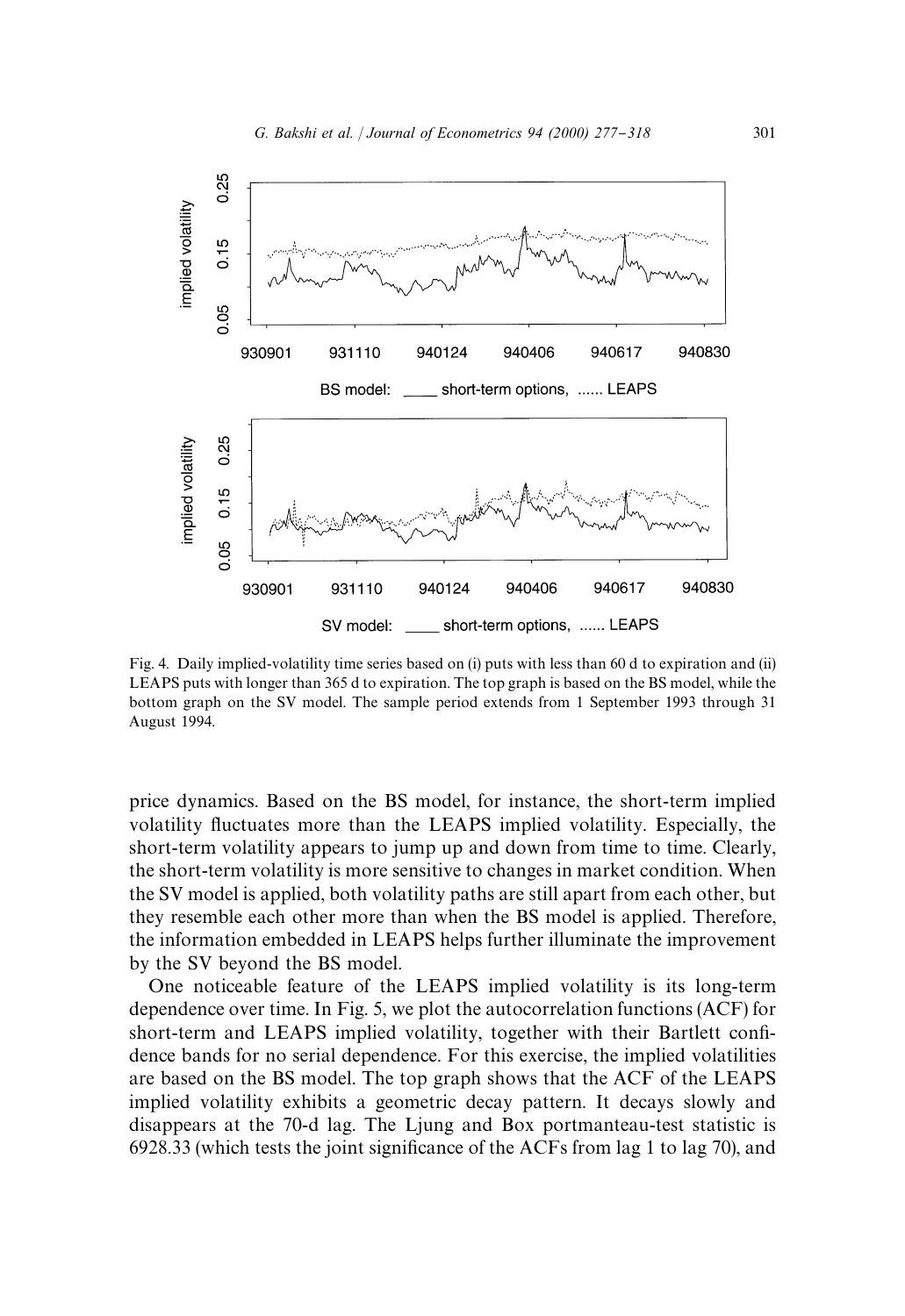Fig. 4. Daily implied-volatility time series based on (i) puts with less than 60 d to expiration and (ii) LEAPS puts with longer than 365 d to expiration. The top graph is based on the BS model, while the bottom graph on the SV model. The sample period extends from 1 September 1993 through 31 August 1994.

price dynamics. Based on the BS model, for instance, the short-term implied volatility fluctuates more than the LEAPS implied volatility. Especially, the short-term volatility appears to jump up and down from time to time. Clearly, the short-term volatility is more sensitive to changes in market condition. When the SV model is applied, both volatility paths are still apart from each other, but they resemble each other more than when the BS model is applied. Therefore, the information embedded in LEAPS helps further illuminate the improvement by the SV beyond the BS model.

One noticeable feature of the LEAPS implied volatility is its long-term dependence over time. In Fig. 5, we plot the autocorrelation functions (ACF) for short-term and LEAPS implied volatility, together with their Bartlett confidence bands for no serial dependence. For this exercise, the implied volatilities are based on the BS model. The top graph shows that the ACF of the LEAPS implied volatility exhibits a geometric decay pattern. It decays slowly and disappears at the 70-d lag. The Ljung and Box portmanteau-test statistic is 6928.33 (which tests the joint significance of the ACFs from lag 1 to lag 70), and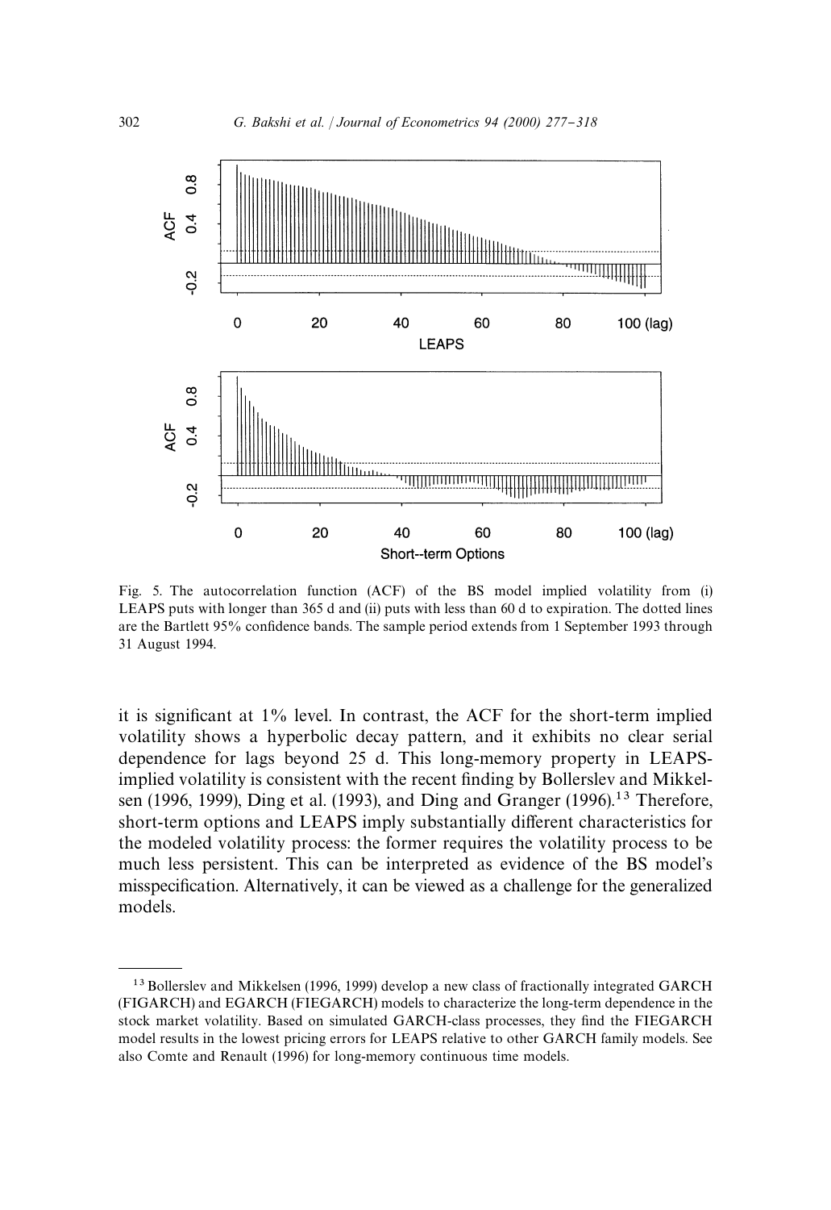Fig. 5. The autocorrelation function (ACF) of the BS model implied volatility from (i) LEAPS puts with longer than 365 d and (ii) puts with less than 60 d to expiration. The dotted lines are the Bartlett 95% confidence bands. The sample period extends from 1 September 1993 through 31 August 1994.

it is significant at 1% level. In contrast, the ACF for the short-term implied volatility shows a hyperbolic decay pattern, and it exhibits no clear serial dependence for lags beyond 25 d. This long-memory property in LEAPS-implied volatility is consistent with the recent finding by Bollerslev and Mikkelsen (1996, 1999), Ding et al. (1993), and Ding and Granger (1996).[13] Therefore, short-term options and LEAPS imply substantially different characteristics for the modeled volatility process: the former requires the volatility process to be much less persistent. This can be interpreted as evidence of the BS model's misspecification. Alternatively, it can be viewed as a challenge for the generalized models.

[13] Bollerslev and Mikkelsen (1996, 1999) develop a new class of fractionally integrated GARCH (FIGARCH) and EGARCH (FIEGARCH) models to characterize the long-term dependence in the stock market volatility. Based on simulated GARCH-class processes, they find the FIEGARCH model results in the lowest pricing errors for LEAPS relative to other GARCH family models. See also Comte and Renault (1996) for long-memory continuous time models.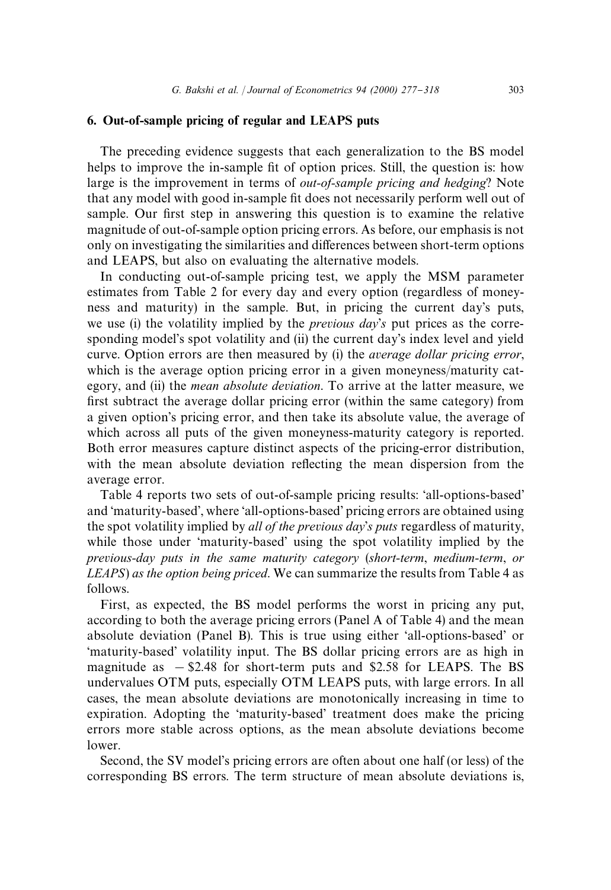## 6. Out-of-sample pricing of regular and LEAPS puts

The preceding evidence suggests that each generalization to the BS model helps to improve the in-sample fit of option prices. Still, the question is: how large is the improvement in terms of *out-of-sample pricing and hedging*? Note that any model with good in-sample fit does not necessarily perform well out of sample. Our first step in answering this question is to examine the relative magnitude of out-of-sample option pricing errors. As before, our emphasis is not only on investigating the similarities and differences between short-term options and LEAPS, but also on evaluating the alternative models.

In conducting out-of-sample pricing test, we apply the MSM parameter estimates from Table 2 for every day and every option (regardless of moneyness and maturity) in the sample. But, in pricing the current day's puts, we use (i) the volatility implied by the *previous day's* put prices as the corresponding model's spot volatility and (ii) the current day's index level and yield curve. Option errors are then measured by (i) the *average dollar pricing error*, which is the average option pricing error in a given moneyness/maturity category, and (ii) the *mean absolute deviation*. To arrive at the latter measure, we first subtract the average dollar pricing error (within the same category) from a given option's pricing error, and then take its absolute value, the average of which across all puts of the given moneyness-maturity category is reported. Both error measures capture distinct aspects of the pricing-error distribution, with the mean absolute deviation reflecting the mean dispersion from the average error.

Table 4 reports two sets of out-of-sample pricing results: 'all-options-based' and 'maturity-based', where 'all-options-based' pricing errors are obtained using the spot volatility implied by *all of the previous day's puts* regardless of maturity, while those under 'maturity-based' using the spot volatility implied by the *previous-day puts in the same maturity category* (*short-term*, *medium-term*, *or LEAPS*) *as the option being priced*. We can summarize the results from Table 4 as follows.

First, as expected, the BS model performs the worst in pricing any put, according to both the average pricing errors (Panel A of Table 4) and the mean absolute deviation (Panel B). This is true using either 'all-options-based' or 'maturity-based' volatility input. The BS dollar pricing errors are as high in magnitude as $-$\$2.48 for short-term puts and \$2.58 for LEAPS. The BS undervalues OTM puts, especially OTM LEAPS puts, with large errors. In all cases, the mean absolute deviations are monotonically increasing in time to expiration. Adopting the 'maturity-based' treatment does make the pricing errors more stable across options, as the mean absolute deviations become lower.

Second, the SV model's pricing errors are often about one half (or less) of the corresponding BS errors. The term structure of mean absolute deviations is,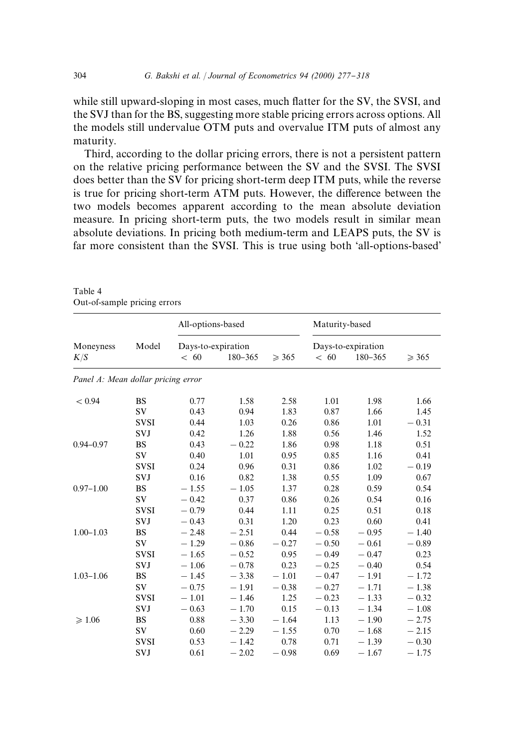while still upward-sloping in most cases, much flatter for the SV, the SVSI, and the SVJ than for the BS, suggesting more stable pricing errors across options. All the models still undervalue OTM puts and overvalue ITM puts of almost any maturity.

Third, according to the dollar pricing errors, there is not a persistent pattern on the relative pricing performance between the SV and the SVSI. The SVSI does better than the SV for pricing short-term deep ITM puts, while the reverse is true for pricing short-term ATM puts. However, the difference between the two models becomes apparent according to the mean absolute deviation measure. In pricing short-term puts, the two models result in similar mean absolute deviations. In pricing both medium-term and LEAPS puts, the SV is far more consistent than the SVSI. This is true using both 'all-options-based'

Table 4
Out-of-sample pricing errors

| Moneyness $K/S$ | Model | All-options-based Days-to-expiration $< 60$ | 180–365 | $\geqslant 365$ | Maturity-based Days-to-expiration $< 60$ | 180–365 | $\geqslant 365$ |
|---|---|---|---|---|---|---|---|
| *Panel A: Mean dollar pricing error* | | | | | | | |
| $< 0.94$ | BS | 0.77 | 1.58 | 2.58 | 1.01 | 1.98 | 1.66 |
| | SV | 0.43 | 0.94 | 1.83 | 0.87 | 1.66 | 1.45 |
| | SVSI | 0.44 | 1.03 | 0.26 | 0.86 | 1.01 | −0.31 |
| | SVJ | 0.42 | 1.26 | 1.88 | 0.56 | 1.46 | 1.52 |
| 0.94–0.97 | BS | 0.43 | −0.22 | 1.86 | 0.98 | 1.18 | 0.51 |
| | SV | 0.40 | 1.01 | 0.95 | 0.85 | 1.16 | 0.41 |
| | SVSI | 0.24 | 0.96 | 0.31 | 0.86 | 1.02 | −0.19 |
| | SVJ | 0.16 | 0.82 | 1.38 | 0.55 | 1.09 | 0.67 |
| 0.97–1.00 | BS | −1.55 | −1.05 | 1.37 | 0.28 | 0.59 | 0.54 |
| | SV | −0.42 | 0.37 | 0.86 | 0.26 | 0.54 | 0.16 |
| | SVSI | −0.79 | 0.44 | 1.11 | 0.25 | 0.51 | 0.18 |
| | SVJ | −0.43 | 0.31 | 1.20 | 0.23 | 0.60 | 0.41 |
| 1.00–1.03 | BS | −2.48 | −2.51 | 0.44 | −0.58 | −0.95 | −1.40 |
| | SV | −1.29 | −0.86 | −0.27 | −0.50 | −0.61 | −0.89 |
| | SVSI | −1.65 | −0.52 | 0.95 | −0.49 | −0.47 | 0.23 |
| | SVJ | −1.06 | −0.78 | 0.23 | −0.25 | −0.40 | 0.54 |
| 1.03–1.06 | BS | −1.45 | −3.38 | −1.01 | −0.47 | −1.91 | −1.72 |
| | SV | −0.75 | −1.91 | −0.38 | −0.27 | −1.71 | −1.38 |
| | SVSI | −1.01 | −1.46 | 1.25 | −0.23 | −1.33 | −0.32 |
| | SVJ | −0.63 | −1.70 | 0.15 | −0.13 | −1.34 | −1.08 |
| $\geqslant 1.06$ | BS | 0.88 | −3.30 | −1.64 | 1.13 | −1.90 | −2.75 |
| | SV | 0.60 | −2.29 | −1.55 | 0.70 | −1.68 | −2.15 |
| | SVSI | 0.53 | −1.42 | 0.78 | 0.71 | −1.39 | −0.30 |
| | SVJ | 0.61 | −2.02 | −0.98 | 0.69 | −1.67 | −1.75 |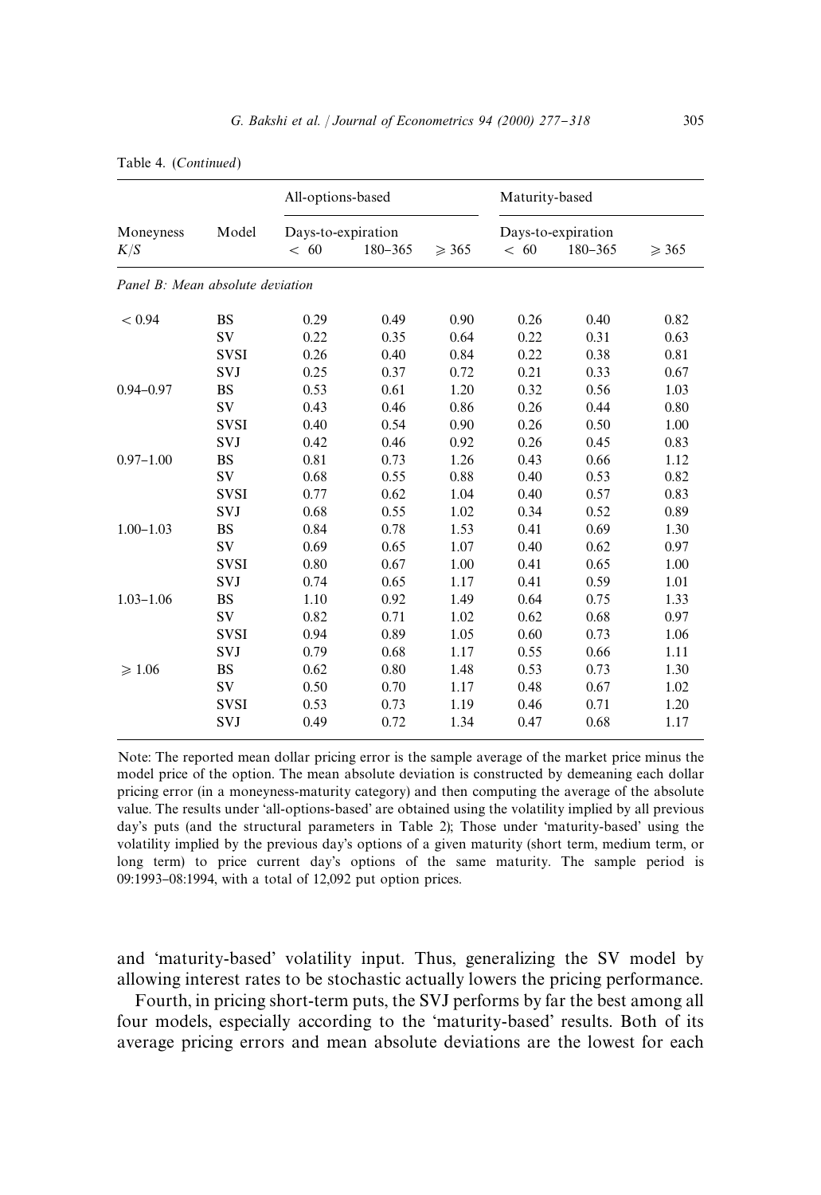Table 4. (*Continued*)

| Moneyness $K/S$ | Model | All-options-based | | | Maturity-based | | |
|---|---|---|---|---|---|---|---|
| | | Days-to-expiration | | | Days-to-expiration | | |
| | | < 60 | 180–365 | ⩾ 365 | < 60 | 180–365 | ⩾ 365 |
| *Panel B: Mean absolute deviation* | | | | | | | |
| < 0.94 | BS | 0.29 | 0.49 | 0.90 | 0.26 | 0.40 | 0.82 |
| | SV | 0.22 | 0.35 | 0.64 | 0.22 | 0.31 | 0.63 |
| | SVSI | 0.26 | 0.40 | 0.84 | 0.22 | 0.38 | 0.81 |
| | SVJ | 0.25 | 0.37 | 0.72 | 0.21 | 0.33 | 0.67 |
| 0.94–0.97 | BS | 0.53 | 0.61 | 1.20 | 0.32 | 0.56 | 1.03 |
| | SV | 0.43 | 0.46 | 0.86 | 0.26 | 0.44 | 0.80 |
| | SVSI | 0.40 | 0.54 | 0.90 | 0.26 | 0.50 | 1.00 |
| | SVJ | 0.42 | 0.46 | 0.92 | 0.26 | 0.45 | 0.83 |
| 0.97–1.00 | BS | 0.81 | 0.73 | 1.26 | 0.43 | 0.66 | 1.12 |
| | SV | 0.68 | 0.55 | 0.88 | 0.40 | 0.53 | 0.82 |
| | SVSI | 0.77 | 0.62 | 1.04 | 0.40 | 0.57 | 0.83 |
| | SVJ | 0.68 | 0.55 | 1.02 | 0.34 | 0.52 | 0.89 |
| 1.00–1.03 | BS | 0.84 | 0.78 | 1.53 | 0.41 | 0.69 | 1.30 |
| | SV | 0.69 | 0.65 | 1.07 | 0.40 | 0.62 | 0.97 |
| | SVSI | 0.80 | 0.67 | 1.00 | 0.41 | 0.65 | 1.00 |
| | SVJ | 0.74 | 0.65 | 1.17 | 0.41 | 0.59 | 1.01 |
| 1.03–1.06 | BS | 1.10 | 0.92 | 1.49 | 0.64 | 0.75 | 1.33 |
| | SV | 0.82 | 0.71 | 1.02 | 0.62 | 0.68 | 0.97 |
| | SVSI | 0.94 | 0.89 | 1.05 | 0.60 | 0.73 | 1.06 |
| | SVJ | 0.79 | 0.68 | 1.17 | 0.55 | 0.66 | 1.11 |
| ⩾ 1.06 | BS | 0.62 | 0.80 | 1.48 | 0.53 | 0.73 | 1.30 |
| | SV | 0.50 | 0.70 | 1.17 | 0.48 | 0.67 | 1.02 |
| | SVSI | 0.53 | 0.73 | 1.19 | 0.46 | 0.71 | 1.20 |
| | SVJ | 0.49 | 0.72 | 1.34 | 0.47 | 0.68 | 1.17 |

Note: The reported mean dollar pricing error is the sample average of the market price minus the model price of the option. The mean absolute deviation is constructed by demeaning each dollar pricing error (in a moneyness-maturity category) and then computing the average of the absolute value. The results under 'all-options-based' are obtained using the volatility implied by all previous day's puts (and the structural parameters in Table 2); Those under 'maturity-based' using the volatility implied by the previous day's options of a given maturity (short term, medium term, or long term) to price current day's options of the same maturity. The sample period is 09:1993–08:1994, with a total of 12,092 put option prices.

and 'maturity-based' volatility input. Thus, generalizing the SV model by allowing interest rates to be stochastic actually lowers the pricing performance.

Fourth, in pricing short-term puts, the SVJ performs by far the best among all four models, especially according to the 'maturity-based' results. Both of its average pricing errors and mean absolute deviations are the lowest for each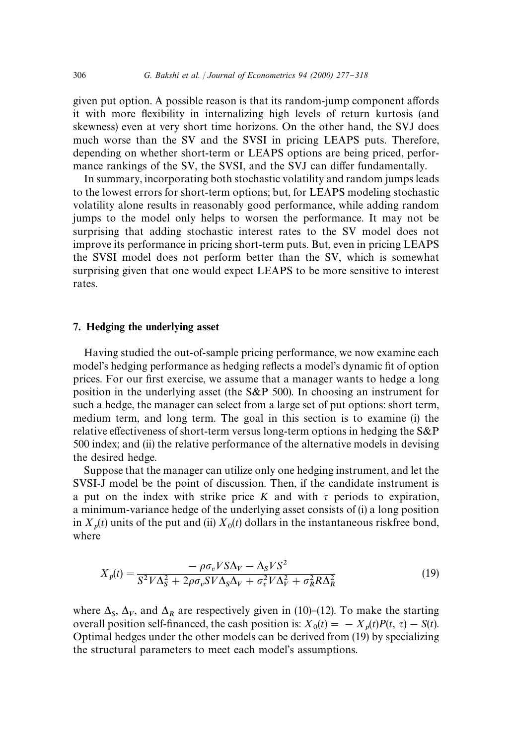given put option. A possible reason is that its random-jump component affords it with more flexibility in internalizing high levels of return kurtosis (and skewness) even at very short time horizons. On the other hand, the SVJ does much worse than the SV and the SVSI in pricing LEAPS puts. Therefore, depending on whether short-term or LEAPS options are being priced, performance rankings of the SV, the SVSI, and the SVJ can differ fundamentally.

In summary, incorporating both stochastic volatility and random jumps leads to the lowest errors for short-term options; but, for LEAPS modeling stochastic volatility alone results in reasonably good performance, while adding random jumps to the model only helps to worsen the performance. It may not be surprising that adding stochastic interest rates to the SV model does not improve its performance in pricing short-term puts. But, even in pricing LEAPS the SVSI model does not perform better than the SV, which is somewhat surprising given that one would expect LEAPS to be more sensitive to interest rates.

## 7. Hedging the underlying asset

Having studied the out-of-sample pricing performance, we now examine each model's hedging performance as hedging reflects a model's dynamic fit of option prices. For our first exercise, we assume that a manager wants to hedge a long position in the underlying asset (the S&P 500). In choosing an instrument for such a hedge, the manager can select from a large set of put options: short term, medium term, and long term. The goal in this section is to examine (i) the relative effectiveness of short-term versus long-term options in hedging the S&P 500 index; and (ii) the relative performance of the alternative models in devising the desired hedge.

Suppose that the manager can utilize only one hedging instrument, and let the SVSI-J model be the point of discussion. Then, if the candidate instrument is a put on the index with strike price $K$ and with $\tau$ periods to expiration, a minimum-variance hedge of the underlying asset consists of (i) a long position in $X_p(t)$ units of the put and (ii) $X_0(t)$ dollars in the instantaneous riskfree bond, where

$$X_p(t) = \frac{-\rho\sigma_v V S \Delta_V - \Delta_S V S^2}{S^2 V \Delta_S^2 + 2\rho\sigma_v S V \Delta_S \Delta_V + \sigma_v^2 V \Delta_V^2 + \sigma_R^2 R \Delta_R^2} \tag{19}$$

where $\Delta_S$, $\Delta_V$, and $\Delta_R$ are respectively given in (10)–(12). To make the starting overall position self-financed, the cash position is: $X_0(t) = -X_p(t)P(t, \tau) - S(t)$. Optimal hedges under the other models can be derived from (19) by specializing the structural parameters to meet each model's assumptions.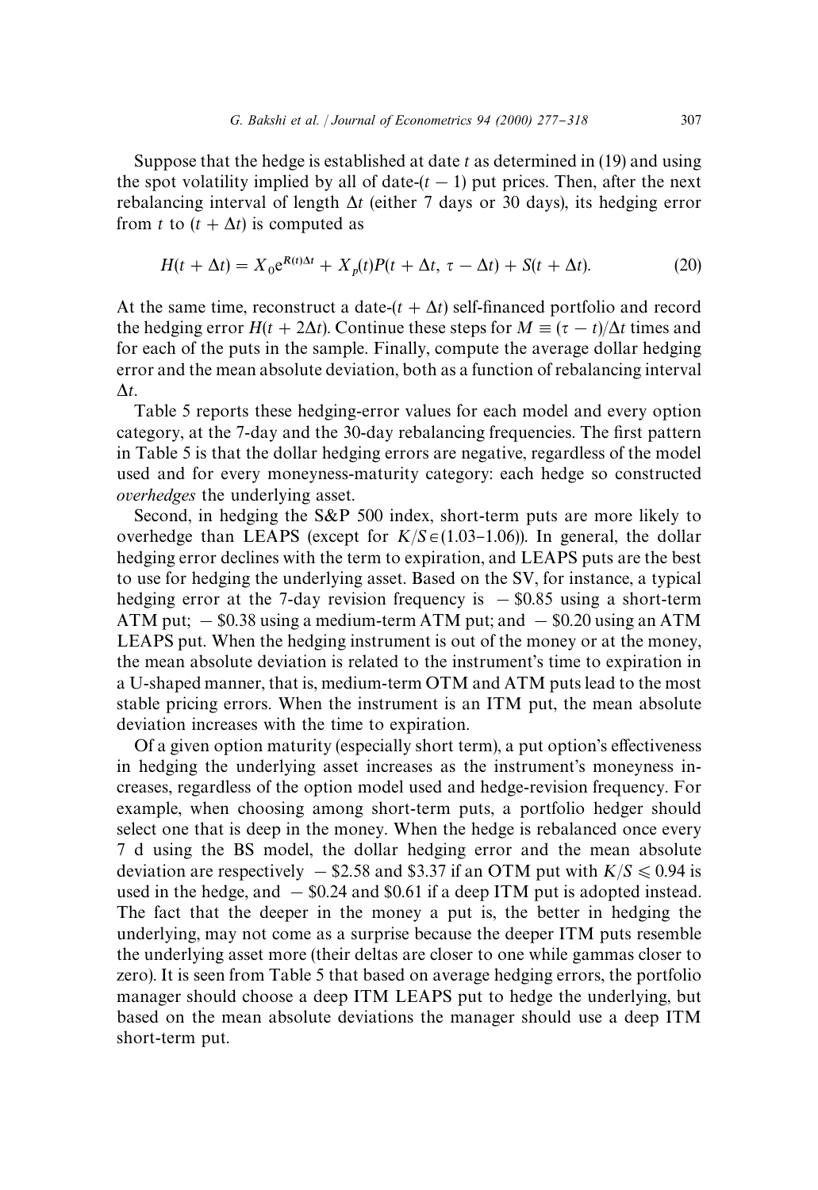Suppose that the hedge is established at date $t$ as determined in (19) and using the spot volatility implied by all of date-$(t-1)$ put prices. Then, after the next rebalancing interval of length $\Delta t$ (either 7 days or 30 days), its hedging error from $t$ to $(t+\Delta t)$ is computed as

$$H(t+\Delta t) = X_0 e^{R(t)\Delta t} + X_p(t)P(t+\Delta t, \tau - \Delta t) + S(t+\Delta t). \tag{20}$$

At the same time, reconstruct a date-$(t+\Delta t)$ self-financed portfolio and record the hedging error $H(t+2\Delta t)$. Continue these steps for $M \equiv (\tau - t)/\Delta t$ times and for each of the puts in the sample. Finally, compute the average dollar hedging error and the mean absolute deviation, both as a function of rebalancing interval $\Delta t$.

Table 5 reports these hedging-error values for each model and every option category, at the 7-day and the 30-day rebalancing frequencies. The first pattern in Table 5 is that the dollar hedging errors are negative, regardless of the model used and for every moneyness-maturity category: each hedge so constructed *overhedges* the underlying asset.

Second, in hedging the S&P 500 index, short-term puts are more likely to overhedge than LEAPS (except for $K/S \in (1.03\text{–}1.06)$). In general, the dollar hedging error declines with the term to expiration, and LEAPS puts are the best to use for hedging the underlying asset. Based on the SV, for instance, a typical hedging error at the 7-day revision frequency is $-\$0.85$ using a short-term ATM put; $-\$0.38$ using a medium-term ATM put; and $-\$0.20$ using an ATM LEAPS put. When the hedging instrument is out of the money or at the money, the mean absolute deviation is related to the instrument's time to expiration in a U-shaped manner, that is, medium-term OTM and ATM puts lead to the most stable pricing errors. When the instrument is an ITM put, the mean absolute deviation increases with the time to expiration.

Of a given option maturity (especially short term), a put option's effectiveness in hedging the underlying asset increases as the instrument's moneyness increases, regardless of the option model used and hedge-revision frequency. For example, when choosing among short-term puts, a portfolio hedger should select one that is deep in the money. When the hedge is rebalanced once every 7 d using the BS model, the dollar hedging error and the mean absolute deviation are respectively $-\$2.58$ and $\$3.37$ if an OTM put with $K/S \leqslant 0.94$ is used in the hedge, and $-\$0.24$ and $\$0.61$ if a deep ITM put is adopted instead. The fact that the deeper in the money a put is, the better in hedging the underlying, may not come as a surprise because the deeper ITM puts resemble the underlying asset more (their deltas are closer to one while gammas closer to zero). It is seen from Table 5 that based on average hedging errors, the portfolio manager should choose a deep ITM LEAPS put to hedge the underlying, but based on the mean absolute deviations the manager should use a deep ITM short-term put.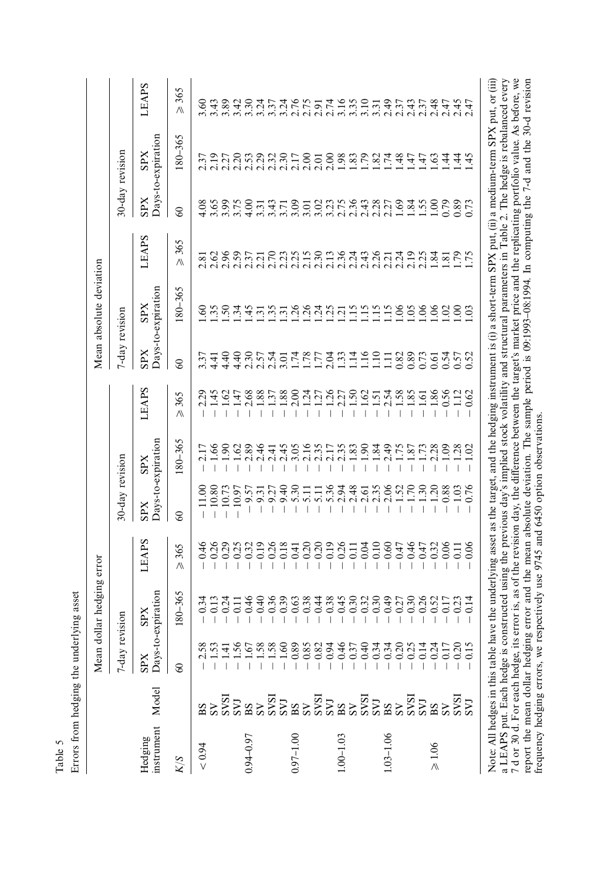Table 5

Errors from hedging the underlying asset

| Hedging instrument | | Mean dollar hedging error | | | | | | Mean absolute deviation | | | | | |
|---|---|---|---|---|---|---|---|---|---|---|---|---|---|
| | | 7-day revision | | | 30-day revision | | | 7-day revision | | | 30-day revision | | |
| | | SPX Days-to-expiration | | LEAPS | SPX Days-to-expiration | | LEAPS | SPX Days-to-expiration | | LEAPS | SPX Days-to-expiration | | LEAPS |
| $K/S$ | Model | 60 | 180–365 | $\geqslant 365$ | 60 | 180–365 | $\geqslant 365$ | 60 | 180–365 | $\geqslant 365$ | 60 | 180–365 | $\geqslant 365$ |
| < 0.94 | BS | − 2.58 | − 0.34 | − 0.46 | − 11.00 | − 2.17 | − 2.29 | 3.37 | 1.60 | 2.81 | 4.08 | 2.37 | 3.60 |
| | SV | − 1.53 | − 0.13 | − 0.26 | − 10.80 | − 1.66 | − 1.45 | 4.41 | 1.35 | 2.62 | 3.65 | 2.19 | 3.43 |
| | SVSI | − 1.41 | − 0.24 | − 0.29 | − 10.73 | − 1.90 | − 1.62 | 4.40 | 1.50 | 2.96 | 3.99 | 2.27 | 3.89 |
| | SVJ | − 1.56 | − 0.11 | − 0.25 | − 10.97 | − 1.62 | − 1.47 | 4.40 | 1.34 | 2.59 | 3.75 | 2.20 | 3.42 |
| 0.94–0.97 | BS | − 1.67 | − 0.46 | − 0.32 | − 9.57 | − 2.89 | − 2.68 | 2.30 | 1.45 | 2.37 | 4.00 | 2.53 | 3.30 |
| | SV | − 1.58 | − 0.40 | − 0.19 | − 9.31 | − 2.46 | − 1.88 | 2.57 | 1.31 | 2.21 | 3.31 | 2.29 | 3.24 |
| | SVSI | − 1.58 | − 0.36 | − 0.26 | − 9.27 | − 2.41 | − 1.37 | 2.54 | 1.35 | 2.70 | 3.43 | 2.32 | 3.37 |
| | SVJ | − 1.60 | − 0.39 | − 0.18 | − 9.40 | − 2.45 | − 1.88 | 3.01 | 1.31 | 2.23 | 3.71 | 2.30 | 3.24 |
| 0.97–1.00 | BS | − 0.89 | − 0.63 | − 0.41 | − 5.30 | − 3.05 | − 2.00 | 1.74 | 1.26 | 2.25 | 3.09 | 2.17 | 2.76 |
| | SV | − 0.85 | − 0.38 | − 0.20 | − 5.11 | − 2.16 | − 1.24 | 1.78 | 1.26 | 2.15 | 3.01 | 2.00 | 2.75 |
| | SVSI | − 0.82 | − 0.44 | − 0.20 | − 5.11 | − 2.35 | − 1.27 | 1.77 | 1.24 | 2.30 | 3.02 | 2.01 | 2.91 |
| | SVJ | − 0.94 | − 0.38 | − 0.19 | − 5.36 | − 2.17 | − 1.26 | 2.04 | 1.25 | 2.13 | 3.23 | 2.00 | 2.74 |
| 1.00–1.03 | BS | − 0.46 | − 0.45 | − 0.26 | − 2.94 | − 2.35 | − 2.27 | 1.33 | 1.21 | 2.36 | 2.75 | 1.98 | 3.16 |
| | SV | − 0.37 | − 0.30 | − 0.11 | − 2.48 | − 1.83 | − 1.50 | 1.14 | 1.15 | 2.24 | 2.36 | 1.83 | 3.35 |
| | SVSI | − 0.40 | − 0.32 | − 0.04 | − 2.61 | − 1.90 | − 1.62 | 1.16 | 1.15 | 2.43 | 2.43 | 1.79 | 3.10 |
| | SVJ | − 0.34 | − 0.30 | − 0.10 | − 2.35 | − 1.84 | − 1.51 | 1.10 | 1.15 | 2.26 | 2.28 | 1.82 | 3.31 |
| 1.03–1.06 | BS | − 0.34 | − 0.49 | − 0.60 | − 2.06 | − 2.49 | − 2.54 | 1.11 | 1.15 | 2.21 | 2.27 | 1.74 | 2.49 |
| | SV | − 0.20 | − 0.27 | − 0.47 | − 1.52 | − 1.75 | − 1.58 | 0.82 | 1.06 | 2.24 | 1.69 | 1.48 | 2.37 |
| | SVSI | − 0.25 | − 0.30 | − 0.46 | − 1.70 | − 1.87 | − 1.85 | 0.89 | 1.05 | 2.19 | 1.84 | 1.47 | 2.43 |
| | SVJ | − 0.14 | − 0.26 | − 0.47 | − 1.30 | − 1.73 | − 1.61 | 0.73 | 1.06 | 2.25 | 1.55 | 1.47 | 2.37 |
| $\geqslant 1.06$ | BS | − 0.24 | − 0.52 | − 0.32 | − 1.20 | − 2.28 | − 1.86 | 0.61 | 1.06 | 1.84 | 1.00 | 1.63 | 2.48 |
| | SV | − 0.17 | − 0.17 | − 0.06 | − 0.88 | − 1.09 | − 0.56 | 0.54 | 1.02 | 1.81 | 0.79 | 1.44 | 2.47 |
| | SVSI | − 0.20 | − 0.23 | − 0.11 | − 1.03 | − 1.28 | − 1.12 | 0.57 | 1.00 | 1.79 | 0.89 | 1.44 | 2.45 |
| | SVJ | − 0.15 | − 0.14 | − 0.06 | − 0.76 | − 1.02 | − 0.62 | 0.52 | 1.03 | 1.75 | 0.73 | 1.45 | 2.47 |

Note: All hedges in this table have the underlying asset as the target, and the hedging instrument is (i) a short-term SPX put, (ii) a medium-term SPX put, or (iii) a LEAPS put. Each hedge is constructed using the previous day's implied stock volatility and structural parameters in Table 2. The hedge is rebalanced every 7 d or 30 d. For each hedge, its error is, as of the revision day, the difference between the target's market price and the replicating portfolio value. As before, we report the mean dollar hedging error and the mean absolute deviation. The sample period is 09:1993–08:1994. In computing the 7-d and the 30-d revision frequency hedging errors, we respectively use 9745 and 6450 option observations.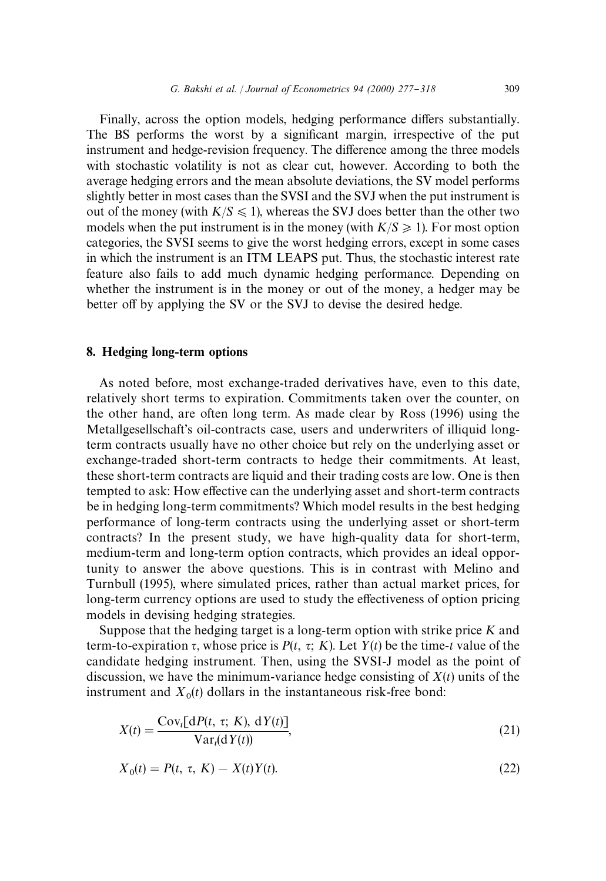Finally, across the option models, hedging performance differs substantially. The BS performs the worst by a significant margin, irrespective of the put instrument and hedge-revision frequency. The difference among the three models with stochastic volatility is not as clear cut, however. According to both the average hedging errors and the mean absolute deviations, the SV model performs slightly better in most cases than the SVSI and the SVJ when the put instrument is out of the money (with $K/S \leqslant 1$), whereas the SVJ does better than the other two models when the put instrument is in the money (with $K/S \geqslant 1$). For most option categories, the SVSI seems to give the worst hedging errors, except in some cases in which the instrument is an ITM LEAPS put. Thus, the stochastic interest rate feature also fails to add much dynamic hedging performance. Depending on whether the instrument is in the money or out of the money, a hedger may be better off by applying the SV or the SVJ to devise the desired hedge.

## 8. Hedging long-term options

As noted before, most exchange-traded derivatives have, even to this date, relatively short terms to expiration. Commitments taken over the counter, on the other hand, are often long term. As made clear by Ross (1996) using the Metallgesellschaft's oil-contracts case, users and underwriters of illiquid long-term contracts usually have no other choice but rely on the underlying asset or exchange-traded short-term contracts to hedge their commitments. At least, these short-term contracts are liquid and their trading costs are low. One is then tempted to ask: How effective can the underlying asset and short-term contracts be in hedging long-term commitments? Which model results in the best hedging performance of long-term contracts using the underlying asset or short-term contracts? In the present study, we have high-quality data for short-term, medium-term and long-term option contracts, which provides an ideal opportunity to answer the above questions. This is in contrast with Melino and Turnbull (1995), where simulated prices, rather than actual market prices, for long-term currency options are used to study the effectiveness of option pricing models in devising hedging strategies.

Suppose that the hedging target is a long-term option with strike price $K$ and term-to-expiration $\tau$, whose price is $P(t, \tau; K)$. Let $Y(t)$ be the time-$t$ value of the candidate hedging instrument. Then, using the SVSI-J model as the point of discussion, we have the minimum-variance hedge consisting of $X(t)$ units of the instrument and $X_0(t)$ dollars in the instantaneous risk-free bond:

$$X(t) = \frac{\mathrm{Cov}_t[\mathrm{d}P(t, \tau; K), \mathrm{d}Y(t)]}{\mathrm{Var}_t(\mathrm{d}Y(t))}, \tag{21}$$

$$X_0(t) = P(t, \tau, K) - X(t)Y(t). \tag{22}$$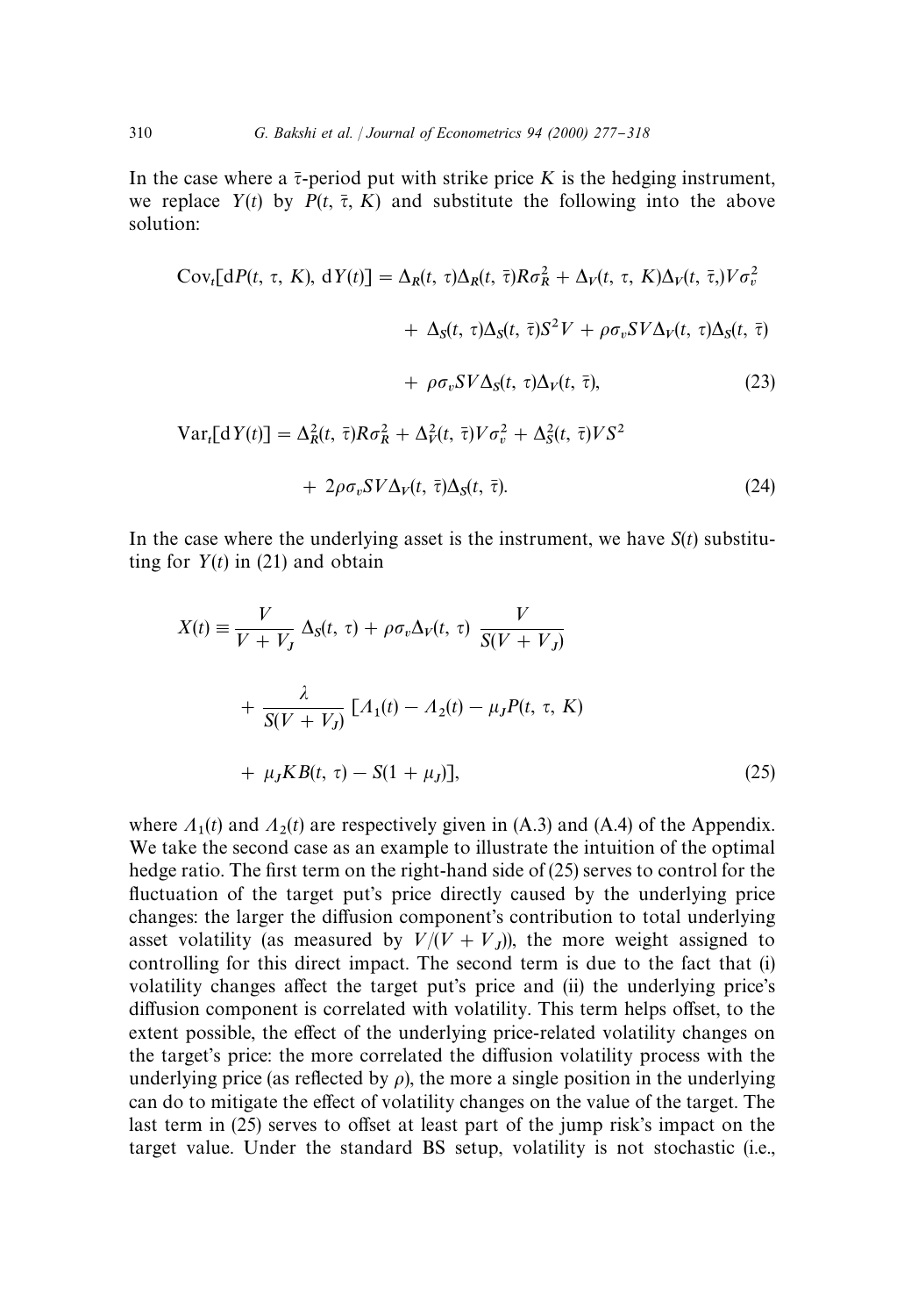In the case where a $\bar{\tau}$-period put with strike price $K$ is the hedging instrument, we replace $Y(t)$ by $P(t, \bar{\tau}, K)$ and substitute the following into the above solution:

$$
\begin{aligned}
\mathrm{Cov}_t[\mathrm{d}P(t, \tau, K), \mathrm{d}Y(t)] = {} & \Delta_R(t, \tau)\Delta_R(t, \bar{\tau})R\sigma_R^2 + \Delta_V(t, \tau, K)\Delta_V(t, \bar{\tau},)V\sigma_v^2 \\
& + \Delta_S(t, \tau)\Delta_S(t, \bar{\tau})S^2 V + \rho\sigma_v SV\Delta_V(t, \tau)\Delta_S(t, \bar{\tau}) \\
& + \rho\sigma_v SV\Delta_S(t, \tau)\Delta_V(t, \bar{\tau}),
\end{aligned} \tag{23}
$$

$$
\begin{aligned}
\mathrm{Var}_t[\mathrm{d}Y(t)] = {} & \Delta_R^2(t, \bar{\tau})R\sigma_R^2 + \Delta_V^2(t, \bar{\tau})V\sigma_v^2 + \Delta_S^2(t, \bar{\tau})VS^2 \\
& + 2\rho\sigma_v SV\Delta_V(t, \bar{\tau})\Delta_S(t, \bar{\tau}).
\end{aligned} \tag{24}
$$

In the case where the underlying asset is the instrument, we have $S(t)$ substituting for $Y(t)$ in (21) and obtain

$$
\begin{aligned}
X(t) \equiv {} & \frac{V}{V + V_J}\,\Delta_S(t, \tau) + \rho\sigma_v\Delta_V(t, \tau)\,\frac{V}{S(V + V_J)} \\
& + \frac{\lambda}{S(V + V_J)}\,[\Lambda_1(t) - \Lambda_2(t) - \mu_J P(t, \tau, K) \\
& + \mu_J KB(t, \tau) - S(1 + \mu_J)],
\end{aligned} \tag{25}
$$

where $\Lambda_1(t)$ and $\Lambda_2(t)$ are respectively given in (A.3) and (A.4) of the Appendix. We take the second case as an example to illustrate the intuition of the optimal hedge ratio. The first term on the right-hand side of (25) serves to control for the fluctuation of the target put's price directly caused by the underlying price changes: the larger the diffusion component's contribution to total underlying asset volatility (as measured by $V/(V + V_J)$), the more weight assigned to controlling for this direct impact. The second term is due to the fact that (i) volatility changes affect the target put's price and (ii) the underlying price's diffusion component is correlated with volatility. This term helps offset, to the extent possible, the effect of the underlying price-related volatility changes on the target's price: the more correlated the diffusion volatility process with the underlying price (as reflected by $\rho$), the more a single position in the underlying can do to mitigate the effect of volatility changes on the value of the target. The last term in (25) serves to offset at least part of the jump risk's impact on the target value. Under the standard BS setup, volatility is not stochastic (i.e.,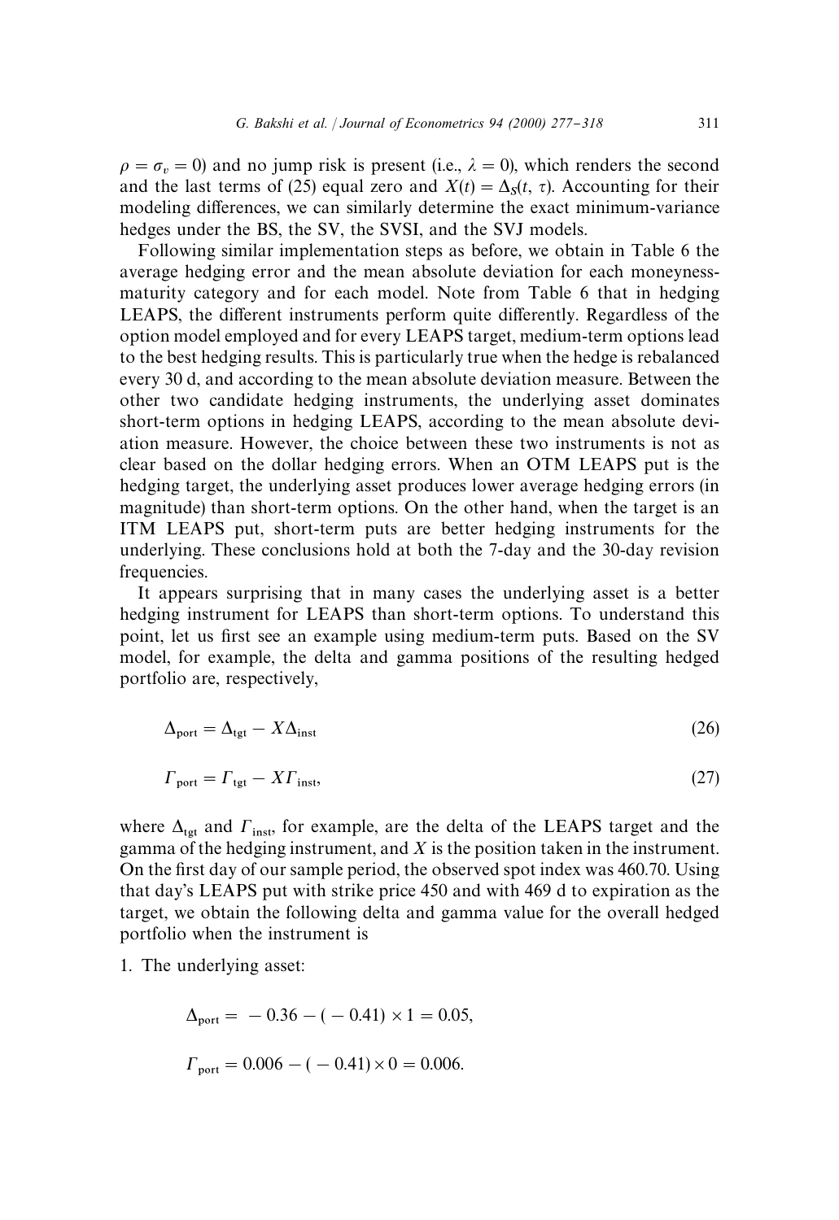$\rho = \sigma_v = 0$) and no jump risk is present (i.e., $\lambda = 0$), which renders the second and the last terms of (25) equal zero and $X(t) = \Delta_S(t, \tau)$. Accounting for their modeling differences, we can similarly determine the exact minimum-variance hedges under the BS, the SV, the SVSI, and the SVJ models.

Following similar implementation steps as before, we obtain in Table 6 the average hedging error and the mean absolute deviation for each moneyness-maturity category and for each model. Note from Table 6 that in hedging LEAPS, the different instruments perform quite differently. Regardless of the option model employed and for every LEAPS target, medium-term options lead to the best hedging results. This is particularly true when the hedge is rebalanced every 30 d, and according to the mean absolute deviation measure. Between the other two candidate hedging instruments, the underlying asset dominates short-term options in hedging LEAPS, according to the mean absolute deviation measure. However, the choice between these two instruments is not as clear based on the dollar hedging errors. When an OTM LEAPS put is the hedging target, the underlying asset produces lower average hedging errors (in magnitude) than short-term options. On the other hand, when the target is an ITM LEAPS put, short-term puts are better hedging instruments for the underlying. These conclusions hold at both the 7-day and the 30-day revision frequencies.

It appears surprising that in many cases the underlying asset is a better hedging instrument for LEAPS than short-term options. To understand this point, let us first see an example using medium-term puts. Based on the SV model, for example, the delta and gamma positions of the resulting hedged portfolio are, respectively,

$$\Delta_{\text{port}} = \Delta_{\text{tgt}} - X\Delta_{\text{inst}} \tag{26}$$

$$\Gamma_{\text{port}} = \Gamma_{\text{tgt}} - X\Gamma_{\text{inst}}, \tag{27}$$

where $\Delta_{\text{tgt}}$ and $\Gamma_{\text{inst}}$, for example, are the delta of the LEAPS target and the gamma of the hedging instrument, and $X$ is the position taken in the instrument. On the first day of our sample period, the observed spot index was 460.70. Using that day's LEAPS put with strike price 450 and with 469 d to expiration as the target, we obtain the following delta and gamma value for the overall hedged portfolio when the instrument is

1. The underlying asset:

$$\Delta_{\text{port}} = -0.36 - (-0.41) \times 1 = 0.05,$$

$$\Gamma_{\text{port}} = 0.006 - (-0.41) \times 0 = 0.006.$$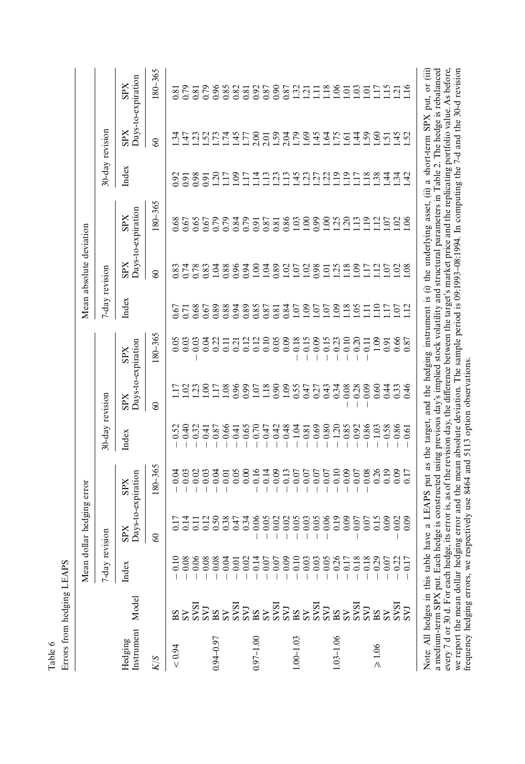Table 6

Errors from hedging LEAPS

| Hedging Instrument | | Mean dollar hedging error | | | | | | Mean absolute deviation | | | | | |
|---|---|---|---|---|---|---|---|---|---|---|---|---|---|
| | | 7-day revision | | | 30-day revision | | | 7-day revision | | | 30-day revision | | |
| | | Index | SPX Days-to-expiration | | Index | SPX Days-to-expiration | | Index | SPX Days-to-expiration | | Index | SPX Days-to-expiration | |
| $K/S$ | Model | | 60 | 180–365 | | 60 | 180–365 | | 60 | 180–365 | | 60 | 180–365 |
| < 0.94 | BS | − 0.10 | 0.17 | − 0.04 | − 0.52 | 1.17 | 0.05 | 0.67 | 0.83 | 0.68 | 0.92 | 1.34 | 0.81 |
| | SV | − 0.08 | 0.14 | − 0.03 | − 0.40 | 1.02 | 0.03 | 0.71 | 0.74 | 0.67 | 0.91 | 1.47 | 0.79 |
| | SVSI | − 0.06 | 0.11 | − 0.02 | − 0.32 | 1.23 | − 0.03 | 0.68 | 0.78 | 0.65 | 0.98 | 1.23 | 0.81 |
| | SVJ | − 0.08 | 0.12 | − 0.03 | − 0.41 | 1.00 | 0.04 | 0.67 | 0.83 | 0.67 | 0.91 | 1.52 | 0.79 |
| 0.94–0.97 | BS | − 0.08 | 0.50 | − 0.04 | − 0.87 | 1.17 | 0.22 | 0.89 | 1.04 | 0.79 | 1.20 | 1.73 | 0.96 |
| | SV | − 0.04 | 0.38 | − 0.01 | − 0.66 | 1.08 | 0.11 | 0.88 | 0.88 | 0.79 | 1.17 | 1.74 | 0.85 |
| | SVSI | − 0.01 | 0.47 | 0.05 | − 0.41 | 0.96 | 0.21 | 0.94 | 0.96 | 0.84 | 1.09 | 1.45 | 0.82 |
| | SVJ | − 0.02 | 0.34 | 0.00 | − 0.65 | 0.99 | 0.12 | 0.89 | 0.94 | 0.79 | 1.17 | 1.77 | 0.81 |
| 0.97–1.00 | BS | − 0.14 | − 0.06 | − 0.16 | − 0.70 | 1.07 | 0.12 | 0.85 | 1.00 | 0.91 | 1.14 | 2.00 | 0.92 |
| | SV | − 0.07 | − 0.05 | − 0.14 | − 0.47 | 1.18 | 0.10 | 0.87 | 1.04 | 0.87 | 1.13 | 2.01 | 0.87 |
| | SVSI | − 0.07 | − 0.02 | − 0.09 | − 0.42 | 0.90 | 0.05 | 0.81 | 0.89 | 0.81 | 1.23 | 1.59 | 0.90 |
| | SVJ | − 0.09 | − 0.02 | − 0.13 | − 0.48 | 1.09 | 0.09 | 0.84 | 1.02 | 0.86 | 1.13 | 2.04 | 0.87 |
| 1.00–1.03 | BS | − 0.10 | − 0.05 | − 0.07 | − 1.04 | 0.55 | − 0.18 | 1.07 | 1.07 | 1.03 | 1.45 | 1.79 | 1.32 |
| | SV | − 0.03 | − 0.03 | − 0.07 | − 0.81 | 0.47 | − 0.15 | 1.09 | 1.02 | 1.00 | 1.23 | 1.69 | 1.21 |
| | SVSI | − 0.03 | − 0.05 | − 0.07 | − 0.69 | 0.27 | − 0.09 | 1.07 | 0.98 | 0.99 | 1.27 | 1.45 | 1.11 |
| | SVJ | − 0.05 | − 0.06 | − 0.07 | − 0.80 | 0.43 | − 0.15 | 1.07 | 1.01 | 1.00 | 1.22 | 1.64 | 1.18 |
| 1.03–1.06 | BS | − 0.26 | 0.19 | − 0.10 | − 1.20 | 0.34 | − 0.23 | 1.09 | 1.25 | 1.25 | 1.19 | 1.75 | 1.06 |
| | SV | − 0.17 | 0.09 | − 0.09 | − 0.85 | − 0.08 | − 0.10 | 1.18 | 1.18 | 1.20 | 1.19 | 1.61 | 1.01 |
| | SVSI | − 0.18 | − 0.07 | − 0.07 | − 0.92 | − 0.28 | − 0.20 | 1.05 | 1.09 | 1.13 | 1.17 | 1.44 | 1.03 |
| | SVJ | − 0.18 | 0.07 | − 0.08 | − 0.86 | − 0.09 | − 0.11 | 1.11 | 1.17 | 1.19 | 1.18 | 1.59 | 1.01 |
| ⩾ 1.06 | BS | − 0.29 | 0.15 | 0.26 | − 1.03 | 0.60 | 1.09 | 1.10 | 1.12 | 1.12 | 1.38 | 1.60 | 1.17 |
| | SV | − 0.07 | 0.09 | 0.19 | − 0.58 | 0.44 | 0.91 | 1.17 | 1.07 | 1.07 | 1.44 | 1.51 | 1.15 |
| | SVSI | − 0.22 | − 0.02 | 0.09 | − 0.86 | 0.33 | 0.66 | 1.07 | 1.02 | 1.02 | 1.34 | 1.45 | 1.21 |
| | SVJ | − 0.17 | 0.09 | 0.17 | − 0.61 | 0.46 | 0.87 | 1.12 | 1.08 | 1.06 | 1.42 | 1.52 | 1.16 |

Note: All hedges in this table have a LEAPS put as the target, and the hedging instrument is (i) the underlying asset, (ii) a short-term SPX put, or (iii) a medium-term SPX put. Each hedge is constructed using previous day's implied stock volatility and structural parameters in Table 2. The hedge is rebalanced every 7 d or 30 d. For each hedge, its error is, as of the revision day, the difference between the target's market price and the replicating portfolio value. As before, we report the mean dollar hedging error and the mean absolute deviation. The sample period is 09:1993–08:1994. In computing the 7-d and the 30-d revision frequency hedging errors, we respectively use 8464 and 5113 option observations.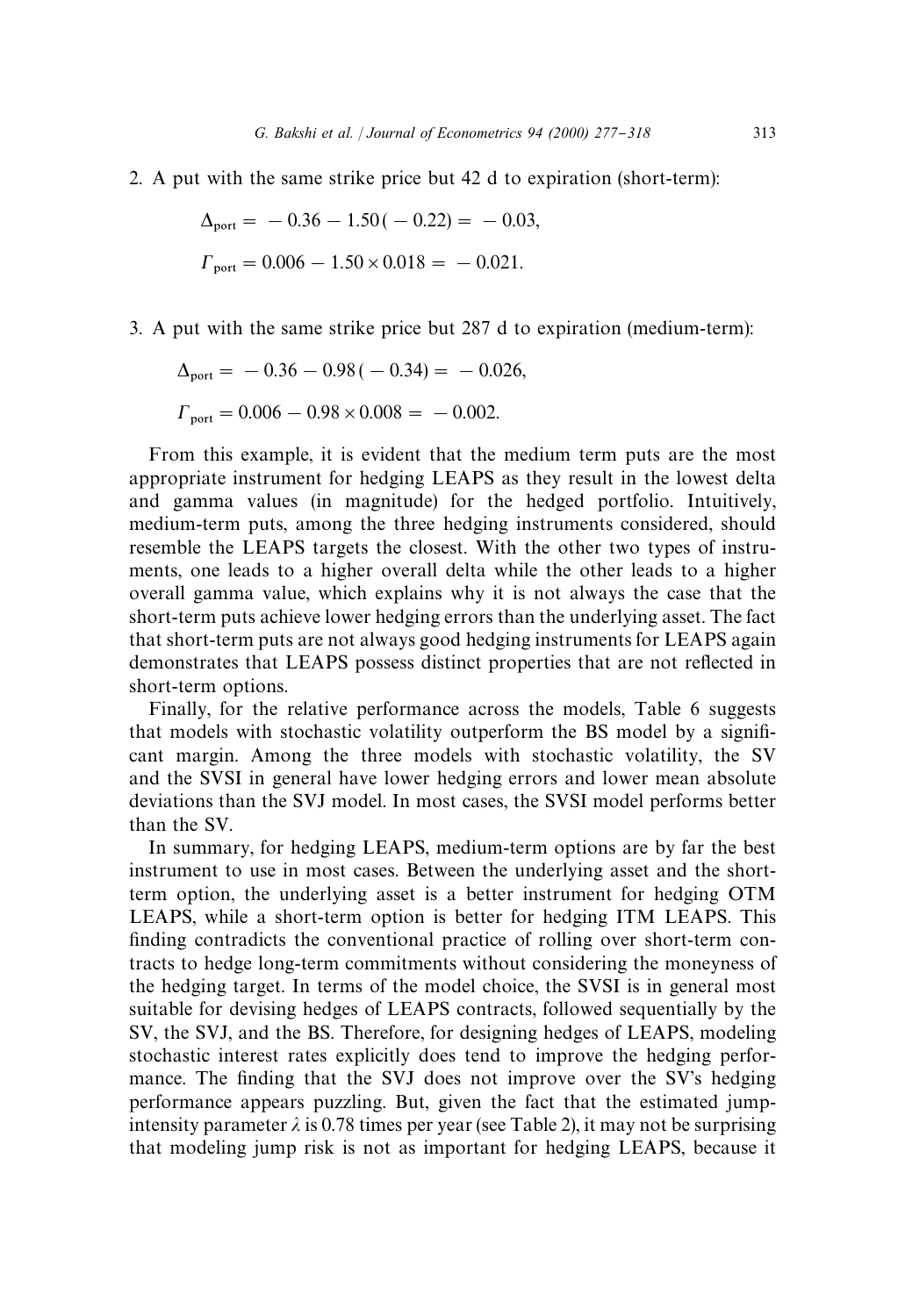2. A put with the same strike price but 42 d to expiration (short-term):

$$\Delta_{\text{port}} = -0.36 - 1.50(-0.22) = -0.03,$$

$$\Gamma_{\text{port}} = 0.006 - 1.50 \times 0.018 = -0.021.$$

3. A put with the same strike price but 287 d to expiration (medium-term):

$$\Delta_{\text{port}} = -0.36 - 0.98(-0.34) = -0.026,$$

$$\Gamma_{\text{port}} = 0.006 - 0.98 \times 0.008 = -0.002.$$

From this example, it is evident that the medium term puts are the most appropriate instrument for hedging LEAPS as they result in the lowest delta and gamma values (in magnitude) for the hedged portfolio. Intuitively, medium-term puts, among the three hedging instruments considered, should resemble the LEAPS targets the closest. With the other two types of instruments, one leads to a higher overall delta while the other leads to a higher overall gamma value, which explains why it is not always the case that the short-term puts achieve lower hedging errors than the underlying asset. The fact that short-term puts are not always good hedging instruments for LEAPS again demonstrates that LEAPS possess distinct properties that are not reflected in short-term options.

Finally, for the relative performance across the models, Table 6 suggests that models with stochastic volatility outperform the BS model by a significant margin. Among the three models with stochastic volatility, the SV and the SVSI in general have lower hedging errors and lower mean absolute deviations than the SVJ model. In most cases, the SVSI model performs better than the SV.

In summary, for hedging LEAPS, medium-term options are by far the best instrument to use in most cases. Between the underlying asset and the short-term option, the underlying asset is a better instrument for hedging OTM LEAPS, while a short-term option is better for hedging ITM LEAPS. This finding contradicts the conventional practice of rolling over short-term contracts to hedge long-term commitments without considering the moneyness of the hedging target. In terms of the model choice, the SVSI is in general most suitable for devising hedges of LEAPS contracts, followed sequentially by the SV, the SVJ, and the BS. Therefore, for designing hedges of LEAPS, modeling stochastic interest rates explicitly does tend to improve the hedging performance. The finding that the SVJ does not improve over the SV's hedging performance appears puzzling. But, given the fact that the estimated jump-intensity parameter $\lambda$ is 0.78 times per year (see Table 2), it may not be surprising that modeling jump risk is not as important for hedging LEAPS, because it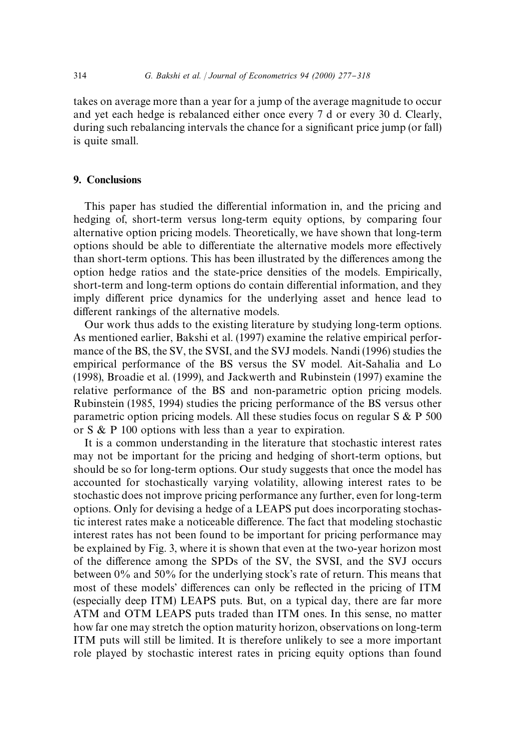takes on average more than a year for a jump of the average magnitude to occur and yet each hedge is rebalanced either once every 7 d or every 30 d. Clearly, during such rebalancing intervals the chance for a significant price jump (or fall) is quite small.

## 9. Conclusions

This paper has studied the differential information in, and the pricing and hedging of, short-term versus long-term equity options, by comparing four alternative option pricing models. Theoretically, we have shown that long-term options should be able to differentiate the alternative models more effectively than short-term options. This has been illustrated by the differences among the option hedge ratios and the state-price densities of the models. Empirically, short-term and long-term options do contain differential information, and they imply different price dynamics for the underlying asset and hence lead to different rankings of the alternative models.

Our work thus adds to the existing literature by studying long-term options. As mentioned earlier, Bakshi et al. (1997) examine the relative empirical performance of the BS, the SV, the SVSI, and the SVJ models. Nandi (1996) studies the empirical performance of the BS versus the SV model. Ait-Sahalia and Lo (1998), Broadie et al. (1999), and Jackwerth and Rubinstein (1997) examine the relative performance of the BS and non-parametric option pricing models. Rubinstein (1985, 1994) studies the pricing performance of the BS versus other parametric option pricing models. All these studies focus on regular S & P 500 or S & P 100 options with less than a year to expiration.

It is a common understanding in the literature that stochastic interest rates may not be important for the pricing and hedging of short-term options, but should be so for long-term options. Our study suggests that once the model has accounted for stochastically varying volatility, allowing interest rates to be stochastic does not improve pricing performance any further, even for long-term options. Only for devising a hedge of a LEAPS put does incorporating stochastic interest rates make a noticeable difference. The fact that modeling stochastic interest rates has not been found to be important for pricing performance may be explained by Fig. 3, where it is shown that even at the two-year horizon most of the difference among the SPDs of the SV, the SVSI, and the SVJ occurs between 0% and 50% for the underlying stock's rate of return. This means that most of these models' differences can only be reflected in the pricing of ITM (especially deep ITM) LEAPS puts. But, on a typical day, there are far more ATM and OTM LEAPS puts traded than ITM ones. In this sense, no matter how far one may stretch the option maturity horizon, observations on long-term ITM puts will still be limited. It is therefore unlikely to see a more important role played by stochastic interest rates in pricing equity options than found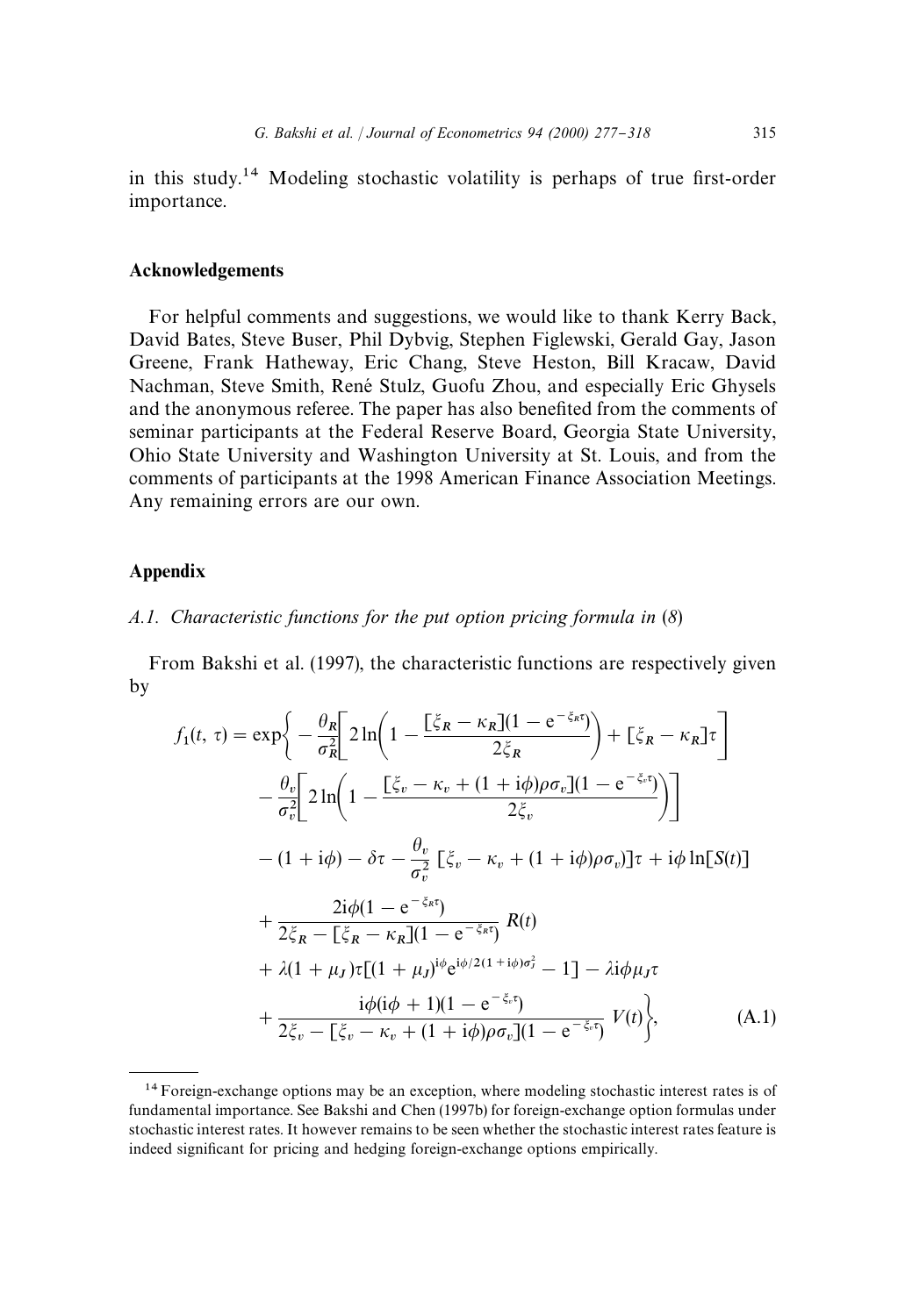in this study.[14] Modeling stochastic volatility is perhaps of true first-order importance.

## Acknowledgements

For helpful comments and suggestions, we would like to thank Kerry Back, David Bates, Steve Buser, Phil Dybvig, Stephen Figlewski, Gerald Gay, Jason Greene, Frank Hatheway, Eric Chang, Steve Heston, Bill Kracaw, David Nachman, Steve Smith, René Stulz, Guofu Zhou, and especially Eric Ghysels and the anonymous referee. The paper has also benefited from the comments of seminar participants at the Federal Reserve Board, Georgia State University, Ohio State University and Washington University at St. Louis, and from the comments of participants at the 1998 American Finance Association Meetings. Any remaining errors are our own.

## Appendix

### *A.1. Characteristic functions for the put option pricing formula in (8)*

From Bakshi et al. (1997), the characteristic functions are respectively given by

$$
\begin{aligned}
f_1(t,\tau) = \exp\Bigg\{ & -\frac{\theta_R}{\sigma_R^2}\left[2\ln\left(1-\frac{[\xi_R-\kappa_R](1-\mathrm{e}^{-\xi_R\tau})}{2\xi_R}\right)+[\xi_R-\kappa_R]\tau\right] \\
& -\frac{\theta_v}{\sigma_v^2}\left[2\ln\left(1-\frac{[\xi_v-\kappa_v+(1+\mathrm{i}\phi)\rho\sigma_v](1-\mathrm{e}^{-\xi_v\tau})}{2\xi_v}\right)\right] \\
& -(1+\mathrm{i}\phi)-\delta\tau-\frac{\theta_v}{\sigma_v^2}\,[\xi_v-\kappa_v+(1+\mathrm{i}\phi)\rho\sigma_v)]\tau+\mathrm{i}\phi\ln[S(t)] \\
& +\frac{2\mathrm{i}\phi(1-\mathrm{e}^{-\xi_R\tau})}{2\xi_R-[\xi_R-\kappa_R](1-\mathrm{e}^{-\xi_R\tau})}\,R(t) \\
& +\lambda(1+\mu_J)\tau[(1+\mu_J)^{\mathrm{i}\phi}\mathrm{e}^{\mathrm{i}\phi/2(1+\mathrm{i}\phi)\sigma_J^2}-1]-\lambda\mathrm{i}\phi\mu_J\tau \\
& +\frac{\mathrm{i}\phi(\mathrm{i}\phi+1)(1-\mathrm{e}^{-\xi_v\tau})}{2\xi_v-[\xi_v-\kappa_v+(1+\mathrm{i}\phi)\rho\sigma_v](1-\mathrm{e}^{-\xi_v\tau})}\,V(t)\Bigg\},
\end{aligned}
\tag{A.1}
$$

[14] Foreign-exchange options may be an exception, where modeling stochastic interest rates is of fundamental importance. See Bakshi and Chen (1997b) for foreign-exchange option formulas under stochastic interest rates. It however remains to be seen whether the stochastic interest rates feature is indeed significant for pricing and hedging foreign-exchange options empirically.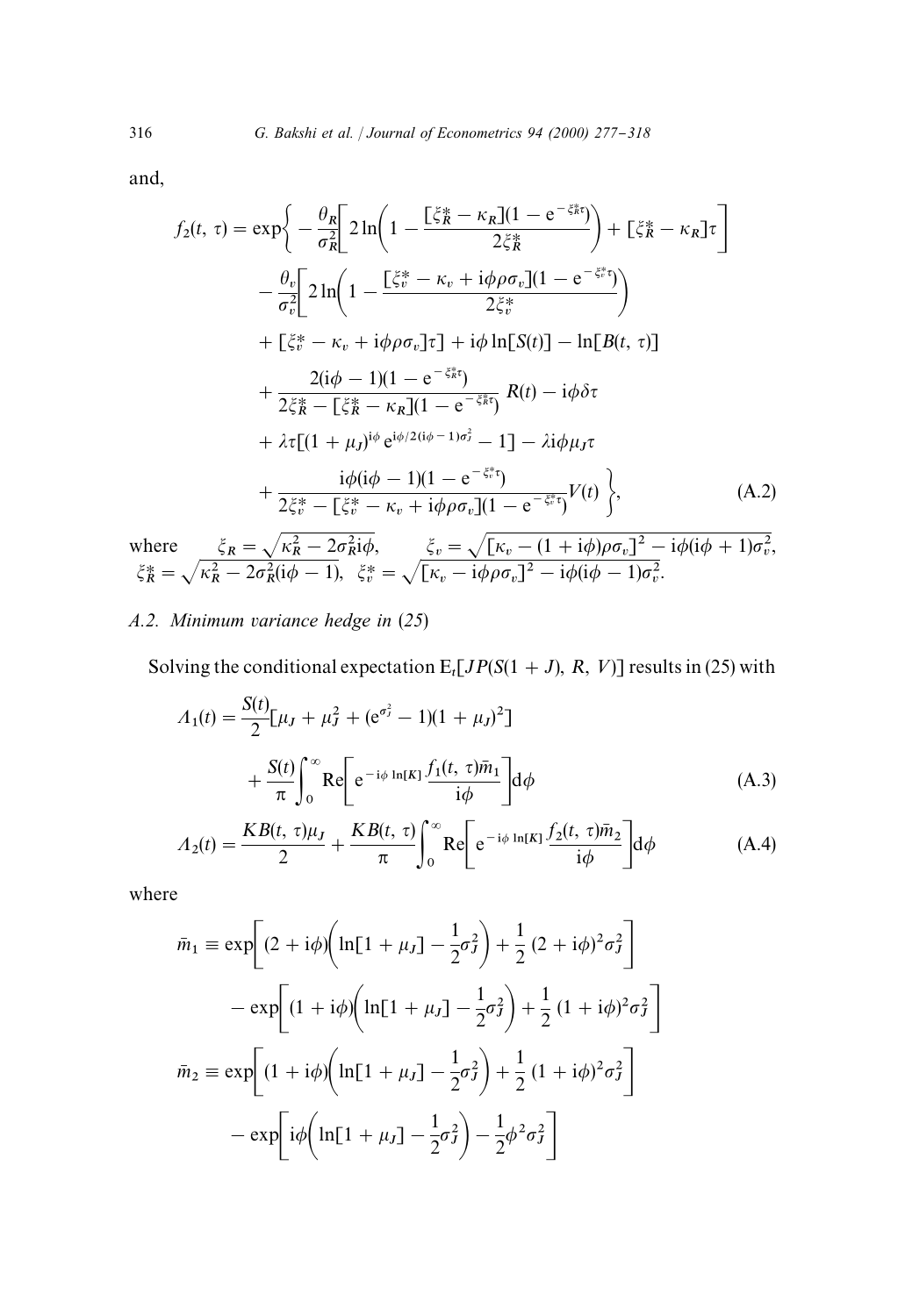and,

$$
\begin{aligned}
f_2(t,\tau) = \exp\bigg\{ & -\frac{\theta_R}{\sigma_R^2}\left[2\ln\left(1-\frac{[\xi_R^* - \kappa_R](1-\mathrm{e}^{-\xi_R^*\tau})}{2\xi_R^*}\right) + [\xi_R^* - \kappa_R]\tau\right] \\
& -\frac{\theta_v}{\sigma_v^2}\left[2\ln\left(1-\frac{[\xi_v^* - \kappa_v + \mathrm{i}\phi\rho\sigma_v](1-\mathrm{e}^{-\xi_v^*\tau})}{2\xi_v^*}\right)\right. \\
& \left. + [\xi_v^* - \kappa_v + \mathrm{i}\phi\rho\sigma_v]\tau\right] + \mathrm{i}\phi\ln[S(t)] - \ln[B(t,\tau)] \\
& + \frac{2(\mathrm{i}\phi - 1)(1-\mathrm{e}^{-\xi_R^*\tau})}{2\xi_R^* - [\xi_R^* - \kappa_R](1-\mathrm{e}^{-\xi_R^*\tau})}R(t) - \mathrm{i}\phi\delta\tau \\
& + \lambda\tau[(1+\mu_J)^{\mathrm{i}\phi}\mathrm{e}^{\mathrm{i}\phi/2(\mathrm{i}\phi-1)\sigma_J^2} - 1] - \lambda\mathrm{i}\phi\mu_J\tau \\
& + \frac{\mathrm{i}\phi(\mathrm{i}\phi - 1)(1-\mathrm{e}^{-\xi_v^*\tau})}{2\xi_v^* - [\xi_v^* - \kappa_v + \mathrm{i}\phi\rho\sigma_v](1-\mathrm{e}^{-\xi_v^*\tau})}V(t)\bigg\}, \qquad \text{(A.2)}
\end{aligned}
$$

where $\xi_R = \sqrt{\kappa_R^2 - 2\sigma_R^2\mathrm{i}\phi}$, $\xi_v = \sqrt{[\kappa_v - (1+\mathrm{i}\phi)\rho\sigma_v]^2 - \mathrm{i}\phi(\mathrm{i}\phi+1)\sigma_v^2}$, $\xi_R^* = \sqrt{\kappa_R^2 - 2\sigma_R^2(\mathrm{i}\phi - 1)}$, $\xi_v^* = \sqrt{[\kappa_v - \mathrm{i}\phi\rho\sigma_v]^2 - \mathrm{i}\phi(\mathrm{i}\phi-1)\sigma_v^2}$.

### A.2. Minimum variance hedge in (25)

Solving the conditional expectation $\mathrm{E}_t[JP(S(1+J), R, V)]$ results in (25) with

$$
\Lambda_1(t) = \frac{S(t)}{2}[\mu_J + \mu_J^2 + (\mathrm{e}^{\sigma_J^2} - 1)(1+\mu_J)^2] + \frac{S(t)}{\pi}\int_0^\infty \mathrm{Re}\left[\mathrm{e}^{-\mathrm{i}\phi\ln[K]}\frac{f_1(t,\tau)\bar{m}_1}{\mathrm{i}\phi}\right]\mathrm{d}\phi \qquad \text{(A.3)}
$$

$$
\Lambda_2(t) = \frac{KB(t,\tau)\mu_J}{2} + \frac{KB(t,\tau)}{\pi}\int_0^\infty \mathrm{Re}\left[\mathrm{e}^{-\mathrm{i}\phi\ln[K]}\frac{f_2(t,\tau)\bar{m}_2}{\mathrm{i}\phi}\right]\mathrm{d}\phi \qquad \text{(A.4)}
$$

where

$$
\begin{aligned}
\bar{m}_1 \equiv\ & \exp\left[(2+\mathrm{i}\phi)\left(\ln[1+\mu_J] - \frac{1}{2}\sigma_J^2\right) + \frac{1}{2}(2+\mathrm{i}\phi)^2\sigma_J^2\right] \\
& - \exp\left[(1+\mathrm{i}\phi)\left(\ln[1+\mu_J] - \frac{1}{2}\sigma_J^2\right) + \frac{1}{2}(1+\mathrm{i}\phi)^2\sigma_J^2\right] \\
\bar{m}_2 \equiv\ & \exp\left[(1+\mathrm{i}\phi)\left(\ln[1+\mu_J] - \frac{1}{2}\sigma_J^2\right) + \frac{1}{2}(1+\mathrm{i}\phi)^2\sigma_J^2\right] \\
& - \exp\left[\mathrm{i}\phi\left(\ln[1+\mu_J] - \frac{1}{2}\sigma_J^2\right) - \frac{1}{2}\phi^2\sigma_J^2\right]
\end{aligned}
$$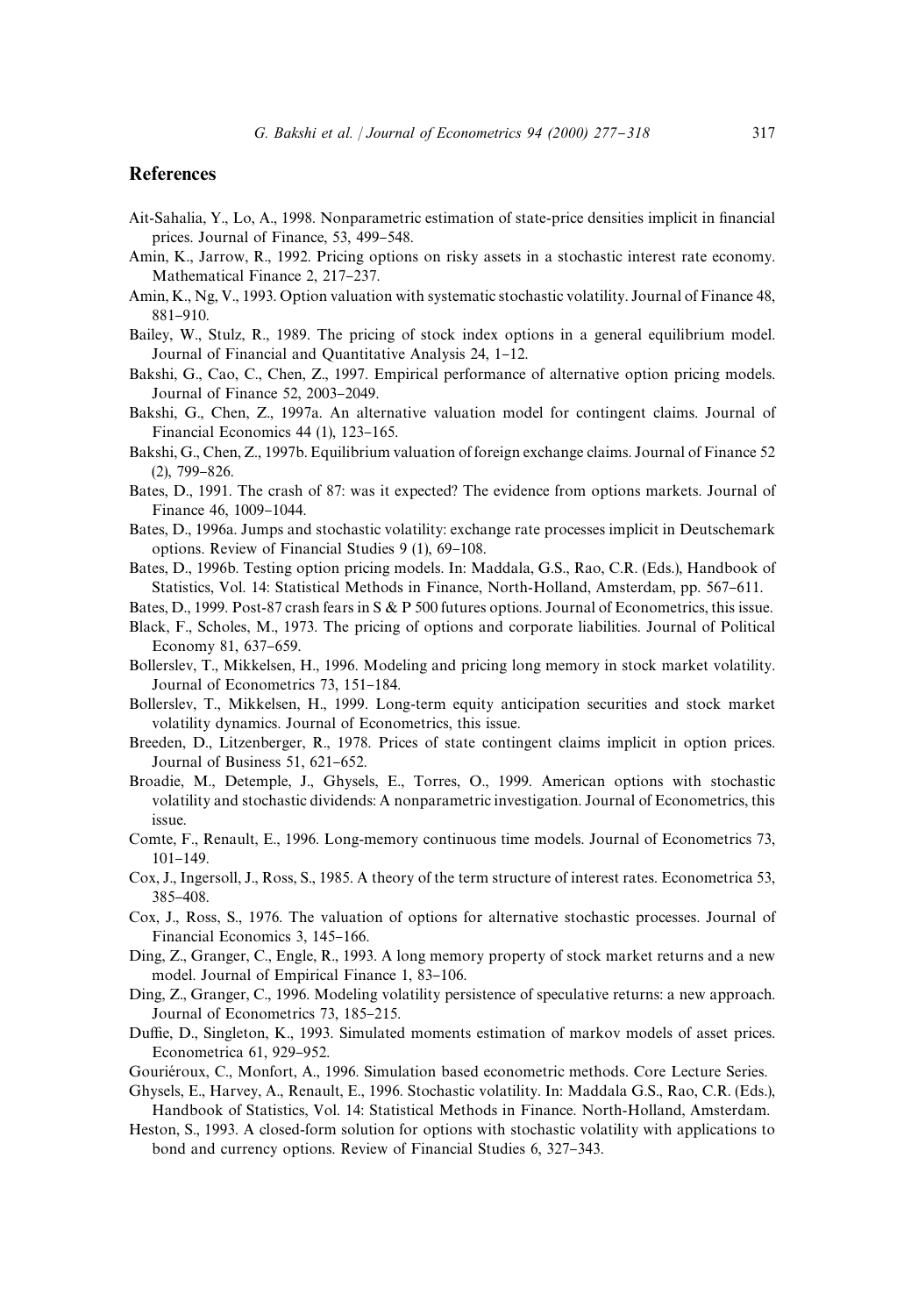## References

Ait-Sahalia, Y., Lo, A., 1998. Nonparametric estimation of state-price densities implicit in financial prices. Journal of Finance, 53, 499–548.

Amin, K., Jarrow, R., 1992. Pricing options on risky assets in a stochastic interest rate economy. Mathematical Finance 2, 217–237.

Amin, K., Ng, V., 1993. Option valuation with systematic stochastic volatility. Journal of Finance 48, 881–910.

Bailey, W., Stulz, R., 1989. The pricing of stock index options in a general equilibrium model. Journal of Financial and Quantitative Analysis 24, 1–12.

Bakshi, G., Cao, C., Chen, Z., 1997. Empirical performance of alternative option pricing models. Journal of Finance 52, 2003–2049.

Bakshi, G., Chen, Z., 1997a. An alternative valuation model for contingent claims. Journal of Financial Economics 44 (1), 123–165.

Bakshi, G., Chen, Z., 1997b. Equilibrium valuation of foreign exchange claims. Journal of Finance 52 (2), 799–826.

Bates, D., 1991. The crash of 87: was it expected? The evidence from options markets. Journal of Finance 46, 1009–1044.

Bates, D., 1996a. Jumps and stochastic volatility: exchange rate processes implicit in Deutschemark options. Review of Financial Studies 9 (1), 69–108.

Bates, D., 1996b. Testing option pricing models. In: Maddala, G.S., Rao, C.R. (Eds.), Handbook of Statistics, Vol. 14: Statistical Methods in Finance, North-Holland, Amsterdam, pp. 567–611.

Bates, D., 1999. Post-87 crash fears in S & P 500 futures options. Journal of Econometrics, this issue.

Black, F., Scholes, M., 1973. The pricing of options and corporate liabilities. Journal of Political Economy 81, 637–659.

Bollerslev, T., Mikkelsen, H., 1996. Modeling and pricing long memory in stock market volatility. Journal of Econometrics 73, 151–184.

Bollerslev, T., Mikkelsen, H., 1999. Long-term equity anticipation securities and stock market volatility dynamics. Journal of Econometrics, this issue.

Breeden, D., Litzenberger, R., 1978. Prices of state contingent claims implicit in option prices. Journal of Business 51, 621–652.

Broadie, M., Detemple, J., Ghysels, E., Torres, O., 1999. American options with stochastic volatility and stochastic dividends: A nonparametric investigation. Journal of Econometrics, this issue.

Comte, F., Renault, E., 1996. Long-memory continuous time models. Journal of Econometrics 73, 101–149.

Cox, J., Ingersoll, J., Ross, S., 1985. A theory of the term structure of interest rates. Econometrica 53, 385–408.

Cox, J., Ross, S., 1976. The valuation of options for alternative stochastic processes. Journal of Financial Economics 3, 145–166.

Ding, Z., Granger, C., Engle, R., 1993. A long memory property of stock market returns and a new model. Journal of Empirical Finance 1, 83–106.

Ding, Z., Granger, C., 1996. Modeling volatility persistence of speculative returns: a new approach. Journal of Econometrics 73, 185–215.

Duffie, D., Singleton, K., 1993. Simulated moments estimation of markov models of asset prices. Econometrica 61, 929–952.

Gouriéroux, C., Monfort, A., 1996. Simulation based econometric methods. Core Lecture Series.

Ghysels, E., Harvey, A., Renault, E., 1996. Stochastic volatility. In: Maddala G.S., Rao, C.R. (Eds.), Handbook of Statistics, Vol. 14: Statistical Methods in Finance. North-Holland, Amsterdam.

Heston, S., 1993. A closed-form solution for options with stochastic volatility with applications to bond and currency options. Review of Financial Studies 6, 327–343.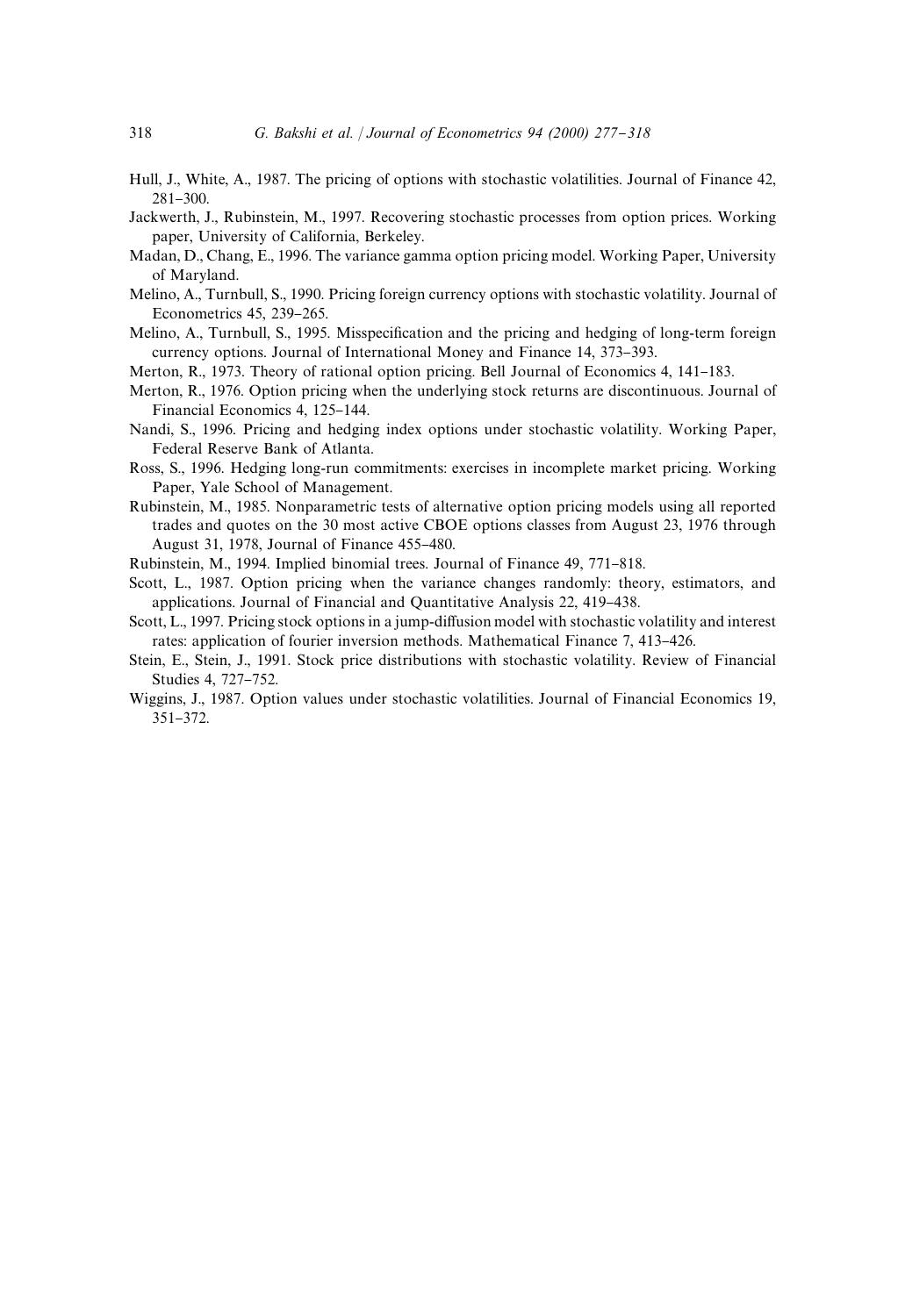Hull, J., White, A., 1987. The pricing of options with stochastic volatilities. Journal of Finance 42, 281–300.

Jackwerth, J., Rubinstein, M., 1997. Recovering stochastic processes from option prices. Working paper, University of California, Berkeley.

Madan, D., Chang, E., 1996. The variance gamma option pricing model. Working Paper, University of Maryland.

Melino, A., Turnbull, S., 1990. Pricing foreign currency options with stochastic volatility. Journal of Econometrics 45, 239–265.

Melino, A., Turnbull, S., 1995. Misspecification and the pricing and hedging of long-term foreign currency options. Journal of International Money and Finance 14, 373–393.

Merton, R., 1973. Theory of rational option pricing. Bell Journal of Economics 4, 141–183.

Merton, R., 1976. Option pricing when the underlying stock returns are discontinuous. Journal of Financial Economics 4, 125–144.

Nandi, S., 1996. Pricing and hedging index options under stochastic volatility. Working Paper, Federal Reserve Bank of Atlanta.

Ross, S., 1996. Hedging long-run commitments: exercises in incomplete market pricing. Working Paper, Yale School of Management.

Rubinstein, M., 1985. Nonparametric tests of alternative option pricing models using all reported trades and quotes on the 30 most active CBOE options classes from August 23, 1976 through August 31, 1978, Journal of Finance 455–480.

Rubinstein, M., 1994. Implied binomial trees. Journal of Finance 49, 771–818.

Scott, L., 1987. Option pricing when the variance changes randomly: theory, estimators, and applications. Journal of Financial and Quantitative Analysis 22, 419–438.

Scott, L., 1997. Pricing stock options in a jump-diffusion model with stochastic volatility and interest rates: application of fourier inversion methods. Mathematical Finance 7, 413–426.

Stein, E., Stein, J., 1991. Stock price distributions with stochastic volatility. Review of Financial Studies 4, 727–752.

Wiggins, J., 1987. Option values under stochastic volatilities. Journal of Financial Economics 19, 351–372.